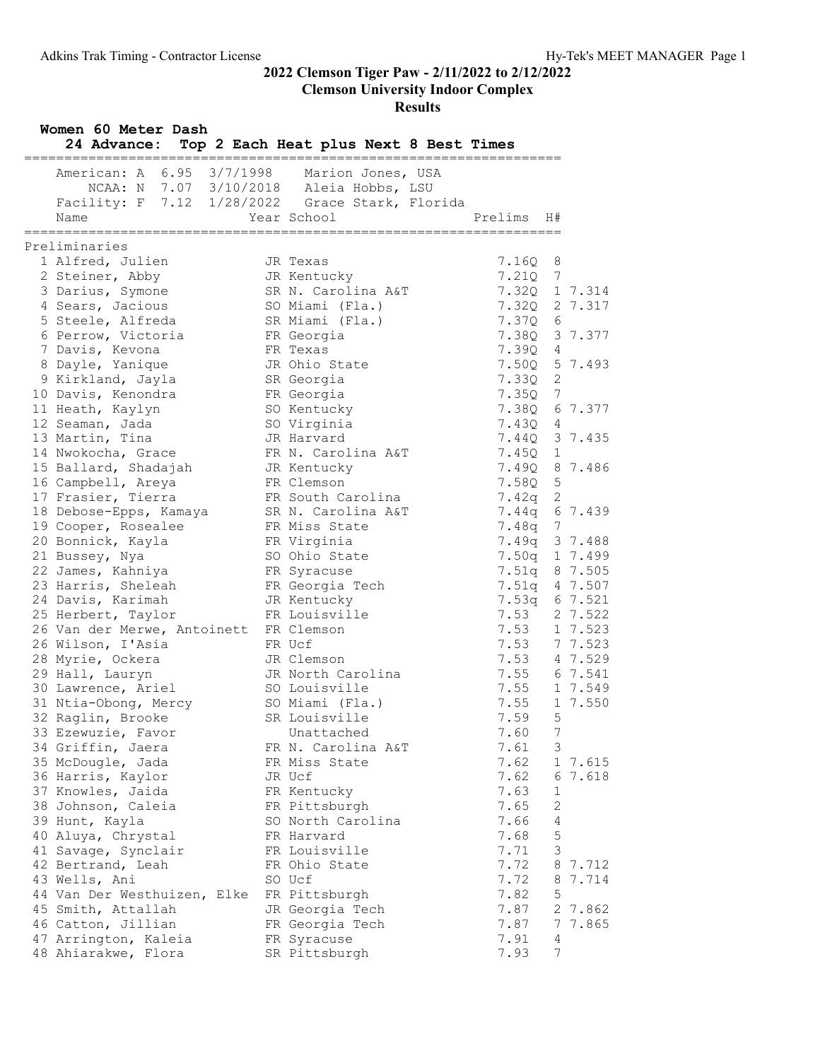# 2022 Clemson Tiger Paw - 2/11/2022 to 2/12/2022

## Clemson University Indoor Complex

## Results

### Women 60 Meter Dash

**24 Advance: Top 2 Each Heat plus Next 8 Best Times**

American: A 6.95 3/7/1998 Marion Jones, USA
NCAA: N 7.07 3/10/2018 Aleia Hobbs, LSU
Facility: F 7.12 1/28/2022 Grace Stark, Florida

**Preliminaries**

| Place | Name | Year | School | Prelims | H# | |
|---|---|---|---|---|---|---|
| 1 | Alfred, Julien | JR | Texas | 7.16Q | 8 | |
| 2 | Steiner, Abby | JR | Kentucky | 7.21Q | 7 | |
| 3 | Darius, Symone | SR | N. Carolina A&T | 7.32Q | 1 | 7.314 |
| 4 | Sears, Jacious | SO | Miami (Fla.) | 7.32Q | 2 | 7.317 |
| 5 | Steele, Alfreda | SR | Miami (Fla.) | 7.37Q | 6 | |
| 6 | Perrow, Victoria | FR | Georgia | 7.38Q | 3 | 7.377 |
| 7 | Davis, Kevona | FR | Texas | 7.39Q | 4 | |
| 8 | Dayle, Yanique | JR | Ohio State | 7.50Q | 5 | 7.493 |
| 9 | Kirkland, Jayla | SR | Georgia | 7.33Q | 2 | |
| 10 | Davis, Kenondra | FR | Georgia | 7.35Q | 7 | |
| 11 | Heath, Kaylyn | SO | Kentucky | 7.38Q | 6 | 7.377 |
| 12 | Seaman, Jada | SO | Virginia | 7.43Q | 4 | |
| 13 | Martin, Tina | JR | Harvard | 7.44Q | 3 | 7.435 |
| 14 | Nwokocha, Grace | FR | N. Carolina A&T | 7.45Q | 1 | |
| 15 | Ballard, Shadajah | JR | Kentucky | 7.49Q | 8 | 7.486 |
| 16 | Campbell, Areya | FR | Clemson | 7.58Q | 5 | |
| 17 | Frasier, Tierra | FR | South Carolina | 7.42q | 2 | |
| 18 | Debose-Epps, Kamaya | SR | N. Carolina A&T | 7.44q | 6 | 7.439 |
| 19 | Cooper, Rosealee | FR | Miss State | 7.48q | 7 | |
| 20 | Bonnick, Kayla | FR | Virginia | 7.49q | 3 | 7.488 |
| 21 | Bussey, Nya | SO | Ohio State | 7.50q | 1 | 7.499 |
| 22 | James, Kahniya | FR | Syracuse | 7.51q | 8 | 7.505 |
| 23 | Harris, Sheleah | FR | Georgia Tech | 7.51q | 4 | 7.507 |
| 24 | Davis, Karimah | JR | Kentucky | 7.53q | 6 | 7.521 |
| 25 | Herbert, Taylor | FR | Louisville | 7.53 | 2 | 7.522 |
| 26 | Van der Merwe, Antoinett | FR | Clemson | 7.53 | 1 | 7.523 |
| 26 | Wilson, I'Asia | FR | Ucf | 7.53 | 7 | 7.523 |
| 28 | Myrie, Ockera | JR | Clemson | 7.53 | 4 | 7.529 |
| 29 | Hall, Lauryn | JR | North Carolina | 7.55 | 6 | 7.541 |
| 30 | Lawrence, Ariel | SO | Louisville | 7.55 | 1 | 7.549 |
| 31 | Ntia-Obong, Mercy | SO | Miami (Fla.) | 7.55 | 1 | 7.550 |
| 32 | Raglin, Brooke | SR | Louisville | 7.59 | 5 | |
| 33 | Ezewuzie, Favor | | Unattached | 7.60 | 7 | |
| 34 | Griffin, Jaera | FR | N. Carolina A&T | 7.61 | 3 | |
| 35 | McDougle, Jada | FR | Miss State | 7.62 | 1 | 7.615 |
| 36 | Harris, Kaylor | JR | Ucf | 7.62 | 6 | 7.618 |
| 37 | Knowles, Jaida | FR | Kentucky | 7.63 | 1 | |
| 38 | Johnson, Caleia | FR | Pittsburgh | 7.65 | 2 | |
| 39 | Hunt, Kayla | SO | North Carolina | 7.66 | 4 | |
| 40 | Aluya, Chrystal | FR | Harvard | 7.68 | 5 | |
| 41 | Savage, Synclair | FR | Louisville | 7.71 | 3 | |
| 42 | Bertrand, Leah | FR | Ohio State | 7.72 | 8 | 7.712 |
| 43 | Wells, Ani | SO | Ucf | 7.72 | 8 | 7.714 |
| 44 | Van Der Westhuizen, Elke | FR | Pittsburgh | 7.82 | 5 | |
| 45 | Smith, Attallah | JR | Georgia Tech | 7.87 | 2 | 7.862 |
| 46 | Catton, Jillian | FR | Georgia Tech | 7.87 | 7 | 7.865 |
| 47 | Arrington, Kaleia | FR | Syracuse | 7.91 | 4 | |
| 48 | Ahiarakwe, Flora | SR | Pittsburgh | 7.93 | 7 | |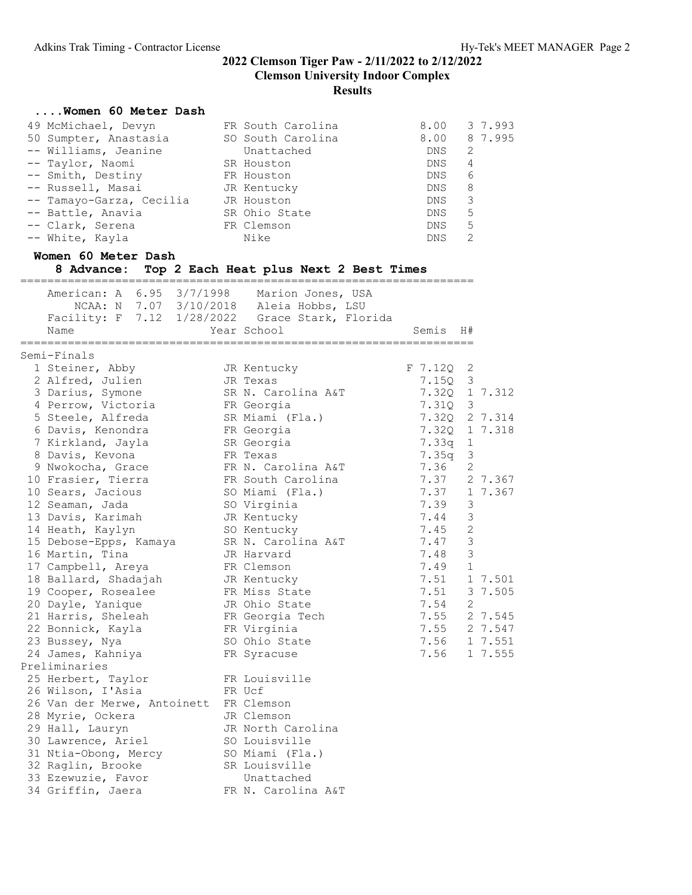## 2022 Clemson Tiger Paw - 2/11/2022 to 2/12/2022

### Clemson University Indoor Complex

### Results

#### ....Women 60 Meter Dash

| Place | Name | Year | School | Prelims | H# | |
|---|---|---|---|---|---|---|
| 49 | McMichael, Devyn | FR | South Carolina | 8.00 | 3 | 7.993 |
| 50 | Sumpter, Anastasia | SO | South Carolina | 8.00 | 8 | 7.995 |
| -- | Williams, Jeanine | | Unattached | DNS | 2 | |
| -- | Taylor, Naomi | SR | Houston | DNS | 4 | |
| -- | Smith, Destiny | FR | Houston | DNS | 6 | |
| -- | Russell, Masai | JR | Kentucky | DNS | 8 | |
| -- | Tamayo-Garza, Cecilia | JR | Houston | DNS | 3 | |
| -- | Battle, Anavia | SR | Ohio State | DNS | 5 | |
| -- | Clark, Serena | FR | Clemson | DNS | 5 | |
| -- | White, Kayla | | Nike | DNS | 2 | |

#### Women 60 Meter Dash

**8 Advance: Top 2 Each Heat plus Next 2 Best Times**

American: A 6.95 3/7/1998 Marion Jones, USA
NCAA: N 7.07 3/10/2018 Aleia Hobbs, LSU
Facility: F 7.12 1/28/2022 Grace Stark, Florida

| Place | Name | Year | School | Semis | H# | |
|---|---|---|---|---|---|---|
| **Semi-Finals** | | | | | | |
| 1 | Steiner, Abby | JR | Kentucky | F 7.12Q | 2 | |
| 2 | Alfred, Julien | JR | Texas | 7.15Q | 3 | |
| 3 | Darius, Symone | SR | N. Carolina A&T | 7.32Q | 1 | 7.312 |
| 4 | Perrow, Victoria | FR | Georgia | 7.31Q | 3 | |
| 5 | Steele, Alfreda | SR | Miami (Fla.) | 7.32Q | 2 | 7.314 |
| 6 | Davis, Kenondra | FR | Georgia | 7.32Q | 1 | 7.318 |
| 7 | Kirkland, Jayla | SR | Georgia | 7.33q | 1 | |
| 8 | Davis, Kevona | FR | Texas | 7.35q | 3 | |
| 9 | Nwokocha, Grace | FR | N. Carolina A&T | 7.36 | 2 | |
| 10 | Frasier, Tierra | FR | South Carolina | 7.37 | 2 | 7.367 |
| 10 | Sears, Jacious | SO | Miami (Fla.) | 7.37 | 1 | 7.367 |
| 12 | Seaman, Jada | SO | Virginia | 7.39 | 3 | |
| 13 | Davis, Karimah | JR | Kentucky | 7.44 | 3 | |
| 14 | Heath, Kaylyn | SO | Kentucky | 7.45 | 2 | |
| 15 | Debose-Epps, Kamaya | SR | N. Carolina A&T | 7.47 | 3 | |
| 16 | Martin, Tina | JR | Harvard | 7.48 | 3 | |
| 17 | Campbell, Areya | FR | Clemson | 7.49 | 1 | |
| 18 | Ballard, Shadajah | JR | Kentucky | 7.51 | 1 | 7.501 |
| 19 | Cooper, Rosealee | FR | Miss State | 7.51 | 3 | 7.505 |
| 20 | Dayle, Yanique | JR | Ohio State | 7.54 | 2 | |
| 21 | Harris, Sheleah | FR | Georgia Tech | 7.55 | 2 | 7.545 |
| 22 | Bonnick, Kayla | FR | Virginia | 7.55 | 2 | 7.547 |
| 23 | Bussey, Nya | SO | Ohio State | 7.56 | 1 | 7.551 |
| 24 | James, Kahniya | FR | Syracuse | 7.56 | 1 | 7.555 |
| **Preliminaries** | | | | | | |
| 25 | Herbert, Taylor | FR | Louisville | | | |
| 26 | Wilson, I'Asia | FR | Ucf | | | |
| 26 | Van der Merwe, Antoinett | FR | Clemson | | | |
| 28 | Myrie, Ockera | JR | Clemson | | | |
| 29 | Hall, Lauryn | JR | North Carolina | | | |
| 30 | Lawrence, Ariel | SO | Louisville | | | |
| 31 | Ntia-Obong, Mercy | SO | Miami (Fla.) | | | |
| 32 | Raglin, Brooke | SR | Louisville | | | |
| 33 | Ezewuzie, Favor | | Unattached | | | |
| 34 | Griffin, Jaera | FR | N. Carolina A&T | | | |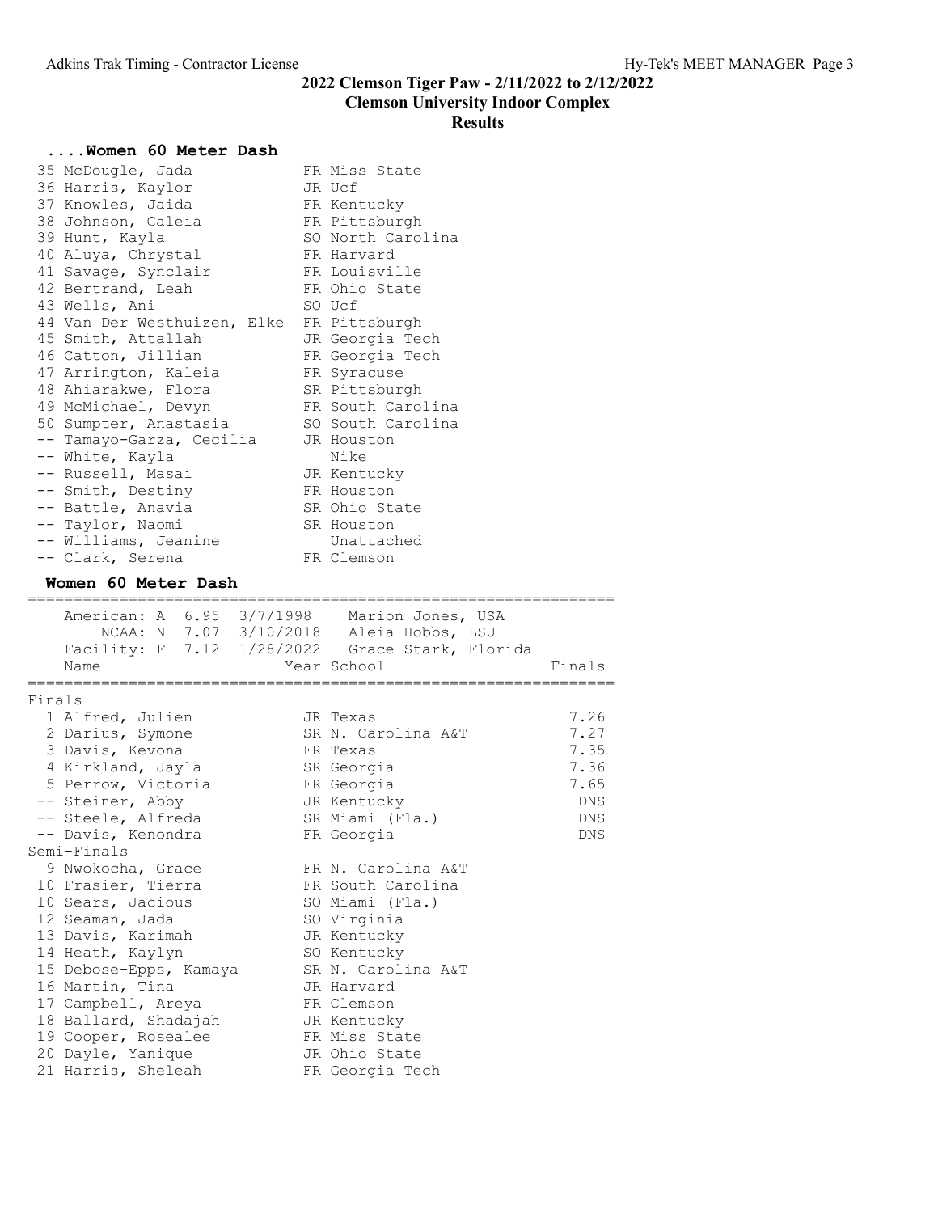# 2022 Clemson Tiger Paw - 2/11/2022 to 2/12/2022

## Clemson University Indoor Complex

### Results

#### ....Women 60 Meter Dash

| Place | Name | Year | School |
|---|---|---|---|
| 35 | McDougle, Jada | FR | Miss State |
| 36 | Harris, Kaylor | JR | Ucf |
| 37 | Knowles, Jaida | FR | Kentucky |
| 38 | Johnson, Caleia | FR | Pittsburgh |
| 39 | Hunt, Kayla | SO | North Carolina |
| 40 | Aluya, Chrystal | FR | Harvard |
| 41 | Savage, Synclair | FR | Louisville |
| 42 | Bertrand, Leah | FR | Ohio State |
| 43 | Wells, Ani | SO | Ucf |
| 44 | Van Der Westhuizen, Elke | FR | Pittsburgh |
| 45 | Smith, Attallah | JR | Georgia Tech |
| 46 | Catton, Jillian | FR | Georgia Tech |
| 47 | Arrington, Kaleia | FR | Syracuse |
| 48 | Ahiarakwe, Flora | SR | Pittsburgh |
| 49 | McMichael, Devyn | FR | South Carolina |
| 50 | Sumpter, Anastasia | SO | South Carolina |
| -- | Tamayo-Garza, Cecilia | JR | Houston |
| -- | White, Kayla | | Nike |
| -- | Russell, Masai | JR | Kentucky |
| -- | Smith, Destiny | FR | Houston |
| -- | Battle, Anavia | SR | Ohio State |
| -- | Taylor, Naomi | SR | Houston |
| -- | Williams, Jeanine | | Unattached |
| -- | Clark, Serena | FR | Clemson |

#### Women 60 Meter Dash

American: A 6.95 3/7/1998 Marion Jones, USA
NCAA: N 7.07 3/10/2018 Aleia Hobbs, LSU
Facility: F 7.12 1/28/2022 Grace Stark, Florida

| Place | Name | Year | School | Finals |
|---|---|---|---|---|
| **Finals** | | | | |
| 1 | Alfred, Julien | JR | Texas | 7.26 |
| 2 | Darius, Symone | SR | N. Carolina A&T | 7.27 |
| 3 | Davis, Kevona | FR | Texas | 7.35 |
| 4 | Kirkland, Jayla | SR | Georgia | 7.36 |
| 5 | Perrow, Victoria | FR | Georgia | 7.65 |
| -- | Steiner, Abby | JR | Kentucky | DNS |
| -- | Steele, Alfreda | SR | Miami (Fla.) | DNS |
| -- | Davis, Kenondra | FR | Georgia | DNS |
| **Semi-Finals** | | | | |
| 9 | Nwokocha, Grace | FR | N. Carolina A&T | |
| 10 | Frasier, Tierra | FR | South Carolina | |
| 10 | Sears, Jacious | SO | Miami (Fla.) | |
| 12 | Seaman, Jada | SO | Virginia | |
| 13 | Davis, Karimah | JR | Kentucky | |
| 14 | Heath, Kaylyn | SO | Kentucky | |
| 15 | Debose-Epps, Kamaya | SR | N. Carolina A&T | |
| 16 | Martin, Tina | JR | Harvard | |
| 17 | Campbell, Areya | FR | Clemson | |
| 18 | Ballard, Shadajah | JR | Kentucky | |
| 19 | Cooper, Rosealee | FR | Miss State | |
| 20 | Dayle, Yanique | JR | Ohio State | |
| 21 | Harris, Sheleah | FR | Georgia Tech | |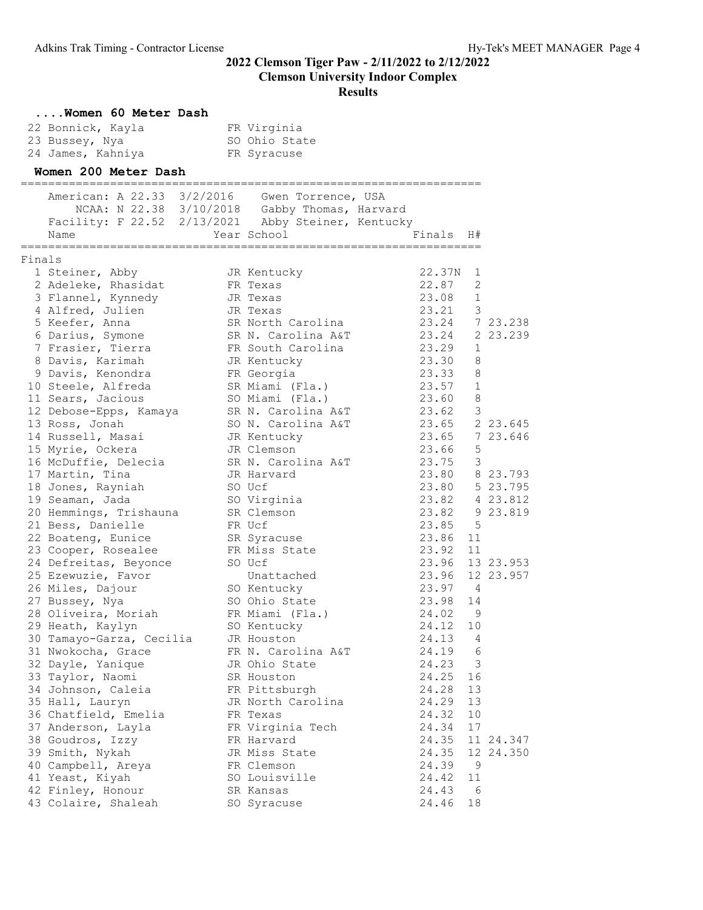## 2022 Clemson Tiger Paw - 2/11/2022 to 2/12/2022

**Clemson University Indoor Complex**

**Results**

### ....Women 60 Meter Dash

| Place | Name | Year | School |
|---|---|---|---|
| 22 | Bonnick, Kayla | FR | Virginia |
| 23 | Bussey, Nya | SO | Ohio State |
| 24 | James, Kahniya | FR | Syracuse |

### Women 200 Meter Dash

American: A 22.33 3/2/2016 Gwen Torrence, USA
NCAA: N 22.38 3/10/2018 Gabby Thomas, Harvard
Facility: F 22.52 2/13/2021 Abby Steiner, Kentucky

**Finals**

| Place | Name | Year | School | Finals | H# | |
|---|---|---|---|---|---|---|
| 1 | Steiner, Abby | JR | Kentucky | 22.37N | 1 | |
| 2 | Adeleke, Rhasidat | FR | Texas | 22.87 | 2 | |
| 3 | Flannel, Kynnedy | JR | Texas | 23.08 | 1 | |
| 4 | Alfred, Julien | JR | Texas | 23.21 | 3 | |
| 5 | Keefer, Anna | SR | North Carolina | 23.24 | 7 | 23.238 |
| 6 | Darius, Symone | SR | N. Carolina A&T | 23.24 | 2 | 23.239 |
| 7 | Frasier, Tierra | FR | South Carolina | 23.29 | 1 | |
| 8 | Davis, Karimah | JR | Kentucky | 23.30 | 8 | |
| 9 | Davis, Kenondra | FR | Georgia | 23.33 | 8 | |
| 10 | Steele, Alfreda | SR | Miami (Fla.) | 23.57 | 1 | |
| 11 | Sears, Jacious | SO | Miami (Fla.) | 23.60 | 8 | |
| 12 | Debose-Epps, Kamaya | SR | N. Carolina A&T | 23.62 | 3 | |
| 13 | Ross, Jonah | SO | N. Carolina A&T | 23.65 | 2 | 23.645 |
| 14 | Russell, Masai | JR | Kentucky | 23.65 | 7 | 23.646 |
| 15 | Myrie, Ockera | JR | Clemson | 23.66 | 5 | |
| 16 | McDuffie, Delecia | SR | N. Carolina A&T | 23.75 | 3 | |
| 17 | Martin, Tina | JR | Harvard | 23.80 | 8 | 23.793 |
| 18 | Jones, Rayniah | SO | Ucf | 23.80 | 5 | 23.795 |
| 19 | Seaman, Jada | SO | Virginia | 23.82 | 4 | 23.812 |
| 20 | Hemmings, Trishauna | SR | Clemson | 23.82 | 9 | 23.819 |
| 21 | Bess, Danielle | FR | Ucf | 23.85 | 5 | |
| 22 | Boateng, Eunice | SR | Syracuse | 23.86 | 11 | |
| 23 | Cooper, Rosealee | FR | Miss State | 23.92 | 11 | |
| 24 | Defreitas, Beyonce | SO | Ucf | 23.96 | 13 | 23.953 |
| 25 | Ezewuzie, Favor | | Unattached | 23.96 | 12 | 23.957 |
| 26 | Miles, Dajour | SO | Kentucky | 23.97 | 4 | |
| 27 | Bussey, Nya | SO | Ohio State | 23.98 | 14 | |
| 28 | Oliveira, Moriah | FR | Miami (Fla.) | 24.02 | 9 | |
| 29 | Heath, Kaylyn | SO | Kentucky | 24.12 | 10 | |
| 30 | Tamayo-Garza, Cecilia | JR | Houston | 24.13 | 4 | |
| 31 | Nwokocha, Grace | FR | N. Carolina A&T | 24.19 | 6 | |
| 32 | Dayle, Yanique | JR | Ohio State | 24.23 | 3 | |
| 33 | Taylor, Naomi | SR | Houston | 24.25 | 16 | |
| 34 | Johnson, Caleia | FR | Pittsburgh | 24.28 | 13 | |
| 35 | Hall, Lauryn | JR | North Carolina | 24.29 | 13 | |
| 36 | Chatfield, Emelia | FR | Texas | 24.32 | 10 | |
| 37 | Anderson, Layla | FR | Virginia Tech | 24.34 | 17 | |
| 38 | Goudros, Izzy | FR | Harvard | 24.35 | 11 | 24.347 |
| 39 | Smith, Nykah | JR | Miss State | 24.35 | 12 | 24.350 |
| 40 | Campbell, Areya | FR | Clemson | 24.39 | 9 | |
| 41 | Yeast, Kiyah | SO | Louisville | 24.42 | 11 | |
| 42 | Finley, Honour | SR | Kansas | 24.43 | 6 | |
| 43 | Colaire, Shaleah | SO | Syracuse | 24.46 | 18 | |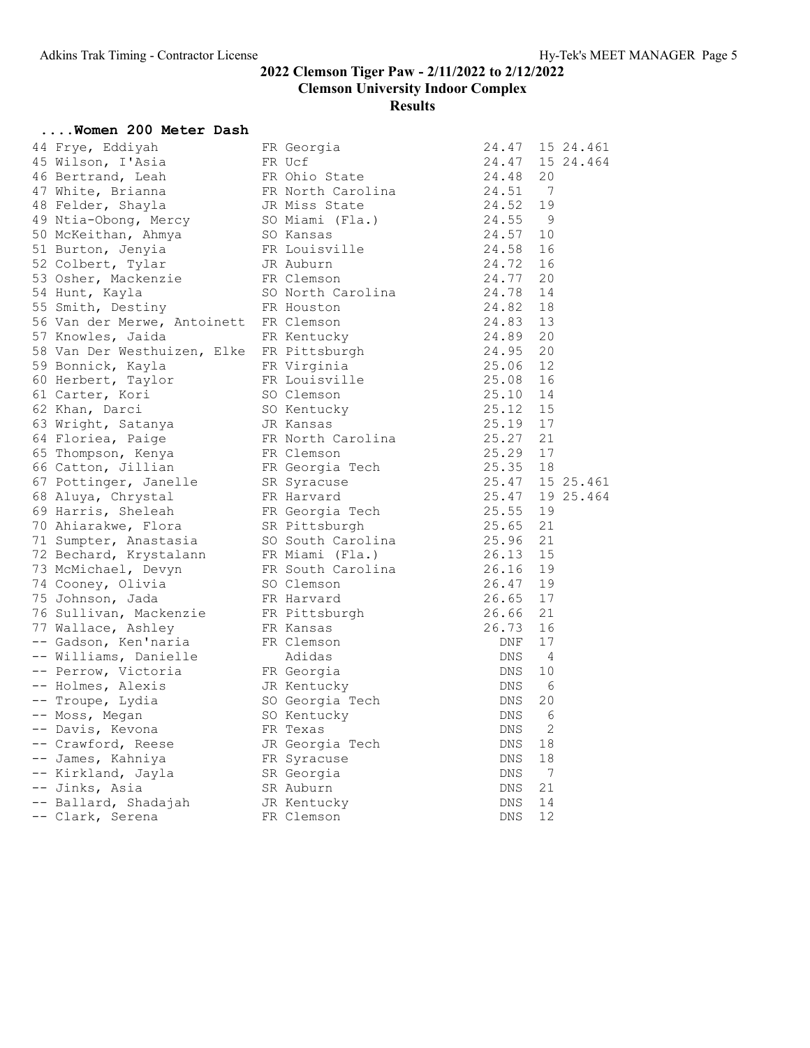# 2022 Clemson Tiger Paw - 2/11/2022 to 2/12/2022

## Clemson University Indoor Complex

### Results

#### ....Women 200 Meter Dash

| Place | Name | Year | School | Time | Heat | Tiebreak |
|---|---|---|---|---|---|---|
| 44 | Frye, Eddiyah | FR | Georgia | 24.47 | 15 | 24.461 |
| 45 | Wilson, I'Asia | FR | Ucf | 24.47 | 15 | 24.464 |
| 46 | Bertrand, Leah | FR | Ohio State | 24.48 | 20 | |
| 47 | White, Brianna | FR | North Carolina | 24.51 | 7 | |
| 48 | Felder, Shayla | JR | Miss State | 24.52 | 19 | |
| 49 | Ntia-Obong, Mercy | SO | Miami (Fla.) | 24.55 | 9 | |
| 50 | McKeithan, Ahmya | SO | Kansas | 24.57 | 10 | |
| 51 | Burton, Jenyia | FR | Louisville | 24.58 | 16 | |
| 52 | Colbert, Tylar | JR | Auburn | 24.72 | 16 | |
| 53 | Osher, Mackenzie | FR | Clemson | 24.77 | 20 | |
| 54 | Hunt, Kayla | SO | North Carolina | 24.78 | 14 | |
| 55 | Smith, Destiny | FR | Houston | 24.82 | 18 | |
| 56 | Van der Merwe, Antoinett | FR | Clemson | 24.83 | 13 | |
| 57 | Knowles, Jaida | FR | Kentucky | 24.89 | 20 | |
| 58 | Van Der Westhuizen, Elke | FR | Pittsburgh | 24.95 | 20 | |
| 59 | Bonnick, Kayla | FR | Virginia | 25.06 | 12 | |
| 60 | Herbert, Taylor | FR | Louisville | 25.08 | 16 | |
| 61 | Carter, Kori | SO | Clemson | 25.10 | 14 | |
| 62 | Khan, Darci | SO | Kentucky | 25.12 | 15 | |
| 63 | Wright, Satanya | JR | Kansas | 25.19 | 17 | |
| 64 | Floriea, Paige | FR | North Carolina | 25.27 | 21 | |
| 65 | Thompson, Kenya | FR | Clemson | 25.29 | 17 | |
| 66 | Catton, Jillian | FR | Georgia Tech | 25.35 | 18 | |
| 67 | Pottinger, Janelle | SR | Syracuse | 25.47 | 15 | 25.461 |
| 68 | Aluya, Chrystal | FR | Harvard | 25.47 | 19 | 25.464 |
| 69 | Harris, Sheleah | FR | Georgia Tech | 25.55 | 19 | |
| 70 | Ahiarakwe, Flora | SR | Pittsburgh | 25.65 | 21 | |
| 71 | Sumpter, Anastasia | SO | South Carolina | 25.96 | 21 | |
| 72 | Bechard, Krystalann | FR | Miami (Fla.) | 26.13 | 15 | |
| 73 | McMichael, Devyn | FR | South Carolina | 26.16 | 19 | |
| 74 | Cooney, Olivia | SO | Clemson | 26.47 | 19 | |
| 75 | Johnson, Jada | FR | Harvard | 26.65 | 17 | |
| 76 | Sullivan, Mackenzie | FR | Pittsburgh | 26.66 | 21 | |
| 77 | Wallace, Ashley | FR | Kansas | 26.73 | 16 | |
| -- | Gadson, Ken'naria | FR | Clemson | DNF | 17 | |
| -- | Williams, Danielle | | Adidas | DNS | 4 | |
| -- | Perrow, Victoria | FR | Georgia | DNS | 10 | |
| -- | Holmes, Alexis | JR | Kentucky | DNS | 6 | |
| -- | Troupe, Lydia | SO | Georgia Tech | DNS | 20 | |
| -- | Moss, Megan | SO | Kentucky | DNS | 6 | |
| -- | Davis, Kevona | FR | Texas | DNS | 2 | |
| -- | Crawford, Reese | JR | Georgia Tech | DNS | 18 | |
| -- | James, Kahniya | FR | Syracuse | DNS | 18 | |
| -- | Kirkland, Jayla | SR | Georgia | DNS | 7 | |
| -- | Jinks, Asia | SR | Auburn | DNS | 21 | |
| -- | Ballard, Shadajah | JR | Kentucky | DNS | 14 | |
| -- | Clark, Serena | FR | Clemson | DNS | 12 | |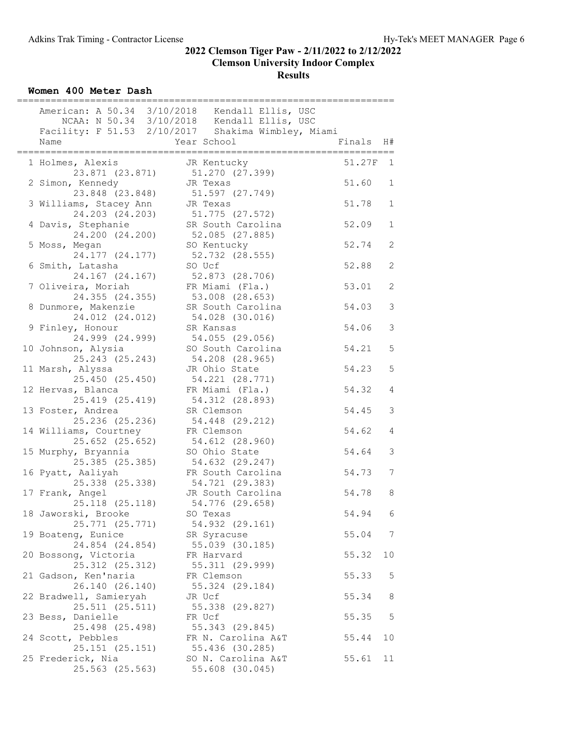## 2022 Clemson Tiger Paw - 2/11/2022 to 2/12/2022
## Clemson University Indoor Complex
## Results

### Women 400 Meter Dash

American: A 50.34 3/10/2018 Kendall Ellis, USC
NCAA: N 50.34 3/10/2018 Kendall Ellis, USC
Facility: F 51.53 2/10/2017 Shakima Wimbley, Miami

| Place | Name | Year | School | Finals | H# | Splits |
|---|---|---|---|---|---|---|
| 1 | Holmes, Alexis | JR | Kentucky | 51.27F | 1 | 23.871 (23.871) 51.270 (27.399) |
| 2 | Simon, Kennedy | JR | Texas | 51.60 | 1 | 23.848 (23.848) 51.597 (27.749) |
| 3 | Williams, Stacey Ann | JR | Texas | 51.78 | 1 | 24.203 (24.203) 51.775 (27.572) |
| 4 | Davis, Stephanie | SR | South Carolina | 52.09 | 1 | 24.200 (24.200) 52.085 (27.885) |
| 5 | Moss, Megan | SO | Kentucky | 52.74 | 2 | 24.177 (24.177) 52.732 (28.555) |
| 6 | Smith, Latasha | SO | Ucf | 52.88 | 2 | 24.167 (24.167) 52.873 (28.706) |
| 7 | Oliveira, Moriah | FR | Miami (Fla.) | 53.01 | 2 | 24.355 (24.355) 53.008 (28.653) |
| 8 | Dunmore, Makenzie | SR | South Carolina | 54.03 | 3 | 24.012 (24.012) 54.028 (30.016) |
| 9 | Finley, Honour | SR | Kansas | 54.06 | 3 | 24.999 (24.999) 54.055 (29.056) |
| 10 | Johnson, Alysia | SO | South Carolina | 54.21 | 5 | 25.243 (25.243) 54.208 (28.965) |
| 11 | Marsh, Alyssa | JR | Ohio State | 54.23 | 5 | 25.450 (25.450) 54.221 (28.771) |
| 12 | Hervas, Blanca | FR | Miami (Fla.) | 54.32 | 4 | 25.419 (25.419) 54.312 (28.893) |
| 13 | Foster, Andrea | SR | Clemson | 54.45 | 3 | 25.236 (25.236) 54.448 (29.212) |
| 14 | Williams, Courtney | FR | Clemson | 54.62 | 4 | 25.652 (25.652) 54.612 (28.960) |
| 15 | Murphy, Bryannia | SO | Ohio State | 54.64 | 3 | 25.385 (25.385) 54.632 (29.247) |
| 16 | Pyatt, Aaliyah | FR | South Carolina | 54.73 | 7 | 25.338 (25.338) 54.721 (29.383) |
| 17 | Frank, Angel | JR | South Carolina | 54.78 | 8 | 25.118 (25.118) 54.776 (29.658) |
| 18 | Jaworski, Brooke | SO | Texas | 54.94 | 6 | 25.771 (25.771) 54.932 (29.161) |
| 19 | Boateng, Eunice | SR | Syracuse | 55.04 | 7 | 24.854 (24.854) 55.039 (30.185) |
| 20 | Bossong, Victoria | FR | Harvard | 55.32 | 10 | 25.312 (25.312) 55.311 (29.999) |
| 21 | Gadson, Ken'naria | FR | Clemson | 55.33 | 5 | 26.140 (26.140) 55.324 (29.184) |
| 22 | Bradwell, Samieryah | JR | Ucf | 55.34 | 8 | 25.511 (25.511) 55.338 (29.827) |
| 23 | Bess, Danielle | FR | Ucf | 55.35 | 5 | 25.498 (25.498) 55.343 (29.845) |
| 24 | Scott, Pebbles | FR | N. Carolina A&T | 55.44 | 10 | 25.151 (25.151) 55.436 (30.285) |
| 25 | Frederick, Nia | SO | N. Carolina A&T | 55.61 | 11 | 25.563 (25.563) 55.608 (30.045) |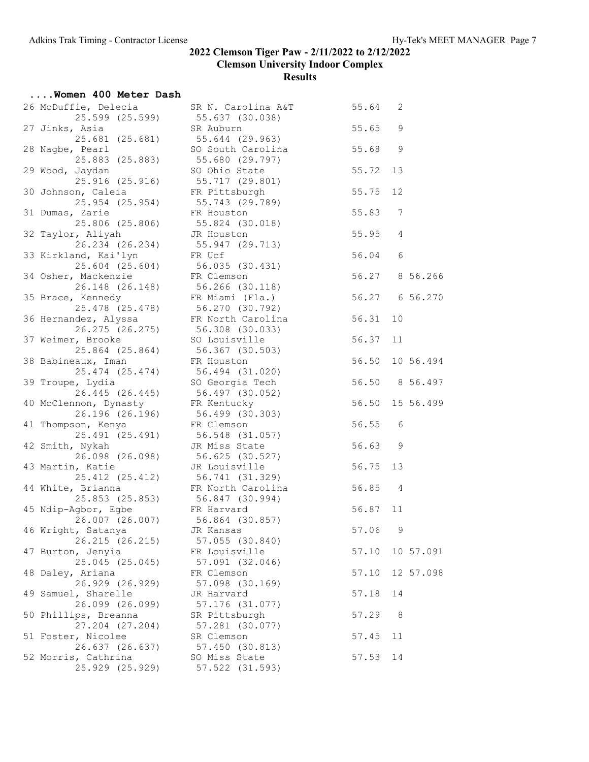# 2022 Clemson Tiger Paw - 2/11/2022 to 2/12/2022

## Clemson University Indoor Complex

### Results

#### ....Women 400 Meter Dash

| Place | Name | Year | School | Time | Heat | Tiebreak |
|---|---|---|---|---|---|---|
| 26 | McDuffie, Delecia | SR | N. Carolina A&T | 55.64 | 2 | |
| | 25.599 (25.599) | | 55.637 (30.038) | | | |
| 27 | Jinks, Asia | SR | Auburn | 55.65 | 9 | |
| | 25.681 (25.681) | | 55.644 (29.963) | | | |
| 28 | Nagbe, Pearl | SO | South Carolina | 55.68 | 9 | |
| | 25.883 (25.883) | | 55.680 (29.797) | | | |
| 29 | Wood, Jaydan | SO | Ohio State | 55.72 | 13 | |
| | 25.916 (25.916) | | 55.717 (29.801) | | | |
| 30 | Johnson, Caleia | FR | Pittsburgh | 55.75 | 12 | |
| | 25.954 (25.954) | | 55.743 (29.789) | | | |
| 31 | Dumas, Zarie | FR | Houston | 55.83 | 7 | |
| | 25.806 (25.806) | | 55.824 (30.018) | | | |
| 32 | Taylor, Aliyah | JR | Houston | 55.95 | 4 | |
| | 26.234 (26.234) | | 55.947 (29.713) | | | |
| 33 | Kirkland, Kai'lyn | FR | Ucf | 56.04 | 6 | |
| | 25.604 (25.604) | | 56.035 (30.431) | | | |
| 34 | Osher, Mackenzie | FR | Clemson | 56.27 | 8 | 56.266 |
| | 26.148 (26.148) | | 56.266 (30.118) | | | |
| 35 | Brace, Kennedy | FR | Miami (Fla.) | 56.27 | 6 | 56.270 |
| | 25.478 (25.478) | | 56.270 (30.792) | | | |
| 36 | Hernandez, Alyssa | FR | North Carolina | 56.31 | 10 | |
| | 26.275 (26.275) | | 56.308 (30.033) | | | |
| 37 | Weimer, Brooke | SO | Louisville | 56.37 | 11 | |
| | 25.864 (25.864) | | 56.367 (30.503) | | | |
| 38 | Babineaux, Iman | FR | Houston | 56.50 | 10 | 56.494 |
| | 25.474 (25.474) | | 56.494 (31.020) | | | |
| 39 | Troupe, Lydia | SO | Georgia Tech | 56.50 | 8 | 56.497 |
| | 26.445 (26.445) | | 56.497 (30.052) | | | |
| 40 | McClennon, Dynasty | FR | Kentucky | 56.50 | 15 | 56.499 |
| | 26.196 (26.196) | | 56.499 (30.303) | | | |
| 41 | Thompson, Kenya | FR | Clemson | 56.55 | 6 | |
| | 25.491 (25.491) | | 56.548 (31.057) | | | |
| 42 | Smith, Nykah | JR | Miss State | 56.63 | 9 | |
| | 26.098 (26.098) | | 56.625 (30.527) | | | |
| 43 | Martin, Katie | JR | Louisville | 56.75 | 13 | |
| | 25.412 (25.412) | | 56.741 (31.329) | | | |
| 44 | White, Brianna | FR | North Carolina | 56.85 | 4 | |
| | 25.853 (25.853) | | 56.847 (30.994) | | | |
| 45 | Ndip-Agbor, Egbe | FR | Harvard | 56.87 | 11 | |
| | 26.007 (26.007) | | 56.864 (30.857) | | | |
| 46 | Wright, Satanya | JR | Kansas | 57.06 | 9 | |
| | 26.215 (26.215) | | 57.055 (30.840) | | | |
| 47 | Burton, Jenyia | FR | Louisville | 57.10 | 10 | 57.091 |
| | 25.045 (25.045) | | 57.091 (32.046) | | | |
| 48 | Daley, Ariana | FR | Clemson | 57.10 | 12 | 57.098 |
| | 26.929 (26.929) | | 57.098 (30.169) | | | |
| 49 | Samuel, Sharelle | JR | Harvard | 57.18 | 14 | |
| | 26.099 (26.099) | | 57.176 (31.077) | | | |
| 50 | Phillips, Breanna | SR | Pittsburgh | 57.29 | 8 | |
| | 27.204 (27.204) | | 57.281 (30.077) | | | |
| 51 | Foster, Nicolee | SR | Clemson | 57.45 | 11 | |
| | 26.637 (26.637) | | 57.450 (30.813) | | | |
| 52 | Morris, Cathrina | SO | Miss State | 57.53 | 14 | |
| | 25.929 (25.929) | | 57.522 (31.593) | | | |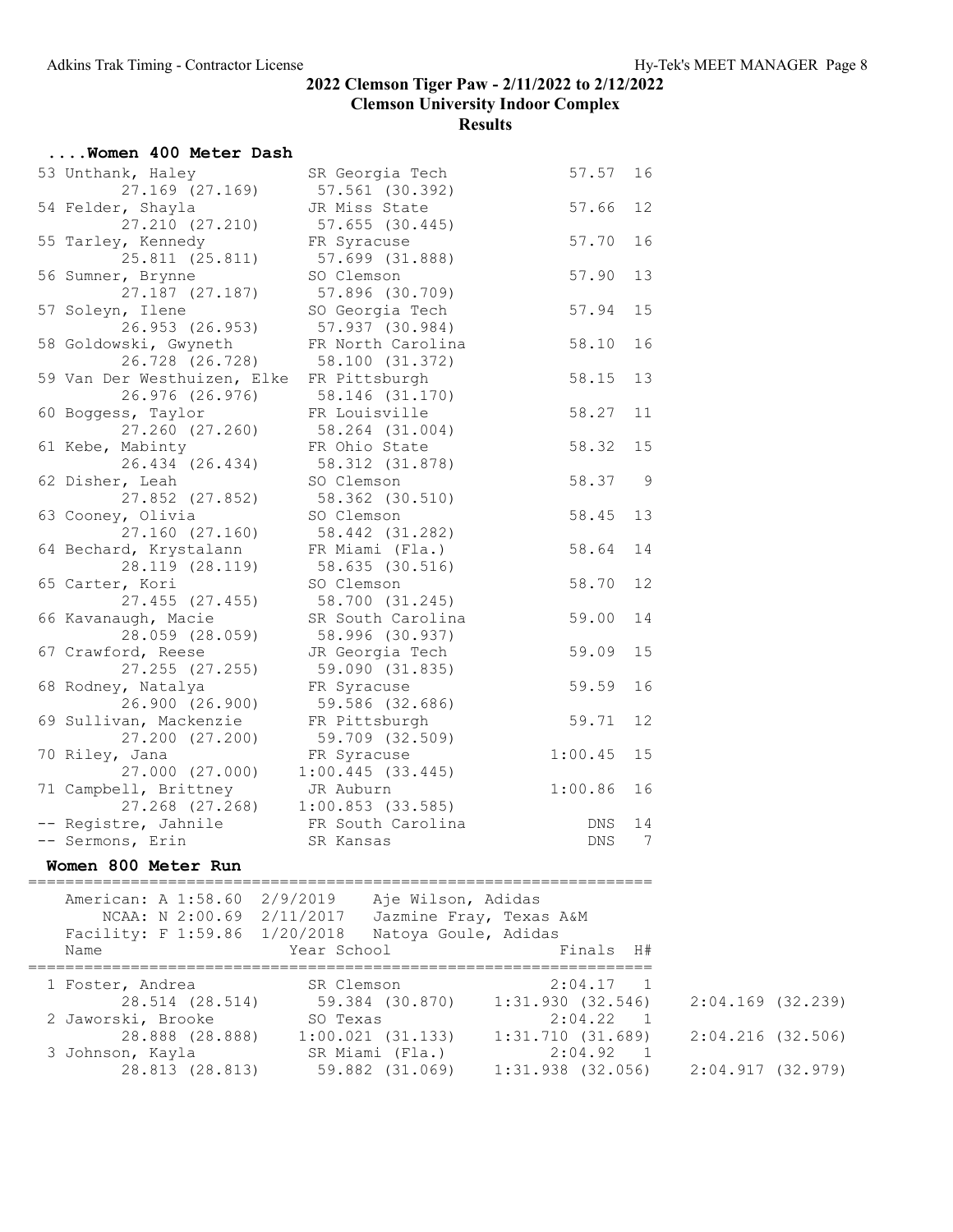## 2022 Clemson Tiger Paw - 2/11/2022 to 2/12/2022

**Clemson University Indoor Complex**

**Results**

### ....Women 400 Meter Dash

| Place | Name | Year | School | Finals | H# | Splits |
|---|---|---|---|---|---|---|
| 53 | Unthank, Haley | SR | Georgia Tech | 57.57 | 16 | 27.169 (27.169) 57.561 (30.392) |
| 54 | Felder, Shayla | JR | Miss State | 57.66 | 12 | 27.210 (27.210) 57.655 (30.445) |
| 55 | Tarley, Kennedy | FR | Syracuse | 57.70 | 16 | 25.811 (25.811) 57.699 (31.888) |
| 56 | Sumner, Brynne | SO | Clemson | 57.90 | 13 | 27.187 (27.187) 57.896 (30.709) |
| 57 | Soleyn, Ilene | SO | Georgia Tech | 57.94 | 15 | 26.953 (26.953) 57.937 (30.984) |
| 58 | Goldowski, Gwyneth | FR | North Carolina | 58.10 | 16 | 26.728 (26.728) 58.100 (31.372) |
| 59 | Van Der Westhuizen, Elke | FR | Pittsburgh | 58.15 | 13 | 26.976 (26.976) 58.146 (31.170) |
| 60 | Boggess, Taylor | FR | Louisville | 58.27 | 11 | 27.260 (27.260) 58.264 (31.004) |
| 61 | Kebe, Mabinty | FR | Ohio State | 58.32 | 15 | 26.434 (26.434) 58.312 (31.878) |
| 62 | Disher, Leah | SO | Clemson | 58.37 | 9 | 27.852 (27.852) 58.362 (30.510) |
| 63 | Cooney, Olivia | SO | Clemson | 58.45 | 13 | 27.160 (27.160) 58.442 (31.282) |
| 64 | Bechard, Krystalann | FR | Miami (Fla.) | 58.64 | 14 | 28.119 (28.119) 58.635 (30.516) |
| 65 | Carter, Kori | SO | Clemson | 58.70 | 12 | 27.455 (27.455) 58.700 (31.245) |
| 66 | Kavanaugh, Macie | SR | South Carolina | 59.00 | 14 | 28.059 (28.059) 58.996 (30.937) |
| 67 | Crawford, Reese | JR | Georgia Tech | 59.09 | 15 | 27.255 (27.255) 59.090 (31.835) |
| 68 | Rodney, Natalya | FR | Syracuse | 59.59 | 16 | 26.900 (26.900) 59.586 (32.686) |
| 69 | Sullivan, Mackenzie | FR | Pittsburgh | 59.71 | 12 | 27.200 (27.200) 59.709 (32.509) |
| 70 | Riley, Jana | FR | Syracuse | 1:00.45 | 15 | 27.000 (27.000) 1:00.445 (33.445) |
| 71 | Campbell, Brittney | JR | Auburn | 1:00.86 | 16 | 27.268 (27.268) 1:00.853 (33.585) |
| -- | Registre, Jahnile | FR | South Carolina | DNS | 14 | |
| -- | Sermons, Erin | SR | Kansas | DNS | 7 | |

### Women 800 Meter Run

American: A 1:58.60 2/9/2019 Aje Wilson, Adidas
NCAA: N 2:00.69 2/11/2017 Jazmine Fray, Texas A&M
Facility: F 1:59.86 1/20/2018 Natoya Goule, Adidas

| Place | Name | Year | School | Finals | H# | Splits |
|---|---|---|---|---|---|---|
| 1 | Foster, Andrea | SR | Clemson | 2:04.17 | 1 | 28.514 (28.514) 59.384 (30.870) 1:31.930 (32.546) 2:04.169 (32.239) |
| 2 | Jaworski, Brooke | SO | Texas | 2:04.22 | 1 | 28.888 (28.888) 1:00.021 (31.133) 1:31.710 (31.689) 2:04.216 (32.506) |
| 3 | Johnson, Kayla | SR | Miami (Fla.) | 2:04.92 | 1 | 28.813 (28.813) 59.882 (31.069) 1:31.938 (32.056) 2:04.917 (32.979) |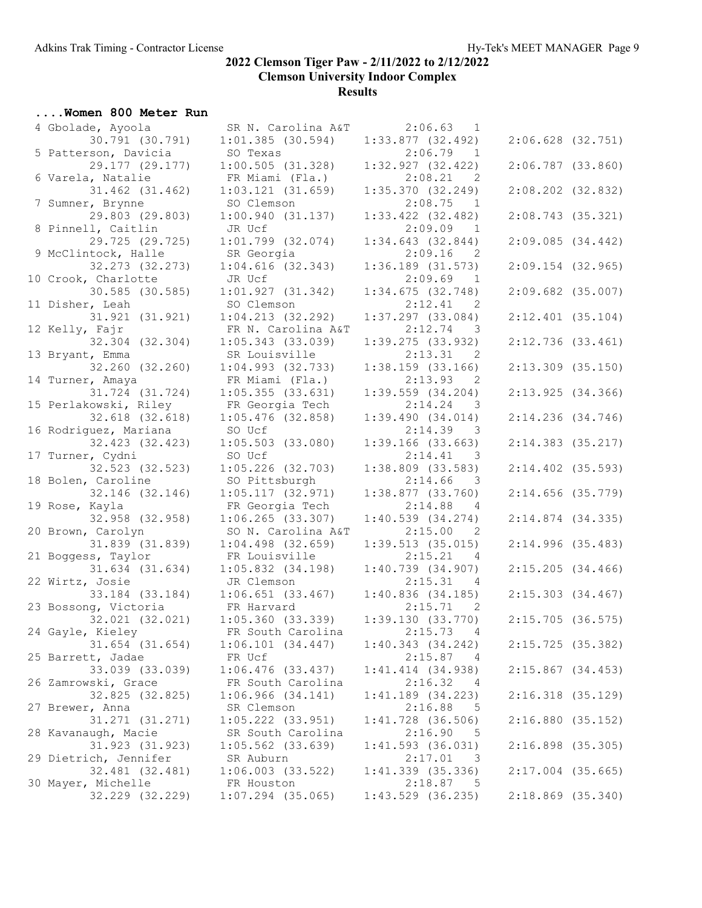## 2022 Clemson Tiger Paw - 2/11/2022 to 2/12/2022

### Clemson University Indoor Complex

### Results

#### ....Women 800 Meter Run

| Place | Name | Year | School | Finals | H# |
|---|---|---|---|---|---|
| 4 | Gbolade, Ayoola | SR | N. Carolina A&T | 2:06.63 | 1 |
| | 30.791 (30.791) | 1:01.385 (30.594) | 1:33.877 (32.492) | 2:06.628 (32.751) | |
| 5 | Patterson, Davicia | SO | Texas | 2:06.79 | 1 |
| | 29.177 (29.177) | 1:00.505 (31.328) | 1:32.927 (32.422) | 2:06.787 (33.860) | |
| 6 | Varela, Natalie | FR | Miami (Fla.) | 2:08.21 | 2 |
| | 31.462 (31.462) | 1:03.121 (31.659) | 1:35.370 (32.249) | 2:08.202 (32.832) | |
| 7 | Sumner, Brynne | SO | Clemson | 2:08.75 | 1 |
| | 29.803 (29.803) | 1:00.940 (31.137) | 1:33.422 (32.482) | 2:08.743 (35.321) | |
| 8 | Pinnell, Caitlin | JR | Ucf | 2:09.09 | 1 |
| | 29.725 (29.725) | 1:01.799 (32.074) | 1:34.643 (32.844) | 2:09.085 (34.442) | |
| 9 | McClintock, Halle | SR | Georgia | 2:09.16 | 2 |
| | 32.273 (32.273) | 1:04.616 (32.343) | 1:36.189 (31.573) | 2:09.154 (32.965) | |
| 10 | Crook, Charlotte | JR | Ucf | 2:09.69 | 1 |
| | 30.585 (30.585) | 1:01.927 (31.342) | 1:34.675 (32.748) | 2:09.682 (35.007) | |
| 11 | Disher, Leah | SO | Clemson | 2:12.41 | 2 |
| | 31.921 (31.921) | 1:04.213 (32.292) | 1:37.297 (33.084) | 2:12.401 (35.104) | |
| 12 | Kelly, Fajr | FR | N. Carolina A&T | 2:12.74 | 3 |
| | 32.304 (32.304) | 1:05.343 (33.039) | 1:39.275 (33.932) | 2:12.736 (33.461) | |
| 13 | Bryant, Emma | SR | Louisville | 2:13.31 | 2 |
| | 32.260 (32.260) | 1:04.993 (32.733) | 1:38.159 (33.166) | 2:13.309 (35.150) | |
| 14 | Turner, Amaya | FR | Miami (Fla.) | 2:13.93 | 2 |
| | 31.724 (31.724) | 1:05.355 (33.631) | 1:39.559 (34.204) | 2:13.925 (34.366) | |
| 15 | Perlakowski, Riley | FR | Georgia Tech | 2:14.24 | 3 |
| | 32.618 (32.618) | 1:05.476 (32.858) | 1:39.490 (34.014) | 2:14.236 (34.746) | |
| 16 | Rodriguez, Mariana | SO | Ucf | 2:14.39 | 3 |
| | 32.423 (32.423) | 1:05.503 (33.080) | 1:39.166 (33.663) | 2:14.383 (35.217) | |
| 17 | Turner, Cydni | SO | Ucf | 2:14.41 | 3 |
| | 32.523 (32.523) | 1:05.226 (32.703) | 1:38.809 (33.583) | 2:14.402 (35.593) | |
| 18 | Bolen, Caroline | SO | Pittsburgh | 2:14.66 | 3 |
| | 32.146 (32.146) | 1:05.117 (32.971) | 1:38.877 (33.760) | 2:14.656 (35.779) | |
| 19 | Rose, Kayla | FR | Georgia Tech | 2:14.88 | 4 |
| | 32.958 (32.958) | 1:06.265 (33.307) | 1:40.539 (34.274) | 2:14.874 (34.335) | |
| 20 | Brown, Carolyn | SO | N. Carolina A&T | 2:15.00 | 2 |
| | 31.839 (31.839) | 1:04.498 (32.659) | 1:39.513 (35.015) | 2:14.996 (35.483) | |
| 21 | Boggess, Taylor | FR | Louisville | 2:15.21 | 4 |
| | 31.634 (31.634) | 1:05.832 (34.198) | 1:40.739 (34.907) | 2:15.205 (34.466) | |
| 22 | Wirtz, Josie | JR | Clemson | 2:15.31 | 4 |
| | 33.184 (33.184) | 1:06.651 (33.467) | 1:40.836 (34.185) | 2:15.303 (34.467) | |
| 23 | Bossong, Victoria | FR | Harvard | 2:15.71 | 2 |
| | 32.021 (32.021) | 1:05.360 (33.339) | 1:39.130 (33.770) | 2:15.705 (36.575) | |
| 24 | Gayle, Kieley | FR | South Carolina | 2:15.73 | 4 |
| | 31.654 (31.654) | 1:06.101 (34.447) | 1:40.343 (34.242) | 2:15.725 (35.382) | |
| 25 | Barrett, Jadae | FR | Ucf | 2:15.87 | 4 |
| | 33.039 (33.039) | 1:06.476 (33.437) | 1:41.414 (34.938) | 2:15.867 (34.453) | |
| 26 | Zamrowski, Grace | FR | South Carolina | 2:16.32 | 4 |
| | 32.825 (32.825) | 1:06.966 (34.141) | 1:41.189 (34.223) | 2:16.318 (35.129) | |
| 27 | Brewer, Anna | SR | Clemson | 2:16.88 | 5 |
| | 31.271 (31.271) | 1:05.222 (33.951) | 1:41.728 (36.506) | 2:16.880 (35.152) | |
| 28 | Kavanaugh, Macie | SR | South Carolina | 2:16.90 | 5 |
| | 31.923 (31.923) | 1:05.562 (33.639) | 1:41.593 (36.031) | 2:16.898 (35.305) | |
| 29 | Dietrich, Jennifer | SR | Auburn | 2:17.01 | 3 |
| | 32.481 (32.481) | 1:06.003 (33.522) | 1:41.339 (35.336) | 2:17.004 (35.665) | |
| 30 | Mayer, Michelle | FR | Houston | 2:18.87 | 5 |
| | 32.229 (32.229) | 1:07.294 (35.065) | 1:43.529 (36.235) | 2:18.869 (35.340) | |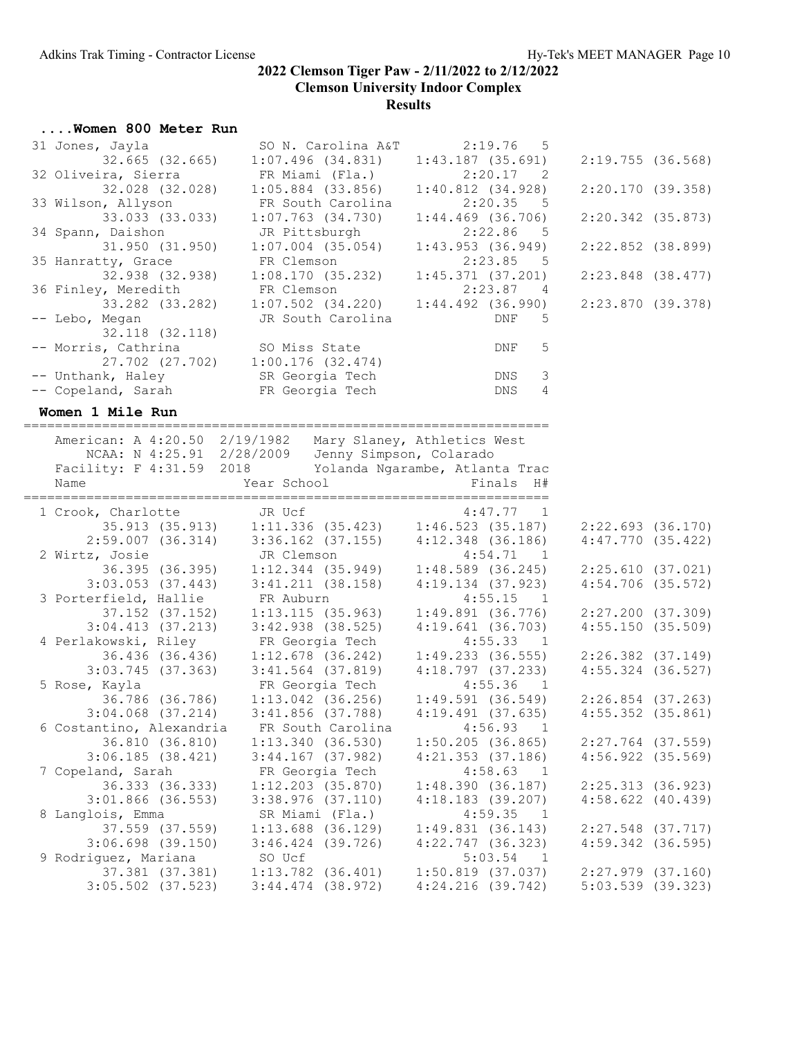# 2022 Clemson Tiger Paw - 2/11/2022 to 2/12/2022

## Clemson University Indoor Complex

### Results

#### ....Women 800 Meter Run

```
 31 Jones, Jayla               SO N. Carolina A&T        2:19.76   5
          32.665 (32.665)   1:07.496 (34.831)   1:43.187 (35.691)   2:19.755 (36.568)
 32 Oliveira, Sierra           FR Miami (Fla.)           2:20.17   2
          32.028 (32.028)   1:05.884 (33.856)   1:40.812 (34.928)   2:20.170 (39.358)
 33 Wilson, Allyson            FR South Carolina         2:20.35   5
          33.033 (33.033)   1:07.763 (34.730)   1:44.469 (36.706)   2:20.342 (35.873)
 34 Spann, Daishon             JR Pittsburgh             2:22.86   5
          31.950 (31.950)   1:07.004 (35.054)   1:43.953 (36.949)   2:22.852 (38.899)
 35 Hanratty, Grace            FR Clemson                2:23.85   5
          32.938 (32.938)   1:08.170 (35.232)   1:45.371 (37.201)   2:23.848 (38.477)
 36 Finley, Meredith           FR Clemson                2:23.87   4
          33.282 (33.282)   1:07.502 (34.220)   1:44.492 (36.990)   2:23.870 (39.378)
 -- Lebo, Megan                JR South Carolina             DNF   5
          32.118 (32.118)
 -- Morris, Cathrina           SO Miss State                 DNF   5
          27.702 (27.702)   1:00.176 (32.474)
 -- Unthank, Haley             SR Georgia Tech               DNS   3
 -- Copeland, Sarah            FR Georgia Tech               DNS   4
```

#### Women 1 Mile Run

```
=================================================================
   American: A 4:20.50  2/19/1982   Mary Slaney, Athletics West
       NCAA: N 4:25.91  2/28/2009   Jenny Simpson, Colorado
   Facility: F 4:31.59  2018        Yolanda Ngarambe, Atlanta Trac
   Name                    Year School                Finals  H#
=================================================================
  1 Crook, Charlotte           JR Ucf                    4:47.77   1
          35.913 (35.913)   1:11.336 (35.423)   1:46.523 (35.187)   2:22.693 (36.170)
        2:59.007 (36.314)   3:36.162 (37.155)   4:12.348 (36.186)   4:47.770 (35.422)
  2 Wirtz, Josie               JR Clemson                4:54.71   1
          36.395 (36.395)   1:12.344 (35.949)   1:48.589 (36.245)   2:25.610 (37.021)
        3:03.053 (37.443)   3:41.211 (38.158)   4:19.134 (37.923)   4:54.706 (35.572)
  3 Porterfield, Hallie        FR Auburn                 4:55.15   1
          37.152 (37.152)   1:13.115 (35.963)   1:49.891 (36.776)   2:27.200 (37.309)
        3:04.413 (37.213)   3:42.938 (38.525)   4:19.641 (36.703)   4:55.150 (35.509)
  4 Perlakowski, Riley         FR Georgia Tech           4:55.33   1
          36.436 (36.436)   1:12.678 (36.242)   1:49.233 (36.555)   2:26.382 (37.149)
        3:03.745 (37.363)   3:41.564 (37.819)   4:18.797 (37.233)   4:55.324 (36.527)
  5 Rose, Kayla                FR Georgia Tech           4:55.36   1
          36.786 (36.786)   1:13.042 (36.256)   1:49.591 (36.549)   2:26.854 (37.263)
        3:04.068 (37.214)   3:41.856 (37.788)   4:19.491 (37.635)   4:55.352 (35.861)
  6 Costantino, Alexandria     FR South Carolina         4:56.93   1
          36.810 (36.810)   1:13.340 (36.530)   1:50.205 (36.865)   2:27.764 (37.559)
        3:06.185 (38.421)   3:44.167 (37.982)   4:21.353 (37.186)   4:56.922 (35.569)
  7 Copeland, Sarah            FR Georgia Tech           4:58.63   1
          36.333 (36.333)   1:12.203 (35.870)   1:48.390 (36.187)   2:25.313 (36.923)
        3:01.866 (36.553)   3:38.976 (37.110)   4:18.183 (39.207)   4:58.622 (40.439)
  8 Langlois, Emma             SR Miami (Fla.)           4:59.35   1
          37.559 (37.559)   1:13.688 (36.129)   1:49.831 (36.143)   2:27.548 (37.717)
        3:06.698 (39.150)   3:46.424 (39.726)   4:22.747 (36.323)   4:59.342 (36.595)
  9 Rodriguez, Mariana         SO Ucf                    5:03.54   1
          37.381 (37.381)   1:13.782 (36.401)   1:50.819 (37.037)   2:27.979 (37.160)
        3:05.502 (37.523)   3:44.474 (38.972)   4:24.216 (39.742)   5:03.539 (39.323)
```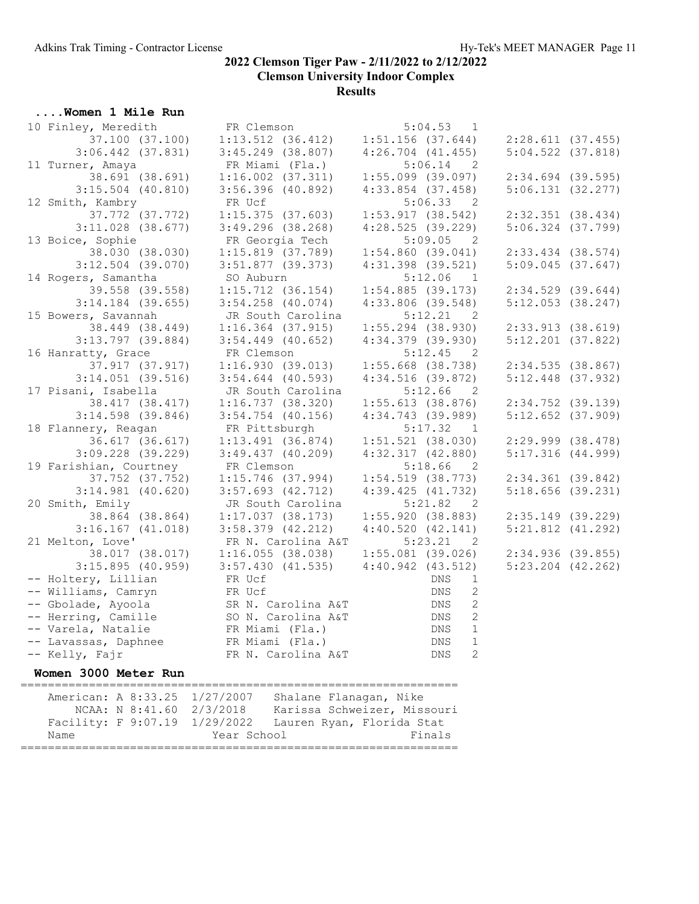# 2022 Clemson Tiger Paw - 2/11/2022 to 2/12/2022

## Clemson University Indoor Complex

### Results

#### ....Women 1 Mile Run

```
 10 Finley, Meredith          FR Clemson                 5:04.53   1
        37.100 (37.100)     1:13.512 (36.412)    1:51.156 (37.644)    2:28.611 (37.455)
      3:06.442 (37.831)     3:45.249 (38.807)    4:26.704 (41.455)    5:04.522 (37.818)
 11 Turner, Amaya             FR Miami (Fla.)            5:06.14   2
        38.691 (38.691)     1:16.002 (37.311)    1:55.099 (39.097)    2:34.694 (39.595)
      3:15.504 (40.810)     3:56.396 (40.892)    4:33.854 (37.458)    5:06.131 (32.277)
 12 Smith, Kambry             FR Ucf                     5:06.33   2
        37.772 (37.772)     1:15.375 (37.603)    1:53.917 (38.542)    2:32.351 (38.434)
      3:11.028 (38.677)     3:49.296 (38.268)    4:28.525 (39.229)    5:06.324 (37.799)
 13 Boice, Sophie             FR Georgia Tech            5:09.05   2
        38.030 (38.030)     1:15.819 (37.789)    1:54.860 (39.041)    2:33.434 (38.574)
      3:12.504 (39.070)     3:51.877 (39.373)    4:31.398 (39.521)    5:09.045 (37.647)
 14 Rogers, Samantha          SO Auburn                  5:12.06   1
        39.558 (39.558)     1:15.712 (36.154)    1:54.885 (39.173)    2:34.529 (39.644)
      3:14.184 (39.655)     3:54.258 (40.074)    4:33.806 (39.548)    5:12.053 (38.247)
 15 Bowers, Savannah          JR South Carolina          5:12.21   2
        38.449 (38.449)     1:16.364 (37.915)    1:55.294 (38.930)    2:33.913 (38.619)
      3:13.797 (39.884)     3:54.449 (40.652)    4:34.379 (39.930)    5:12.201 (37.822)
 16 Hanratty, Grace           FR Clemson                 5:12.45   2
        37.917 (37.917)     1:16.930 (39.013)    1:55.668 (38.738)    2:34.535 (38.867)
      3:14.051 (39.516)     3:54.644 (40.593)    4:34.516 (39.872)    5:12.448 (37.932)
 17 Pisani, Isabella          JR South Carolina          5:12.66   2
        38.417 (38.417)     1:16.737 (38.320)    1:55.613 (38.876)    2:34.752 (39.139)
      3:14.598 (39.846)     3:54.754 (40.156)    4:34.743 (39.989)    5:12.652 (37.909)
 18 Flannery, Reagan          FR Pittsburgh              5:17.32   1
        36.617 (36.617)     1:13.491 (36.874)    1:51.521 (38.030)    2:29.999 (38.478)
      3:09.228 (39.229)     3:49.437 (40.209)    4:32.317 (42.880)    5:17.316 (44.999)
 19 Farishian, Courtney       FR Clemson                 5:18.66   2
        37.752 (37.752)     1:15.746 (37.994)    1:54.519 (38.773)    2:34.361 (39.842)
      3:14.981 (40.620)     3:57.693 (42.712)    4:39.425 (41.732)    5:18.656 (39.231)
 20 Smith, Emily              JR South Carolina          5:21.82   2
        38.864 (38.864)     1:17.037 (38.173)    1:55.920 (38.883)    2:35.149 (39.229)
      3:16.167 (41.018)     3:58.379 (42.212)    4:40.520 (42.141)    5:21.812 (41.292)
 21 Melton, Love'             FR N. Carolina A&T         5:23.21   2
        38.017 (38.017)     1:16.055 (38.038)    1:55.081 (39.026)    2:34.936 (39.855)
      3:15.895 (40.959)     3:57.430 (41.535)    4:40.942 (43.512)    5:23.204 (42.262)
 -- Holtery, Lillian          FR Ucf                         DNS   1
 -- Williams, Camryn          FR Ucf                         DNS   2
 -- Gbolade, Ayoola           SR N. Carolina A&T             DNS   2
 -- Herring, Camille          SO N. Carolina A&T             DNS   2
 -- Varela, Natalie           FR Miami (Fla.)                DNS   1
 -- Lavassas, Daphnee         FR Miami (Fla.)                DNS   1
 -- Kelly, Fajr               FR N. Carolina A&T             DNS   2
```

#### Women 3000 Meter Run

```
================================================================
    American: A 8:33.25  1/27/2007   Shalane Flanagan, Nike
        NCAA: N 8:41.60  2/3/2018    Karissa Schweizer, Missouri
    Facility: F 9:07.19  1/29/2022   Lauren Ryan, Florida Stat
    Name                    Year School                  Finals
================================================================
```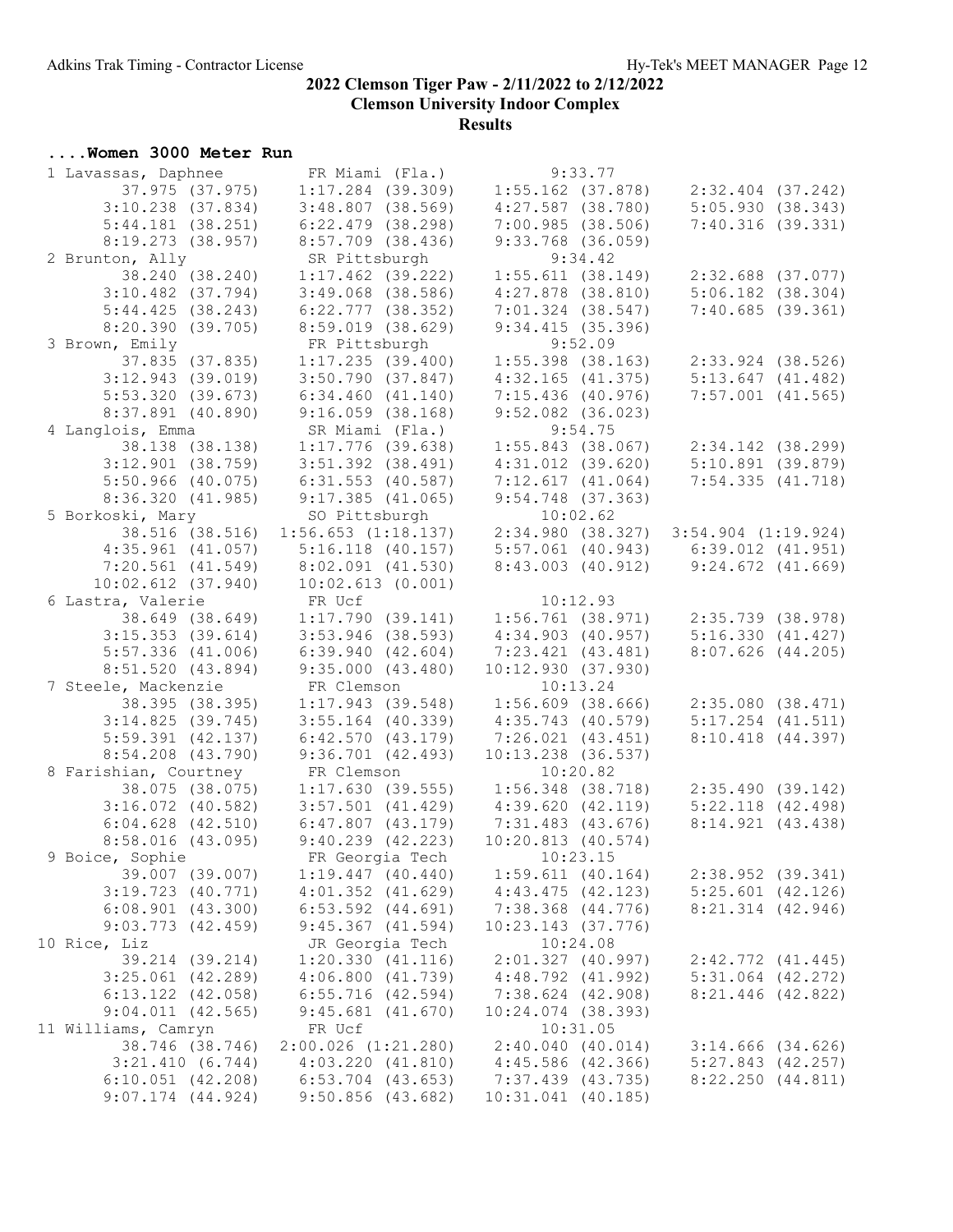# 2022 Clemson Tiger Paw - 2/11/2022 to 2/12/2022

## Clemson University Indoor Complex

### Results

**....Women 3000 Meter Run**

```
  1 Lavassas, Daphnee         FR Miami (Fla.)            9:33.77  
         37.975 (37.975)     1:17.284 (39.309)     1:55.162 (37.878)     2:32.404 (37.242)
       3:10.238 (37.834)     3:48.807 (38.569)     4:27.587 (38.780)     5:05.930 (38.343)
       5:44.181 (38.251)     6:22.479 (38.298)     7:00.985 (38.506)     7:40.316 (39.331)
       8:19.273 (38.957)     8:57.709 (38.436)     9:33.768 (36.059)
  2 Brunton, Ally             SR Pittsburgh              9:34.42  
         38.240 (38.240)     1:17.462 (39.222)     1:55.611 (38.149)     2:32.688 (37.077)
       3:10.482 (37.794)     3:49.068 (38.586)     4:27.878 (38.810)     5:06.182 (38.304)
       5:44.425 (38.243)     6:22.777 (38.352)     7:01.324 (38.547)     7:40.685 (39.361)
       8:20.390 (39.705)     8:59.019 (38.629)     9:34.415 (35.396)
  3 Brown, Emily              FR Pittsburgh              9:52.09  
         37.835 (37.835)     1:17.235 (39.400)     1:55.398 (38.163)     2:33.924 (38.526)
       3:12.943 (39.019)     3:50.790 (37.847)     4:32.165 (41.375)     5:13.647 (41.482)
       5:53.320 (39.673)     6:34.460 (41.140)     7:15.436 (40.976)     7:57.001 (41.565)
       8:37.891 (40.890)     9:16.059 (38.168)     9:52.082 (36.023)
  4 Langlois, Emma            SR Miami (Fla.)            9:54.75  
         38.138 (38.138)     1:17.776 (39.638)     1:55.843 (38.067)     2:34.142 (38.299)
       3:12.901 (38.759)     3:51.392 (38.491)     4:31.012 (39.620)     5:10.891 (39.879)
       5:50.966 (40.075)     6:31.553 (40.587)     7:12.617 (41.064)     7:54.335 (41.718)
       8:36.320 (41.985)     9:17.385 (41.065)     9:54.748 (37.363)
  5 Borkoski, Mary            SO Pittsburgh             10:02.62  
         38.516 (38.516)   1:56.653 (1:18.137)     2:34.980 (38.327)   3:54.904 (1:19.924)
       4:35.961 (41.057)     5:16.118 (40.157)     5:57.061 (40.943)     6:39.012 (41.951)
       7:20.561 (41.549)     8:02.091 (41.530)     8:43.003 (40.912)     9:24.672 (41.669)
      10:02.612 (37.940)    10:02.613 (0.001)
  6 Lastra, Valerie           FR Ucf                    10:12.93  
         38.649 (38.649)     1:17.790 (39.141)     1:56.761 (38.971)     2:35.739 (38.978)
       3:15.353 (39.614)     3:53.946 (38.593)     4:34.903 (40.957)     5:16.330 (41.427)
       5:57.336 (41.006)     6:39.940 (42.604)     7:23.421 (43.481)     8:07.626 (44.205)
       8:51.520 (43.894)     9:35.000 (43.480)    10:12.930 (37.930)
  7 Steele, Mackenzie         FR Clemson                10:13.24  
         38.395 (38.395)     1:17.943 (39.548)     1:56.609 (38.666)     2:35.080 (38.471)
       3:14.825 (39.745)     3:55.164 (40.339)     4:35.743 (40.579)     5:17.254 (41.511)
       5:59.391 (42.137)     6:42.570 (43.179)     7:26.021 (43.451)     8:10.418 (44.397)
       8:54.208 (43.790)     9:36.701 (42.493)    10:13.238 (36.537)
  8 Farishian, Courtney       FR Clemson                10:20.82  
         38.075 (38.075)     1:17.630 (39.555)     1:56.348 (38.718)     2:35.490 (39.142)
       3:16.072 (40.582)     3:57.501 (41.429)     4:39.620 (42.119)     5:22.118 (42.498)
       6:04.628 (42.510)     6:47.807 (43.179)     7:31.483 (43.676)     8:14.921 (43.438)
       8:58.016 (43.095)     9:40.239 (42.223)    10:20.813 (40.574)
  9 Boice, Sophie             FR Georgia Tech           10:23.15  
         39.007 (39.007)     1:19.447 (40.440)     1:59.611 (40.164)     2:38.952 (39.341)
       3:19.723 (40.771)     4:01.352 (41.629)     4:43.475 (42.123)     5:25.601 (42.126)
       6:08.901 (43.300)     6:53.592 (44.691)     7:38.368 (44.776)     8:21.314 (42.946)
       9:03.773 (42.459)     9:45.367 (41.594)    10:23.143 (37.776)
 10 Rice, Liz                 JR Georgia Tech           10:24.08  
         39.214 (39.214)     1:20.330 (41.116)     2:01.327 (40.997)     2:42.772 (41.445)
       3:25.061 (42.289)     4:06.800 (41.739)     4:48.792 (41.992)     5:31.064 (42.272)
       6:13.122 (42.058)     6:55.716 (42.594)     7:38.624 (42.908)     8:21.446 (42.822)
       9:04.011 (42.565)     9:45.681 (41.670)    10:24.074 (38.393)
 11 Williams, Camryn          FR Ucf                    10:31.05  
         38.746 (38.746)   2:00.026 (1:21.280)     2:40.040 (40.014)     3:14.666 (34.626)
       3:21.410 (6.744)      4:03.220 (41.810)     4:45.586 (42.366)     5:27.843 (42.257)
       6:10.051 (42.208)     6:53.704 (43.653)     7:37.439 (43.735)     8:22.250 (44.811)
       9:07.174 (44.924)     9:50.856 (43.682)    10:31.041 (40.185)
```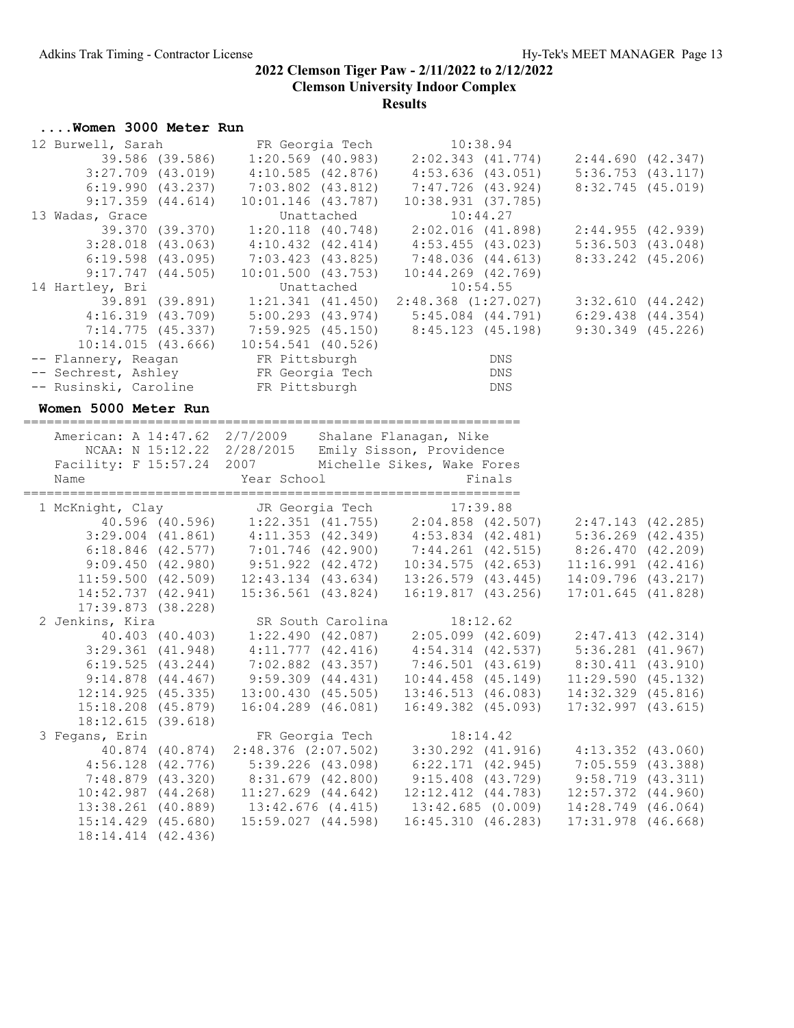## 2022 Clemson Tiger Paw - 2/11/2022 to 2/12/2022

**Clemson University Indoor Complex**

**Results**

### ....Women 3000 Meter Run

```
 12 Burwell, Sarah             FR Georgia Tech            10:38.94  
         39.586 (39.586)    1:20.569 (40.983)    2:02.343 (41.774)    2:44.690 (42.347)
       3:27.709 (43.019)    4:10.585 (42.876)    4:53.636 (43.051)    5:36.753 (43.117)
       6:19.990 (43.237)    7:03.802 (43.812)    7:47.726 (43.924)    8:32.745 (45.019)
       9:17.359 (44.614)   10:01.146 (43.787)   10:38.931 (37.785)
 13 Wadas, Grace                 Unattached               10:44.27  
         39.370 (39.370)    1:20.118 (40.748)    2:02.016 (41.898)    2:44.955 (42.939)
       3:28.018 (43.063)    4:10.432 (42.414)    4:53.455 (43.023)    5:36.503 (43.048)
       6:19.598 (43.095)    7:03.423 (43.825)    7:48.036 (44.613)    8:33.242 (45.206)
       9:17.747 (44.505)   10:01.500 (43.753)   10:44.269 (42.769)
 14 Hartley, Bri                 Unattached               10:54.55  
         39.891 (39.891)    1:21.341 (41.450)  2:48.368 (1:27.027)    3:32.610 (44.242)
       4:16.319 (43.709)    5:00.293 (43.974)    5:45.084 (44.791)    6:29.438 (44.354)
       7:14.775 (45.337)    7:59.925 (45.150)    8:45.123 (45.198)    9:30.349 (45.226)
      10:14.015 (43.666)   10:54.541 (40.526)
 -- Flannery, Reagan           FR Pittsburgh                   DNS  
 -- Sechrest, Ashley           FR Georgia Tech                 DNS  
 -- Rusinski, Caroline         FR Pittsburgh                   DNS  
```

### Women 5000 Meter Run

```
================================================================
   American: A 14:47.62  2/7/2009    Shalane Flanagan, Nike         
       NCAA: N 15:12.22  2/28/2015   Emily Sisson, Providence       
   Facility: F 15:57.24  2007        Michelle Sikes, Wake Fores     
    Name                    Year School                  Finals  
================================================================
  1 McKnight, Clay             JR Georgia Tech            17:39.88  
         40.596 (40.596)    1:22.351 (41.755)    2:04.858 (42.507)    2:47.143 (42.285)
       3:29.004 (41.861)    4:11.353 (42.349)    4:53.834 (42.481)    5:36.269 (42.435)
       6:18.846 (42.577)    7:01.746 (42.900)    7:44.261 (42.515)    8:26.470 (42.209)
       9:09.450 (42.980)    9:51.922 (42.472)   10:34.575 (42.653)   11:16.991 (42.416)
      11:59.500 (42.509)   12:43.134 (43.634)   13:26.579 (43.445)   14:09.796 (43.217)
      14:52.737 (42.941)   15:36.561 (43.824)   16:19.817 (43.256)   17:01.645 (41.828)
      17:39.873 (38.228)
  2 Jenkins, Kira              SR South Carolina          18:12.62  
         40.403 (40.403)    1:22.490 (42.087)    2:05.099 (42.609)    2:47.413 (42.314)
       3:29.361 (41.948)    4:11.777 (42.416)    4:54.314 (42.537)    5:36.281 (41.967)
       6:19.525 (43.244)    7:02.882 (43.357)    7:46.501 (43.619)    8:30.411 (43.910)
       9:14.878 (44.467)    9:59.309 (44.431)   10:44.458 (45.149)   11:29.590 (45.132)
      12:14.925 (45.335)   13:00.430 (45.505)   13:46.513 (46.083)   14:32.329 (45.816)
      15:18.208 (45.879)   16:04.289 (46.081)   16:49.382 (45.093)   17:32.997 (43.615)
      18:12.615 (39.618)
  3 Fegans, Erin               FR Georgia Tech            18:14.42  
         40.874 (40.874)  2:48.376 (2:07.502)    3:30.292 (41.916)    4:13.352 (43.060)
       4:56.128 (42.776)    5:39.226 (43.098)    6:22.171 (42.945)    7:05.559 (43.388)
       7:48.879 (43.320)    8:31.679 (42.800)    9:15.408 (43.729)    9:58.719 (43.311)
      10:42.987 (44.268)   11:27.629 (44.642)   12:12.412 (44.783)   12:57.372 (44.960)
      13:38.261 (40.889)   13:42.676 (4.415)    13:42.685 (0.009)    14:28.749 (46.064)
      15:14.429 (45.680)   15:59.027 (44.598)   16:45.310 (46.283)   17:31.978 (46.668)
      18:14.414 (42.436)
```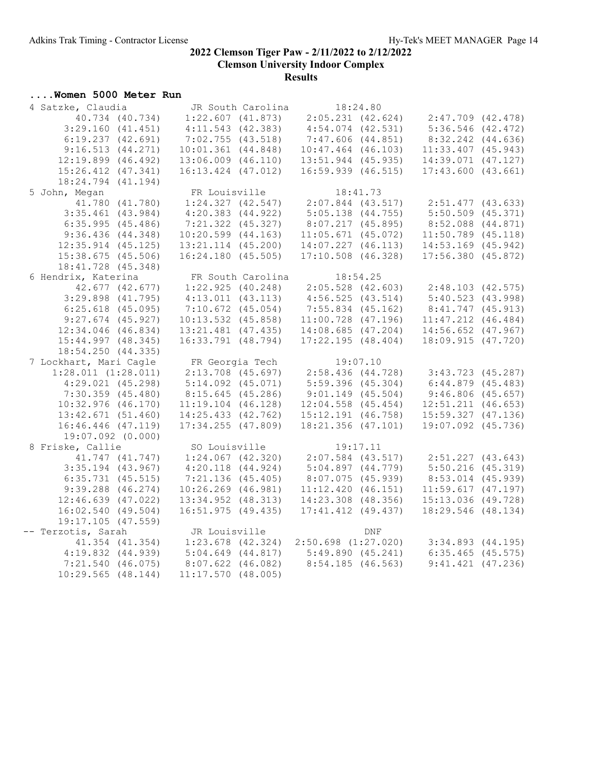# 2022 Clemson Tiger Paw - 2/11/2022 to 2/12/2022

**Clemson University Indoor Complex**

**Results**

## ....Women 5000 Meter Run

```
  4 Satzke, Claudia          JR South Carolina        18:24.80  
         40.734 (40.734)    1:22.607 (41.873)    2:05.231 (42.624)    2:47.709 (42.478)
       3:29.160 (41.451)    4:11.543 (42.383)    4:54.074 (42.531)    5:36.546 (42.472)
       6:19.237 (42.691)    7:02.755 (43.518)    7:47.606 (44.851)    8:32.242 (44.636)
       9:16.513 (44.271)   10:01.361 (44.848)   10:47.464 (46.103)   11:33.407 (45.943)
      12:19.899 (46.492)   13:06.009 (46.110)   13:51.944 (45.935)   14:39.071 (47.127)
      15:26.412 (47.341)   16:13.424 (47.012)   16:59.939 (46.515)   17:43.600 (43.661)
      18:24.794 (41.194)
  5 John, Megan              FR Louisville            18:41.73  
         41.780 (41.780)    1:24.327 (42.547)    2:07.844 (43.517)    2:51.477 (43.633)
       3:35.461 (43.984)    4:20.383 (44.922)    5:05.138 (44.755)    5:50.509 (45.371)
       6:35.995 (45.486)    7:21.322 (45.327)    8:07.217 (45.895)    8:52.088 (44.871)
       9:36.436 (44.348)   10:20.599 (44.163)   11:05.671 (45.072)   11:50.789 (45.118)
      12:35.914 (45.125)   13:21.114 (45.200)   14:07.227 (46.113)   14:53.169 (45.942)
      15:38.675 (45.506)   16:24.180 (45.505)   17:10.508 (46.328)   17:56.380 (45.872)
      18:41.728 (45.348)
  6 Hendrix, Katerina        FR South Carolina        18:54.25  
         42.677 (42.677)    1:22.925 (40.248)    2:05.528 (42.603)    2:48.103 (42.575)
       3:29.898 (41.795)    4:13.011 (43.113)    4:56.525 (43.514)    5:40.523 (43.998)
       6:25.618 (45.095)    7:10.672 (45.054)    7:55.834 (45.162)    8:41.747 (45.913)
       9:27.674 (45.927)   10:13.532 (45.858)   11:00.728 (47.196)   11:47.212 (46.484)
      12:34.046 (46.834)   13:21.481 (47.435)   14:08.685 (47.204)   14:56.652 (47.967)
      15:44.997 (48.345)   16:33.791 (48.794)   17:22.195 (48.404)   18:09.915 (47.720)
      18:54.250 (44.335)
  7 Lockhart, Mari Cagle     FR Georgia Tech          19:07.10  
    1:28.011 (1:28.011)     2:13.708 (45.697)    2:58.436 (44.728)    3:43.723 (45.287)
       4:29.021 (45.298)    5:14.092 (45.071)    5:59.396 (45.304)    6:44.879 (45.483)
       7:30.359 (45.480)    8:15.645 (45.286)    9:01.149 (45.504)    9:46.806 (45.657)
      10:32.976 (46.170)   11:19.104 (46.128)   12:04.558 (45.454)   12:51.211 (46.653)
      13:42.671 (51.460)   14:25.433 (42.762)   15:12.191 (46.758)   15:59.327 (47.136)
      16:46.446 (47.119)   17:34.255 (47.809)   18:21.356 (47.101)   19:07.092 (45.736)
      19:07.092 (0.000)
  8 Friske, Callie           SO Louisville            19:17.11  
         41.747 (41.747)    1:24.067 (42.320)    2:07.584 (43.517)    2:51.227 (43.643)
       3:35.194 (43.967)    4:20.118 (44.924)    5:04.897 (44.779)    5:50.216 (45.319)
       6:35.731 (45.515)    7:21.136 (45.405)    8:07.075 (45.939)    8:53.014 (45.939)
       9:39.288 (46.274)   10:26.269 (46.981)   11:12.420 (46.151)   11:59.617 (47.197)
      12:46.639 (47.022)   13:34.952 (48.313)   14:23.308 (48.356)   15:13.036 (49.728)
      16:02.540 (49.504)   16:51.975 (49.435)   17:41.412 (49.437)   18:29.546 (48.134)
      19:17.105 (47.559)
 -- Terzotis, Sarah          JR Louisville               DNF  
         41.354 (41.354)    1:23.678 (42.324)  2:50.698 (1:27.020)    3:34.893 (44.195)
       4:19.832 (44.939)    5:04.649 (44.817)    5:49.890 (45.241)    6:35.465 (45.575)
       7:21.540 (46.075)    8:07.622 (46.082)    8:54.185 (46.563)    9:41.421 (47.236)
      10:29.565 (48.144)   11:17.570 (48.005)
```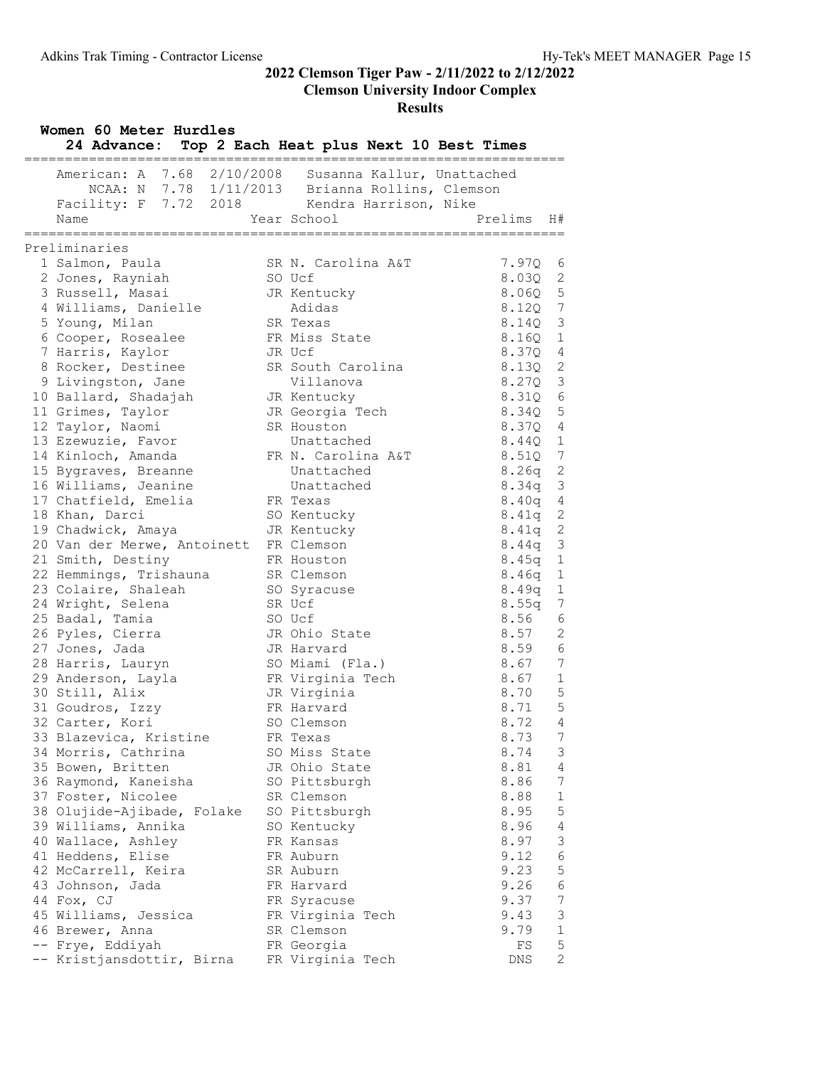## 2022 Clemson Tiger Paw - 2/11/2022 to 2/12/2022
### Clemson University Indoor Complex
### Results

**Women 60 Meter Hurdles**

**24 Advance: Top 2 Each Heat plus Next 10 Best Times**

| Record | | Mark | Date | Holder |
|---|---|---|---|---|
| American: | A | 7.68 | 2/10/2008 | Susanna Kallur, Unattached |
| NCAA: | N | 7.78 | 1/11/2013 | Brianna Rollins, Clemson |
| Facility: | F | 7.72 | 2018 | Kendra Harrison, Nike |

**Preliminaries**

| | Name | Year | School | Prelims | H# |
|---|---|---|---|---|---|
| 1 | Salmon, Paula | SR | N. Carolina A&T | 7.97Q | 6 |
| 2 | Jones, Rayniah | SO | Ucf | 8.03Q | 2 |
| 3 | Russell, Masai | JR | Kentucky | 8.06Q | 5 |
| 4 | Williams, Danielle | | Adidas | 8.12Q | 7 |
| 5 | Young, Milan | SR | Texas | 8.14Q | 3 |
| 6 | Cooper, Rosealee | FR | Miss State | 8.16Q | 1 |
| 7 | Harris, Kaylor | JR | Ucf | 8.37Q | 4 |
| 8 | Rocker, Destinee | SR | South Carolina | 8.13Q | 2 |
| 9 | Livingston, Jane | | Villanova | 8.27Q | 3 |
| 10 | Ballard, Shadajah | JR | Kentucky | 8.31Q | 6 |
| 11 | Grimes, Taylor | JR | Georgia Tech | 8.34Q | 5 |
| 12 | Taylor, Naomi | SR | Houston | 8.37Q | 4 |
| 13 | Ezewuzie, Favor | | Unattached | 8.44Q | 1 |
| 14 | Kinloch, Amanda | FR | N. Carolina A&T | 8.51Q | 7 |
| 15 | Bygraves, Breanne | | Unattached | 8.26q | 2 |
| 16 | Williams, Jeanine | | Unattached | 8.34q | 3 |
| 17 | Chatfield, Emelia | FR | Texas | 8.40q | 4 |
| 18 | Khan, Darci | SO | Kentucky | 8.41q | 2 |
| 19 | Chadwick, Amaya | JR | Kentucky | 8.41q | 2 |
| 20 | Van der Merwe, Antoinett | FR | Clemson | 8.44q | 3 |
| 21 | Smith, Destiny | FR | Houston | 8.45q | 1 |
| 22 | Hemmings, Trishauna | SR | Clemson | 8.46q | 1 |
| 23 | Colaire, Shaleah | SO | Syracuse | 8.49q | 1 |
| 24 | Wright, Selena | SR | Ucf | 8.55q | 7 |
| 25 | Badal, Tamia | SO | Ucf | 8.56 | 6 |
| 26 | Pyles, Cierra | JR | Ohio State | 8.57 | 2 |
| 27 | Jones, Jada | JR | Harvard | 8.59 | 6 |
| 28 | Harris, Lauryn | SO | Miami (Fla.) | 8.67 | 7 |
| 29 | Anderson, Layla | FR | Virginia Tech | 8.67 | 1 |
| 30 | Still, Alix | JR | Virginia | 8.70 | 5 |
| 31 | Goudros, Izzy | FR | Harvard | 8.71 | 5 |
| 32 | Carter, Kori | SO | Clemson | 8.72 | 4 |
| 33 | Blazevica, Kristine | FR | Texas | 8.73 | 7 |
| 34 | Morris, Cathrina | SO | Miss State | 8.74 | 3 |
| 35 | Bowen, Britten | JR | Ohio State | 8.81 | 4 |
| 36 | Raymond, Kaneisha | SO | Pittsburgh | 8.86 | 7 |
| 37 | Foster, Nicolee | SR | Clemson | 8.88 | 1 |
| 38 | Olujide-Ajibade, Folake | SO | Pittsburgh | 8.95 | 5 |
| 39 | Williams, Annika | SO | Kentucky | 8.96 | 4 |
| 40 | Wallace, Ashley | FR | Kansas | 8.97 | 3 |
| 41 | Heddens, Elise | FR | Auburn | 9.12 | 6 |
| 42 | McCarrell, Keira | SR | Auburn | 9.23 | 5 |
| 43 | Johnson, Jada | FR | Harvard | 9.26 | 6 |
| 44 | Fox, CJ | FR | Syracuse | 9.37 | 7 |
| 45 | Williams, Jessica | FR | Virginia Tech | 9.43 | 3 |
| 46 | Brewer, Anna | SR | Clemson | 9.79 | 1 |
| -- | Frye, Eddiyah | FR | Georgia | FS | 5 |
| -- | Kristjansdottir, Birna | FR | Virginia Tech | DNS | 2 |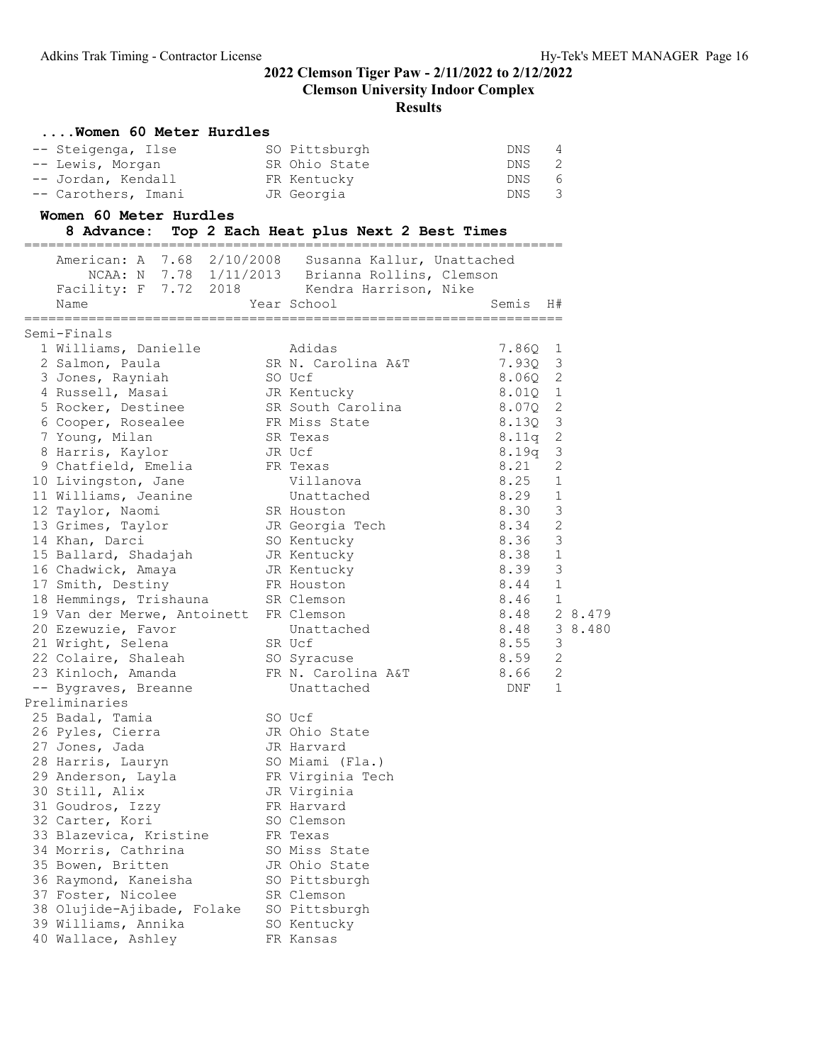## 2022 Clemson Tiger Paw - 2/11/2022 to 2/12/2022

## Clemson University Indoor Complex

## Results

### ....Women 60 Meter Hurdles

| Place | Name | Year | School | Prelims | H# |
|---|---|---|---|---|---|
| -- | Steigenga, Ilse | SO | Pittsburgh | DNS | 4 |
| -- | Lewis, Morgan | SR | Ohio State | DNS | 2 |
| -- | Jordan, Kendall | FR | Kentucky | DNS | 6 |
| -- | Carothers, Imani | JR | Georgia | DNS | 3 |

### Women 60 Meter Hurdles

**8 Advance: Top 2 Each Heat plus Next 2 Best Times**

American: A 7.68 2/10/2008 Susanna Kallur, Unattached
NCAA: N 7.78 1/11/2013 Brianna Rollins, Clemson
Facility: F 7.72 2018 Kendra Harrison, Nike

| Place | Name | Year | School | Semis | H# | |
|---|---|---|---|---|---|---|
| **Semi-Finals** | | | | | | |
| 1 | Williams, Danielle | | Adidas | 7.86Q | 1 | |
| 2 | Salmon, Paula | SR | N. Carolina A&T | 7.93Q | 3 | |
| 3 | Jones, Rayniah | SO | Ucf | 8.06Q | 2 | |
| 4 | Russell, Masai | JR | Kentucky | 8.01Q | 1 | |
| 5 | Rocker, Destinee | SR | South Carolina | 8.07Q | 2 | |
| 6 | Cooper, Rosealee | FR | Miss State | 8.13Q | 3 | |
| 7 | Young, Milan | SR | Texas | 8.11q | 2 | |
| 8 | Harris, Kaylor | JR | Ucf | 8.19q | 3 | |
| 9 | Chatfield, Emelia | FR | Texas | 8.21 | 2 | |
| 10 | Livingston, Jane | | Villanova | 8.25 | 1 | |
| 11 | Williams, Jeanine | | Unattached | 8.29 | 1 | |
| 12 | Taylor, Naomi | SR | Houston | 8.30 | 3 | |
| 13 | Grimes, Taylor | JR | Georgia Tech | 8.34 | 2 | |
| 14 | Khan, Darci | SO | Kentucky | 8.36 | 3 | |
| 15 | Ballard, Shadajah | JR | Kentucky | 8.38 | 1 | |
| 16 | Chadwick, Amaya | JR | Kentucky | 8.39 | 3 | |
| 17 | Smith, Destiny | FR | Houston | 8.44 | 1 | |
| 18 | Hemmings, Trishauna | SR | Clemson | 8.46 | 1 | |
| 19 | Van der Merwe, Antoinett | FR | Clemson | 8.48 | 2 | 8.479 |
| 20 | Ezewuzie, Favor | | Unattached | 8.48 | 3 | 8.480 |
| 21 | Wright, Selena | SR | Ucf | 8.55 | 3 | |
| 22 | Colaire, Shaleah | SO | Syracuse | 8.59 | 2 | |
| 23 | Kinloch, Amanda | FR | N. Carolina A&T | 8.66 | 2 | |
| -- | Bygraves, Breanne | | Unattached | DNF | 1 | |
| **Preliminaries** | | | | | | |
| 25 | Badal, Tamia | SO | Ucf | | | |
| 26 | Pyles, Cierra | JR | Ohio State | | | |
| 27 | Jones, Jada | JR | Harvard | | | |
| 28 | Harris, Lauryn | SO | Miami (Fla.) | | | |
| 29 | Anderson, Layla | FR | Virginia Tech | | | |
| 30 | Still, Alix | JR | Virginia | | | |
| 31 | Goudros, Izzy | FR | Harvard | | | |
| 32 | Carter, Kori | SO | Clemson | | | |
| 33 | Blazevica, Kristine | FR | Texas | | | |
| 34 | Morris, Cathrina | SO | Miss State | | | |
| 35 | Bowen, Britten | JR | Ohio State | | | |
| 36 | Raymond, Kaneisha | SO | Pittsburgh | | | |
| 37 | Foster, Nicolee | SR | Clemson | | | |
| 38 | Olujide-Ajibade, Folake | SO | Pittsburgh | | | |
| 39 | Williams, Annika | SO | Kentucky | | | |
| 40 | Wallace, Ashley | FR | Kansas | | | |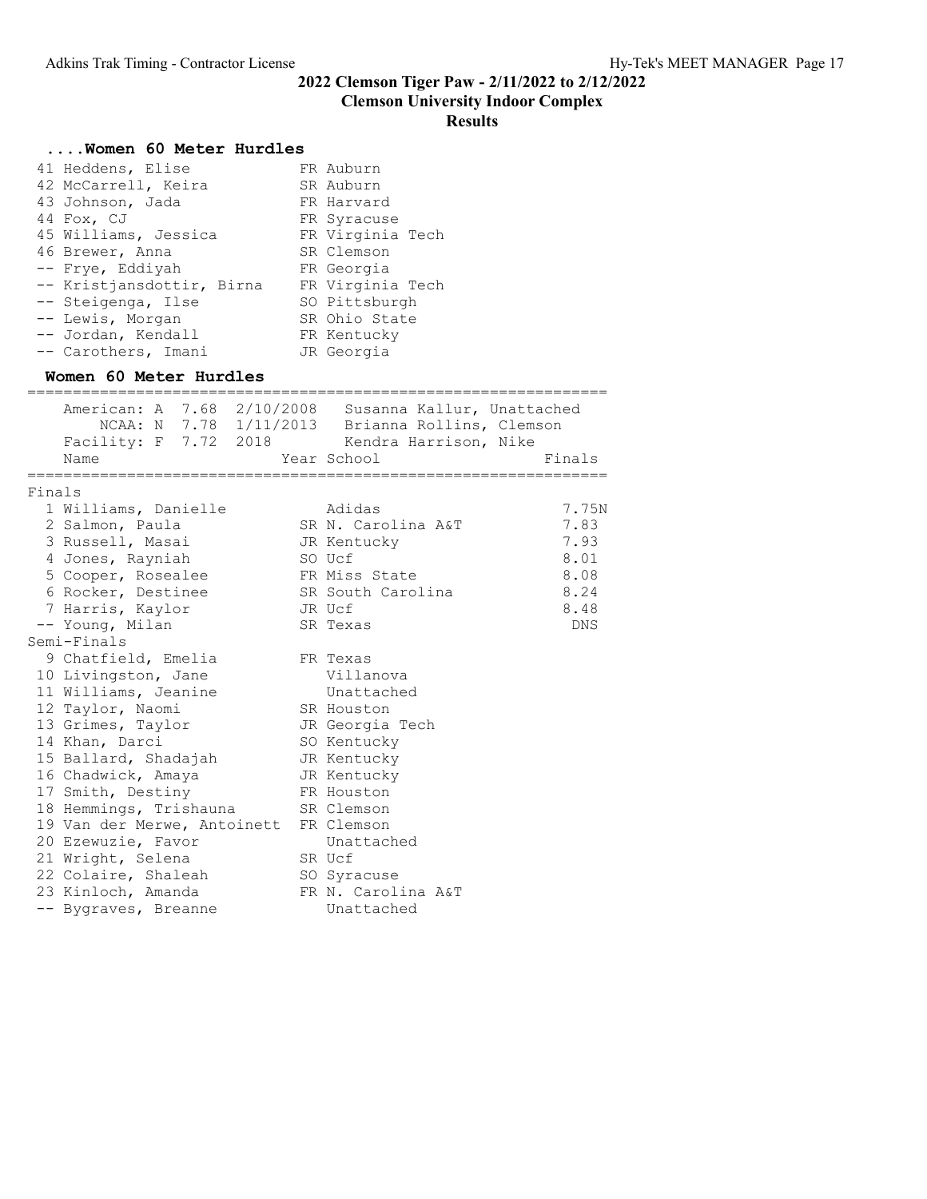# 2022 Clemson Tiger Paw - 2/11/2022 to 2/12/2022

## Clemson University Indoor Complex

### Results

**....Women 60 Meter Hurdles**

| Place | Name | Year | School |
|---|---|---|---|
| 41 | Heddens, Elise | FR | Auburn |
| 42 | McCarrell, Keira | SR | Auburn |
| 43 | Johnson, Jada | FR | Harvard |
| 44 | Fox, CJ | FR | Syracuse |
| 45 | Williams, Jessica | FR | Virginia Tech |
| 46 | Brewer, Anna | SR | Clemson |
| -- | Frye, Eddiyah | FR | Georgia |
| -- | Kristjansdottir, Birna | FR | Virginia Tech |
| -- | Steigenga, Ilse | SO | Pittsburgh |
| -- | Lewis, Morgan | SR | Ohio State |
| -- | Jordan, Kendall | FR | Kentucky |
| -- | Carothers, Imani | JR | Georgia |

**Women 60 Meter Hurdles**

American: A 7.68 2/10/2008 Susanna Kallur, Unattached
NCAA: N 7.78 1/11/2013 Brianna Rollins, Clemson
Facility: F 7.72 2018 Kendra Harrison, Nike

**Finals**

| Place | Name | Year | School | Finals |
|---|---|---|---|---|
| 1 | Williams, Danielle | | Adidas | 7.75N |
| 2 | Salmon, Paula | SR | N. Carolina A&T | 7.83 |
| 3 | Russell, Masai | JR | Kentucky | 7.93 |
| 4 | Jones, Rayniah | SO | Ucf | 8.01 |
| 5 | Cooper, Rosealee | FR | Miss State | 8.08 |
| 6 | Rocker, Destinee | SR | South Carolina | 8.24 |
| 7 | Harris, Kaylor | JR | Ucf | 8.48 |
| -- | Young, Milan | SR | Texas | DNS |

**Semi-Finals**

| Place | Name | Year | School |
|---|---|---|---|
| 9 | Chatfield, Emelia | FR | Texas |
| 10 | Livingston, Jane | | Villanova |
| 11 | Williams, Jeanine | | Unattached |
| 12 | Taylor, Naomi | SR | Houston |
| 13 | Grimes, Taylor | JR | Georgia Tech |
| 14 | Khan, Darci | SO | Kentucky |
| 15 | Ballard, Shadajah | JR | Kentucky |
| 16 | Chadwick, Amaya | JR | Kentucky |
| 17 | Smith, Destiny | FR | Houston |
| 18 | Hemmings, Trishauna | SR | Clemson |
| 19 | Van der Merwe, Antoinett | FR | Clemson |
| 20 | Ezewuzie, Favor | | Unattached |
| 21 | Wright, Selena | SR | Ucf |
| 22 | Colaire, Shaleah | SO | Syracuse |
| 23 | Kinloch, Amanda | FR | N. Carolina A&T |
| -- | Bygraves, Breanne | | Unattached |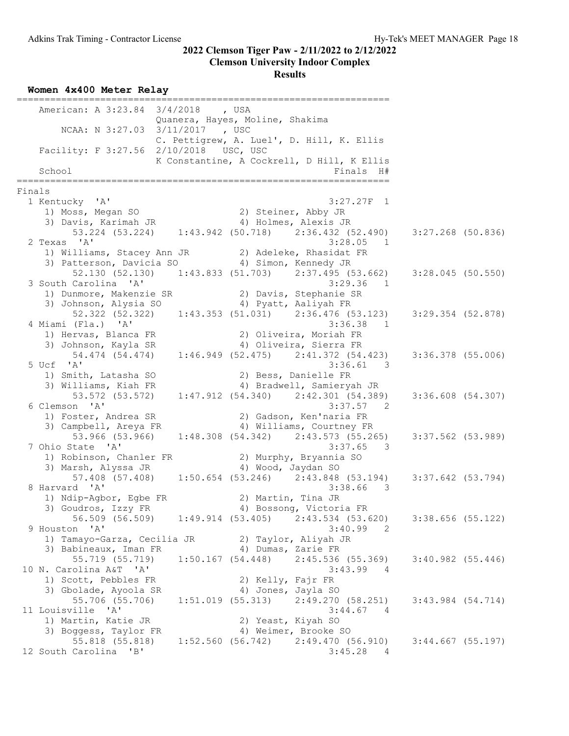## 2022 Clemson Tiger Paw - 2/11/2022 to 2/12/2022

**Clemson University Indoor Complex**

**Results**

### Women 4x400 Meter Relay

```
=====================================================================
    American: A 3:23.84  3/4/2018    , USA
                         Quanera, Hayes, Moline, Shakima
        NCAA: N 3:27.03  3/11/2017   , USC
                         C. Pettigrew, A. Luel', D. Hill, K. Ellis
    Facility: F 3:27.56  2/10/2018   USC, USC
                         K Constantine, A Cockrell, D Hill, K Ellis
    School                                               Finals  H#
=====================================================================
Finals
  1 Kentucky  'A'                                      3:27.27F  1
     1) Moss, Megan SO                  2) Steiner, Abby JR
     3) Davis, Karimah JR               4) Holmes, Alexis JR
        53.224 (53.224)    1:43.942 (50.718)    2:36.432 (52.490)    3:27.268 (50.836)
  2 Texas  'A'                                         3:28.05   1
     1) Williams, Stacey Ann JR         2) Adeleke, Rhasidat FR
     3) Patterson, Davicia SO           4) Simon, Kennedy JR
        52.130 (52.130)    1:43.833 (51.703)    2:37.495 (53.662)    3:28.045 (50.550)
  3 South Carolina  'A'                                3:29.36   1
     1) Dunmore, Makenzie SR            2) Davis, Stephanie SR
     3) Johnson, Alysia SO              4) Pyatt, Aaliyah FR
        52.322 (52.322)    1:43.353 (51.031)    2:36.476 (53.123)    3:29.354 (52.878)
  4 Miami (Fla.)  'A'                                  3:36.38   1
     1) Hervas, Blanca FR               2) Oliveira, Moriah FR
     3) Johnson, Kayla SR               4) Oliveira, Sierra FR
        54.474 (54.474)    1:46.949 (52.475)    2:41.372 (54.423)    3:36.378 (55.006)
  5 Ucf  'A'                                           3:36.61   3
     1) Smith, Latasha SO               2) Bess, Danielle FR
     3) Williams, Kiah FR               4) Bradwell, Samieryah JR
        53.572 (53.572)    1:47.912 (54.340)    2:42.301 (54.389)    3:36.608 (54.307)
  6 Clemson  'A'                                       3:37.57   2
     1) Foster, Andrea SR               2) Gadson, Ken'naria FR
     3) Campbell, Areya FR              4) Williams, Courtney FR
        53.966 (53.966)    1:48.308 (54.342)    2:43.573 (55.265)    3:37.562 (53.989)
  7 Ohio State  'A'                                    3:37.65   3
     1) Robinson, Chanler FR            2) Murphy, Bryannia SO
     3) Marsh, Alyssa JR                4) Wood, Jaydan SO
        57.408 (57.408)    1:50.654 (53.246)    2:43.848 (53.194)    3:37.642 (53.794)
  8 Harvard  'A'                                       3:38.66   3
     1) Ndip-Agbor, Egbe FR             2) Martin, Tina JR
     3) Goudros, Izzy FR                4) Bossong, Victoria FR
        56.509 (56.509)    1:49.914 (53.405)    2:43.534 (53.620)    3:38.656 (55.122)
  9 Houston  'A'                                       3:40.99   2
     1) Tamayo-Garza, Cecilia JR        2) Taylor, Aliyah JR
     3) Babineaux, Iman FR              4) Dumas, Zarie FR
        55.719 (55.719)    1:50.167 (54.448)    2:45.536 (55.369)    3:40.982 (55.446)
 10 N. Carolina A&T  'A'                               3:43.99   4
     1) Scott, Pebbles FR               2) Kelly, Fajr FR
     3) Gbolade, Ayoola SR              4) Jones, Jayla SO
        55.706 (55.706)    1:51.019 (55.313)    2:49.270 (58.251)    3:43.984 (54.714)
 11 Louisville  'A'                                    3:44.67   4
     1) Martin, Katie JR                2) Yeast, Kiyah SO
     3) Boggess, Taylor FR              4) Weimer, Brooke SO
        55.818 (55.818)    1:52.560 (56.742)    2:49.470 (56.910)    3:44.667 (55.197)
 12 South Carolina  'B'                                3:45.28   4
```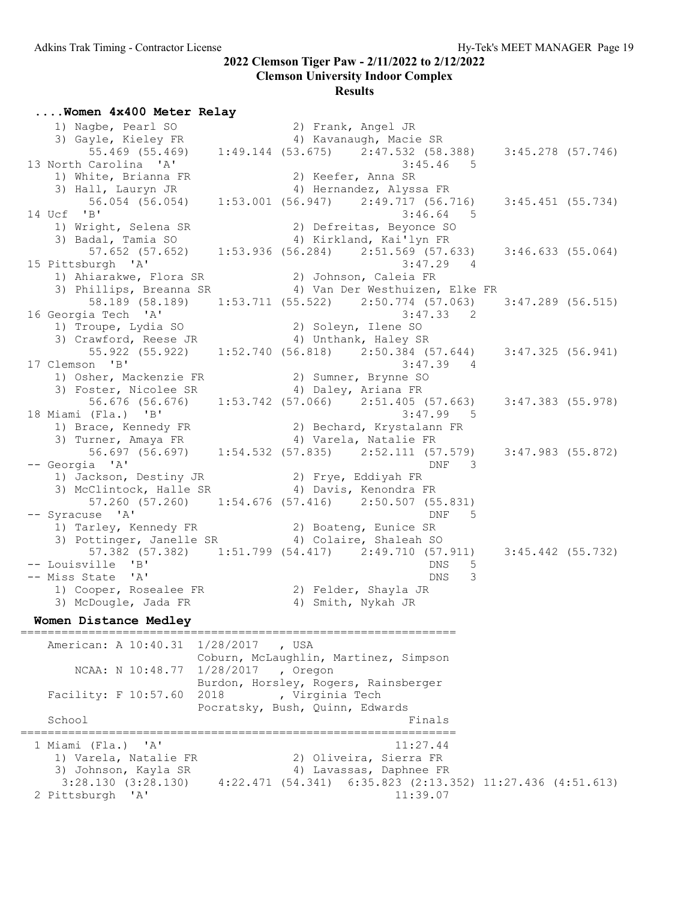2022 Clemson Tiger Paw - 2/11/2022 to 2/12/2022

Clemson University Indoor Complex

Results

### ....Women 4x400 Meter Relay

```
    1) Nagbe, Pearl SO                2) Frank, Angel JR
    3) Gayle, Kieley FR               4) Kavanaugh, Macie SR
        55.469 (55.469)    1:49.144 (53.675)    2:47.532 (58.388)    3:45.278 (57.746)
 13 North Carolina  'A'                              3:45.46   5
    1) White, Brianna FR              2) Keefer, Anna SR
    3) Hall, Lauryn JR                4) Hernandez, Alyssa FR
        56.054 (56.054)    1:53.001 (56.947)    2:49.717 (56.716)    3:45.451 (55.734)
 14 Ucf  'B'                                         3:46.64   5
    1) Wright, Selena SR              2) Defreitas, Beyonce SO
    3) Badal, Tamia SO                4) Kirkland, Kai'lyn FR
        57.652 (57.652)    1:53.936 (56.284)    2:51.569 (57.633)    3:46.633 (55.064)
 15 Pittsburgh  'A'                                  3:47.29   4
    1) Ahiarakwe, Flora SR            2) Johnson, Caleia FR
    3) Phillips, Breanna SR           4) Van Der Westhuizen, Elke FR
        58.189 (58.189)    1:53.711 (55.522)    2:50.774 (57.063)    3:47.289 (56.515)
 16 Georgia Tech  'A'                                3:47.33   2
    1) Troupe, Lydia SO               2) Soleyn, Ilene SO
    3) Crawford, Reese JR             4) Unthank, Haley SR
        55.922 (55.922)    1:52.740 (56.818)    2:50.384 (57.644)    3:47.325 (56.941)
 17 Clemson  'B'                                     3:47.39   4
    1) Osher, Mackenzie FR            2) Sumner, Brynne SO
    3) Foster, Nicolee SR             4) Daley, Ariana FR
        56.676 (56.676)    1:53.742 (57.066)    2:51.405 (57.663)    3:47.383 (55.978)
 18 Miami (Fla.)  'B'                                3:47.99   5
    1) Brace, Kennedy FR              2) Bechard, Krystalann FR
    3) Turner, Amaya FR               4) Varela, Natalie FR
        56.697 (56.697)    1:54.532 (57.835)    2:52.111 (57.579)    3:47.983 (55.872)
 -- Georgia  'A'                                         DNF   3
    1) Jackson, Destiny JR            2) Frye, Eddiyah FR
    3) McClintock, Halle SR           4) Davis, Kenondra FR
        57.260 (57.260)    1:54.676 (57.416)    2:50.507 (55.831)
 -- Syracuse  'A'                                        DNF   5
    1) Tarley, Kennedy FR             2) Boateng, Eunice SR
    3) Pottinger, Janelle SR          4) Colaire, Shaleah SO
        57.382 (57.382)    1:51.799 (54.417)    2:49.710 (57.911)    3:45.442 (55.732)
 -- Louisville  'B'                                      DNS   5
 -- Miss State  'A'                                      DNS   3
    1) Cooper, Rosealee FR            2) Felder, Shayla JR
    3) McDougle, Jada FR              4) Smith, Nykah JR
```

### Women Distance Medley

```
================================================================
   American: A 10:40.31  1/28/2017   , USA
                         Coburn, McLaughlin, Martinez, Simpson
       NCAA: N 10:48.77  1/28/2017   , Oregon
                         Burdon, Horsley, Rogers, Rainsberger
   Facility: F 10:57.60  2018        , Virginia Tech
                         Pocratsky, Bush, Quinn, Edwards
   School                                               Finals
================================================================
  1 Miami (Fla.)  'A'                                 11:27.44
    1) Varela, Natalie FR             2) Oliveira, Sierra FR
    3) Johnson, Kayla SR              4) Lavassas, Daphnee FR
     3:28.130 (3:28.130)    4:22.471 (54.341)  6:35.823 (2:13.352) 11:27.436 (4:51.613)
  2 Pittsburgh  'A'                                   11:39.07
```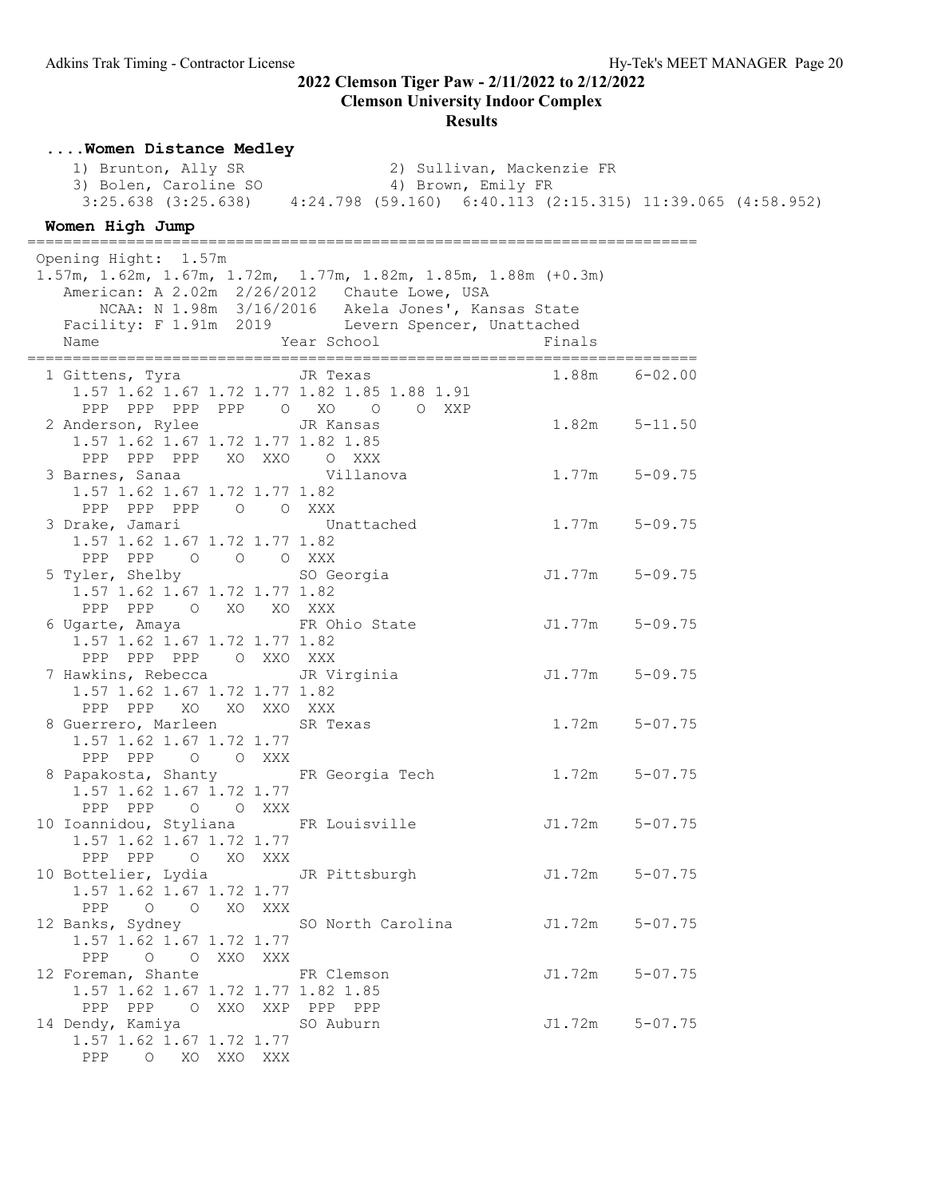# 2022 Clemson Tiger Paw - 2/11/2022 to 2/12/2022

## Clemson University Indoor Complex

## Results

### ....Women Distance Medley

```
    1) Brunton, Ally SR               2) Sullivan, Mackenzie FR
    3) Bolen, Caroline SO             4) Brown, Emily FR
    3:25.638 (3:25.638)    4:24.798 (59.160)  6:40.113 (2:15.315) 11:39.065 (4:58.952)
```

### Women High Jump

```
=========================================================================
 Opening Hight:  1.57m
 1.57m, 1.62m, 1.67m, 1.72m,  1.77m, 1.82m, 1.85m, 1.88m (+0.3m)
   American: A 2.02m  2/26/2012   Chaute Lowe, USA
       NCAA: N 1.98m  3/16/2016   Akela Jones', Kansas State
   Facility: F 1.91m  2019        Levern Spencer, Unattached
   Name                    Year School                   Finals
=========================================================================
  1 Gittens, Tyra            JR Texas                     1.88m    6-02.00
     1.57 1.62 1.67 1.72 1.77 1.82 1.85 1.88 1.91
      PPP  PPP  PPP  PPP    O   XO    O    O  XXP
  2 Anderson, Rylee          JR Kansas                    1.82m    5-11.50
     1.57 1.62 1.67 1.72 1.77 1.82 1.85
      PPP  PPP  PPP   XO  XXO    O  XXX
  3 Barnes, Sanaa               Villanova                 1.77m    5-09.75
     1.57 1.62 1.67 1.72 1.77 1.82
      PPP  PPP  PPP    O    O  XXX
  3 Drake, Jamari               Unattached                1.77m    5-09.75
     1.57 1.62 1.67 1.72 1.77 1.82
      PPP  PPP    O    O    O  XXX
  5 Tyler, Shelby            SO Georgia                  J1.77m    5-09.75
     1.57 1.62 1.67 1.72 1.77 1.82
      PPP  PPP    O   XO   XO  XXX
  6 Ugarte, Amaya            FR Ohio State               J1.77m    5-09.75
     1.57 1.62 1.67 1.72 1.77 1.82
      PPP  PPP  PPP    O  XXO  XXX
  7 Hawkins, Rebecca         JR Virginia                 J1.77m    5-09.75
     1.57 1.62 1.67 1.72 1.77 1.82
      PPP  PPP   XO   XO  XXO  XXX
  8 Guerrero, Marleen        SR Texas                     1.72m    5-07.75
     1.57 1.62 1.67 1.72 1.77
      PPP  PPP    O    O  XXX
  8 Papakosta, Shanty        FR Georgia Tech              1.72m    5-07.75
     1.57 1.62 1.67 1.72 1.77
      PPP  PPP    O    O  XXX
 10 Ioannidou, Styliana      FR Louisville               J1.72m    5-07.75
     1.57 1.62 1.67 1.72 1.77
      PPP  PPP    O   XO  XXX
 10 Bottelier, Lydia         JR Pittsburgh               J1.72m    5-07.75
     1.57 1.62 1.67 1.72 1.77
      PPP    O    O   XO  XXX
 12 Banks, Sydney            SO North Carolina           J1.72m    5-07.75
     1.57 1.62 1.67 1.72 1.77
      PPP    O    O  XXO  XXX
 12 Foreman, Shante          FR Clemson                  J1.72m    5-07.75
     1.57 1.62 1.67 1.72 1.77 1.82 1.85
      PPP  PPP    O  XXO  XXP  PPP  PPP
 14 Dendy, Kamiya            SO Auburn                   J1.72m    5-07.75
     1.57 1.62 1.67 1.72 1.77
      PPP    O   XO  XXO  XXX
```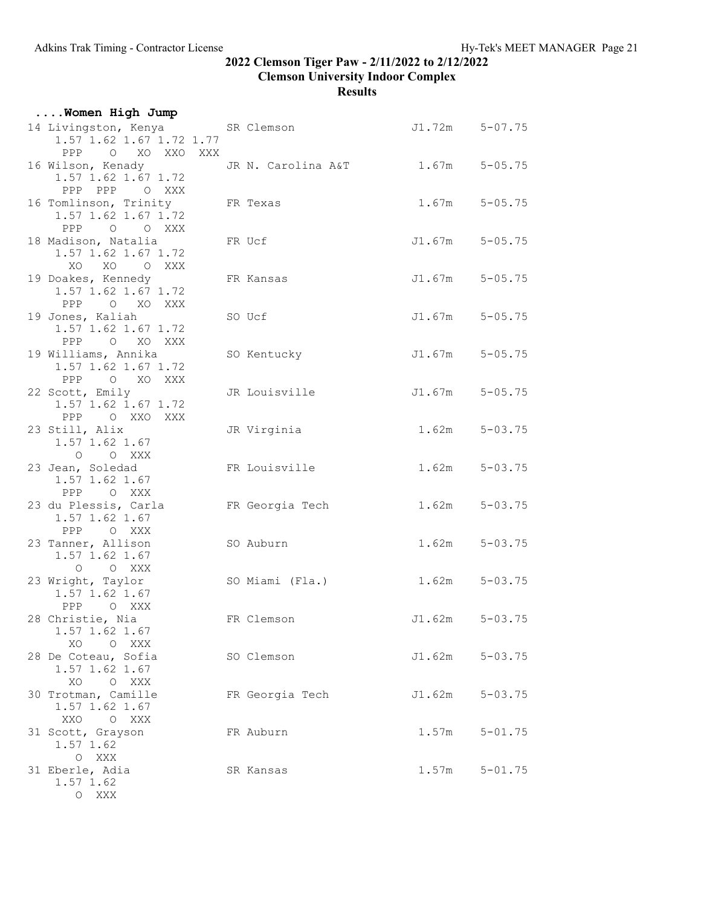## 2022 Clemson Tiger Paw - 2/11/2022 to 2/12/2022
## Clemson University Indoor Complex
## Results

### ....Women High Jump

```
14 Livingston, Kenya          SR Clemson               J1.72m    5-07.75
    1.57 1.62 1.67 1.72 1.77
     PPP    O  XO  XXO  XXX
16 Wilson, Kenady             JR N. Carolina A&T        1.67m    5-05.75
    1.57 1.62 1.67 1.72
     PPP  PPP    O  XXX
16 Tomlinson, Trinity         FR Texas                  1.67m    5-05.75
    1.57 1.62 1.67 1.72
     PPP    O    O  XXX
18 Madison, Natalia           FR Ucf                   J1.67m    5-05.75
    1.57 1.62 1.67 1.72
      XO   XO    O  XXX
19 Doakes, Kennedy            FR Kansas                J1.67m    5-05.75
    1.57 1.62 1.67 1.72
     PPP    O   XO  XXX
19 Jones, Kaliah              SO Ucf                   J1.67m    5-05.75
    1.57 1.62 1.67 1.72
     PPP    O   XO  XXX
19 Williams, Annika           SO Kentucky              J1.67m    5-05.75
    1.57 1.62 1.67 1.72
     PPP    O   XO  XXX
22 Scott, Emily               JR Louisville            J1.67m    5-05.75
    1.57 1.62 1.67 1.72
     PPP    O  XXO  XXX
23 Still, Alix                JR Virginia               1.62m    5-03.75
    1.57 1.62 1.67
       O    O  XXX
23 Jean, Soledad              FR Louisville             1.62m    5-03.75
    1.57 1.62 1.67
     PPP    O  XXX
23 du Plessis, Carla          FR Georgia Tech           1.62m    5-03.75
    1.57 1.62 1.67
     PPP    O  XXX
23 Tanner, Allison            SO Auburn                 1.62m    5-03.75
    1.57 1.62 1.67
       O    O  XXX
23 Wright, Taylor             SO Miami (Fla.)           1.62m    5-03.75
    1.57 1.62 1.67
     PPP    O  XXX
28 Christie, Nia              FR Clemson               J1.62m    5-03.75
    1.57 1.62 1.67
      XO    O  XXX
28 De Coteau, Sofia           SO Clemson               J1.62m    5-03.75
    1.57 1.62 1.67
      XO    O  XXX
30 Trotman, Camille           FR Georgia Tech          J1.62m    5-03.75
    1.57 1.62 1.67
     XXO    O  XXX
31 Scott, Grayson             FR Auburn                 1.57m    5-01.75
    1.57 1.62
       O  XXX
31 Eberle, Adia               SR Kansas                 1.57m    5-01.75
    1.57 1.62
       O  XXX
```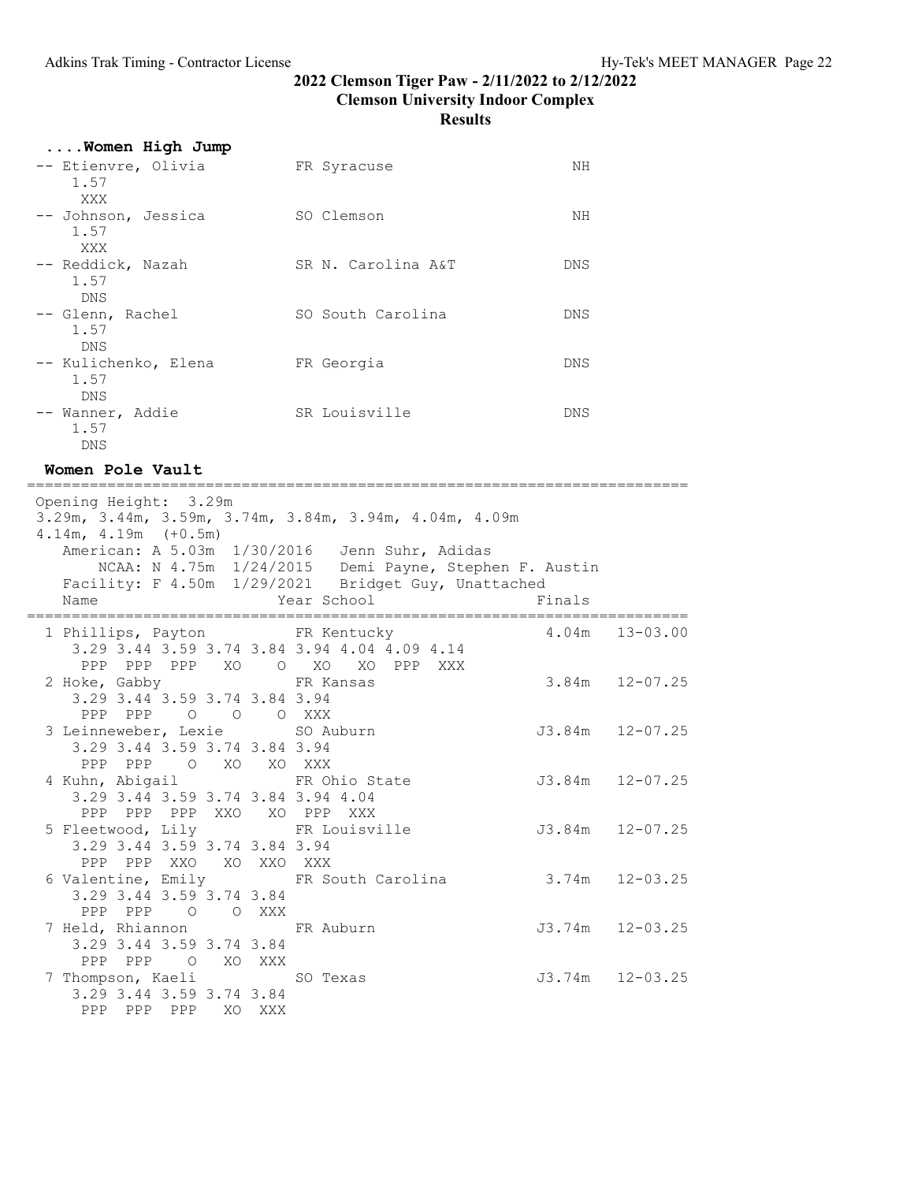## 2022 Clemson Tiger Paw - 2/11/2022 to 2/12/2022

## Clemson University Indoor Complex

## Results

### ....Women High Jump

```
-- Etienvre, Olivia          FR Syracuse                   NH
    1.57
     XXX
-- Johnson, Jessica          SO Clemson                    NH
    1.57
     XXX
-- Reddick, Nazah            SR N. Carolina A&T           DNS
    1.57
     DNS
-- Glenn, Rachel             SO South Carolina            DNS
    1.57
     DNS
-- Kulichenko, Elena         FR Georgia                   DNS
    1.57
     DNS
-- Wanner, Addie             SR Louisville                DNS
    1.57
     DNS
```

### Women Pole Vault

```
=========================================================================
 Opening Height: 3.29m
 3.29m, 3.44m, 3.59m, 3.74m, 3.84m, 3.94m, 4.04m, 4.09m
 4.14m, 4.19m  (+0.5m)
    American: A 5.03m  1/30/2016   Jenn Suhr, Adidas
        NCAA: N 4.75m  1/24/2015   Demi Payne, Stephen F. Austin
    Facility: F 4.50m  1/29/2021   Bridget Guy, Unattached
    Name                    Year School                      Finals
=========================================================================
  1 Phillips, Payton         FR Kentucky                    4.04m   13-03.00
     3.29 3.44 3.59 3.74 3.84 3.94 4.04 4.09 4.14
      PPP  PPP  PPP   XO    O   XO   XO  PPP  XXX
  2 Hoke, Gabby              FR Kansas                      3.84m   12-07.25
     3.29 3.44 3.59 3.74 3.84 3.94
      PPP  PPP    O    O    O  XXX
  3 Leinneweber, Lexie       SO Auburn                     J3.84m   12-07.25
     3.29 3.44 3.59 3.74 3.84 3.94
      PPP  PPP    O   XO   XO  XXX
  4 Kuhn, Abigail            FR Ohio State                 J3.84m   12-07.25
     3.29 3.44 3.59 3.74 3.84 3.94 4.04
      PPP  PPP  PPP  XXO   XO  PPP  XXX
  5 Fleetwood, Lily          FR Louisville                 J3.84m   12-07.25
     3.29 3.44 3.59 3.74 3.84 3.94
      PPP  PPP  XXO   XO  XXO  XXX
  6 Valentine, Emily         FR South Carolina              3.74m   12-03.25
     3.29 3.44 3.59 3.74 3.84
      PPP  PPP    O    O  XXX
  7 Held, Rhiannon           FR Auburn                     J3.74m   12-03.25
     3.29 3.44 3.59 3.74 3.84
      PPP  PPP    O   XO  XXX
  7 Thompson, Kaeli          SO Texas                      J3.74m   12-03.25
     3.29 3.44 3.59 3.74 3.84
      PPP  PPP  PPP   XO  XXX
```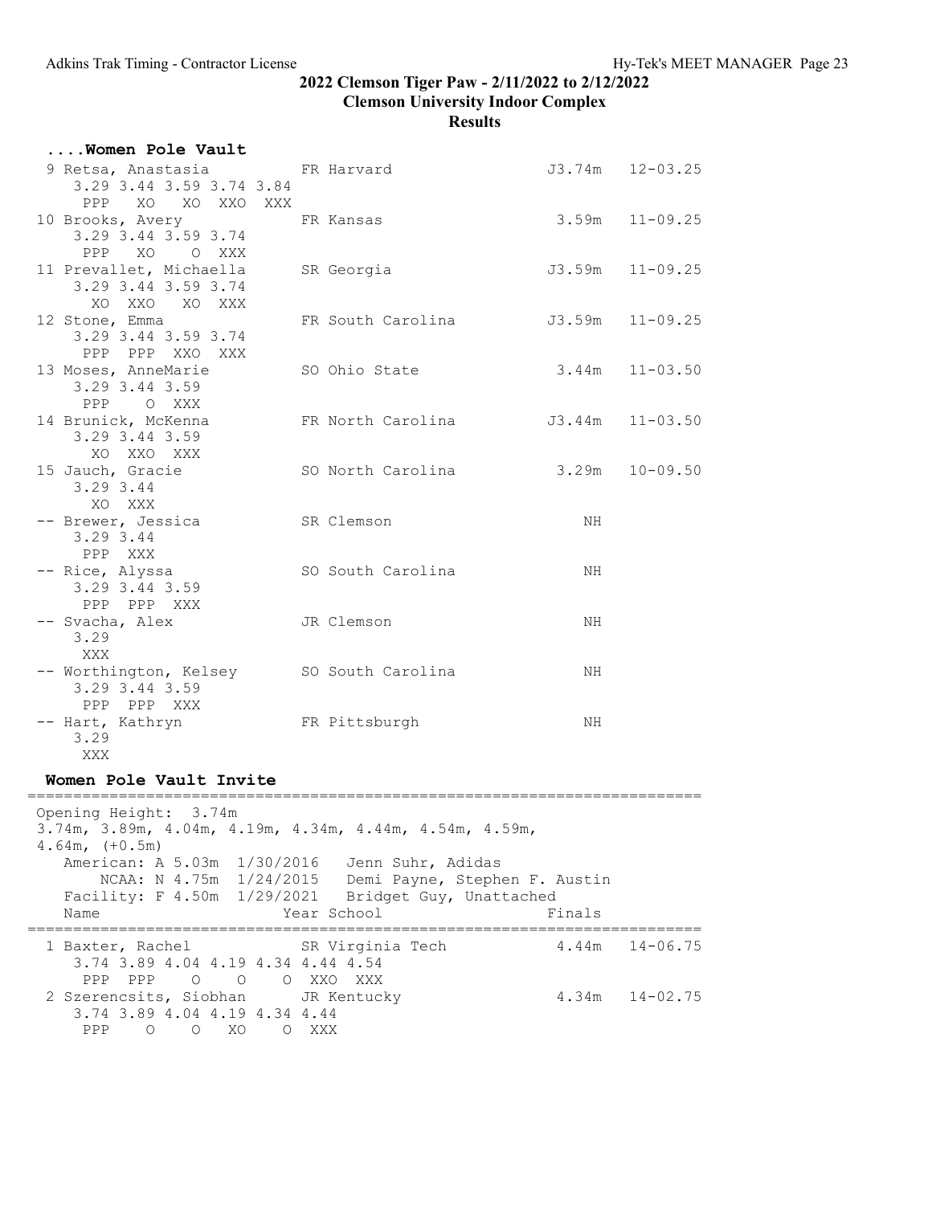## 2022 Clemson Tiger Paw - 2/11/2022 to 2/12/2022

**Clemson University Indoor Complex**

**Results**

### ....Women Pole Vault

```
  9 Retsa, Anastasia           FR Harvard                  J3.74m   12-03.25
     3.29 3.44 3.59 3.74 3.84
      PPP   XO   XO  XXO  XXX
 10 Brooks, Avery              FR Kansas                    3.59m   11-09.25
     3.29 3.44 3.59 3.74
      PPP   XO    O  XXX
 11 Prevallet, Michaella       SR Georgia                  J3.59m   11-09.25
     3.29 3.44 3.59 3.74
       XO  XXO   XO  XXX
 12 Stone, Emma                FR South Carolina           J3.59m   11-09.25
     3.29 3.44 3.59 3.74
      PPP  PPP  XXO  XXX
 13 Moses, AnneMarie           SO Ohio State                3.44m   11-03.50
     3.29 3.44 3.59
      PPP    O  XXX
 14 Brunick, McKenna           FR North Carolina           J3.44m   11-03.50
     3.29 3.44 3.59
       XO  XXO  XXX
 15 Jauch, Gracie              SO North Carolina            3.29m   10-09.50
     3.29 3.44
       XO  XXX
 -- Brewer, Jessica            SR Clemson                      NH
     3.29 3.44
      PPP  XXX
 -- Rice, Alyssa               SO South Carolina               NH
     3.29 3.44 3.59
      PPP  PPP  XXX
 -- Svacha, Alex               JR Clemson                      NH
     3.29
      XXX
 -- Worthington, Kelsey        SO South Carolina               NH
     3.29 3.44 3.59
      PPP  PPP  XXX
 -- Hart, Kathryn              FR Pittsburgh                   NH
     3.29
      XXX
```

### Women Pole Vault Invite

```
============================================================================
 Opening Height:  3.74m
 3.74m, 3.89m, 4.04m, 4.19m, 4.34m, 4.44m, 4.54m, 4.59m,
 4.64m, (+0.5m)
    American: A 5.03m  1/30/2016   Jenn Suhr, Adidas
        NCAA: N 4.75m  1/24/2015   Demi Payne, Stephen F. Austin
    Facility: F 4.50m  1/29/2021   Bridget Guy, Unattached
    Name                    Year School                   Finals
============================================================================
  1 Baxter, Rachel             SR Virginia Tech             4.44m   14-06.75
     3.74 3.89 4.04 4.19 4.34 4.44 4.54
      PPP  PPP    O    O    O  XXO  XXX
  2 Szerencsits, Siobhan       JR Kentucky                  4.34m   14-02.75
     3.74 3.89 4.04 4.19 4.34 4.44
      PPP    O    O   XO    O  XXX
```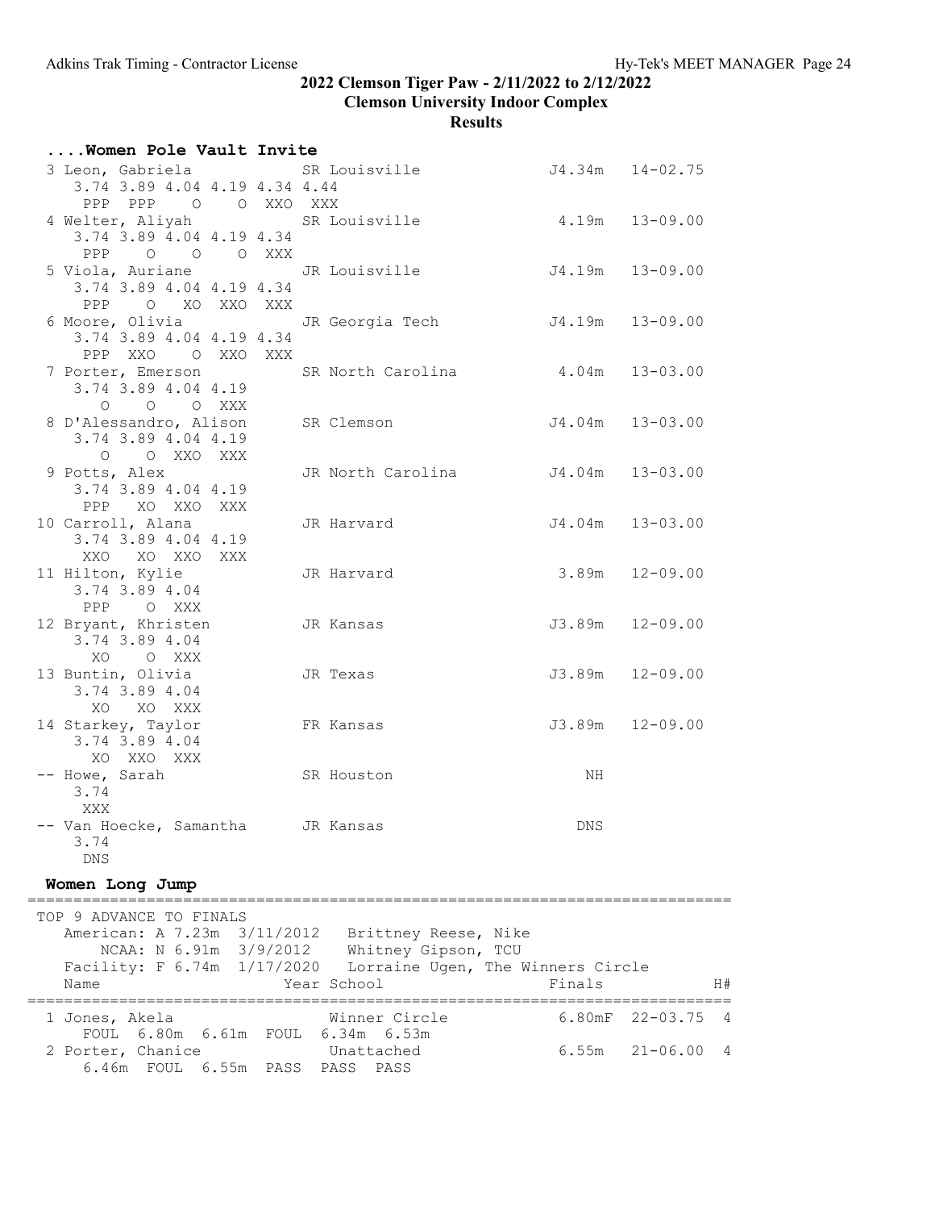#### 2022 Clemson Tiger Paw - 2/11/2022 to 2/12/2022
#### Clemson University Indoor Complex
#### Results

**....Women Pole Vault Invite**

```
  3 Leon, Gabriela             SR Louisville              J4.34m   14-02.75
     3.74 3.89 4.04 4.19 4.34 4.44
      PPP  PPP    O    O  XXO  XXX
  4 Welter, Aliyah             SR Louisville               4.19m   13-09.00
     3.74 3.89 4.04 4.19 4.34
      PPP    O    O    O  XXX
  5 Viola, Auriane             JR Louisville              J4.19m   13-09.00
     3.74 3.89 4.04 4.19 4.34
      PPP    O   XO  XXO  XXX
  6 Moore, Olivia              JR Georgia Tech            J4.19m   13-09.00
     3.74 3.89 4.04 4.19 4.34
      PPP  XXO    O  XXO  XXX
  7 Porter, Emerson            SR North Carolina           4.04m   13-03.00
     3.74 3.89 4.04 4.19
        O    O    O  XXX
  8 D'Alessandro, Alison       SR Clemson                 J4.04m   13-03.00
     3.74 3.89 4.04 4.19
        O    O  XXO  XXX
  9 Potts, Alex                JR North Carolina          J4.04m   13-03.00
     3.74 3.89 4.04 4.19
      PPP   XO  XXO  XXX
 10 Carroll, Alana             JR Harvard                 J4.04m   13-03.00
     3.74 3.89 4.04 4.19
      XXO   XO  XXO  XXX
 11 Hilton, Kylie              JR Harvard                  3.89m   12-09.00
     3.74 3.89 4.04
      PPP    O  XXX
 12 Bryant, Khristen           JR Kansas                  J3.89m   12-09.00
     3.74 3.89 4.04
       XO    O  XXX
 13 Buntin, Olivia             JR Texas                   J3.89m   12-09.00
     3.74 3.89 4.04
       XO   XO  XXX
 14 Starkey, Taylor            FR Kansas                  J3.89m   12-09.00
     3.74 3.89 4.04
       XO  XXO  XXX
 -- Howe, Sarah                SR Houston                     NH
     3.74
      XXX
 -- Van Hoecke, Samantha       JR Kansas                     DNS
     3.74
      DNS
```

**Women Long Jump**

```
===============================================================================
 TOP 9 ADVANCE TO FINALS
    American: A 7.23m  3/11/2012   Brittney Reese, Nike
         NCAA: N 6.91m  3/9/2012    Whitney Gipson, TCU
    Facility: F 6.74m  1/17/2020   Lorraine Ugen, The Winners Circle
    Name                    Year School                 Finals            H#
===============================================================================
  1 Jones, Akela                 Winner Circle          6.80mF  22-03.75   4
      FOUL  6.80m  6.61m  FOUL  6.34m  6.53m
  2 Porter, Chanice              Unattached             6.55m   21-06.00   4
      6.46m  FOUL  6.55m  PASS  PASS  PASS
```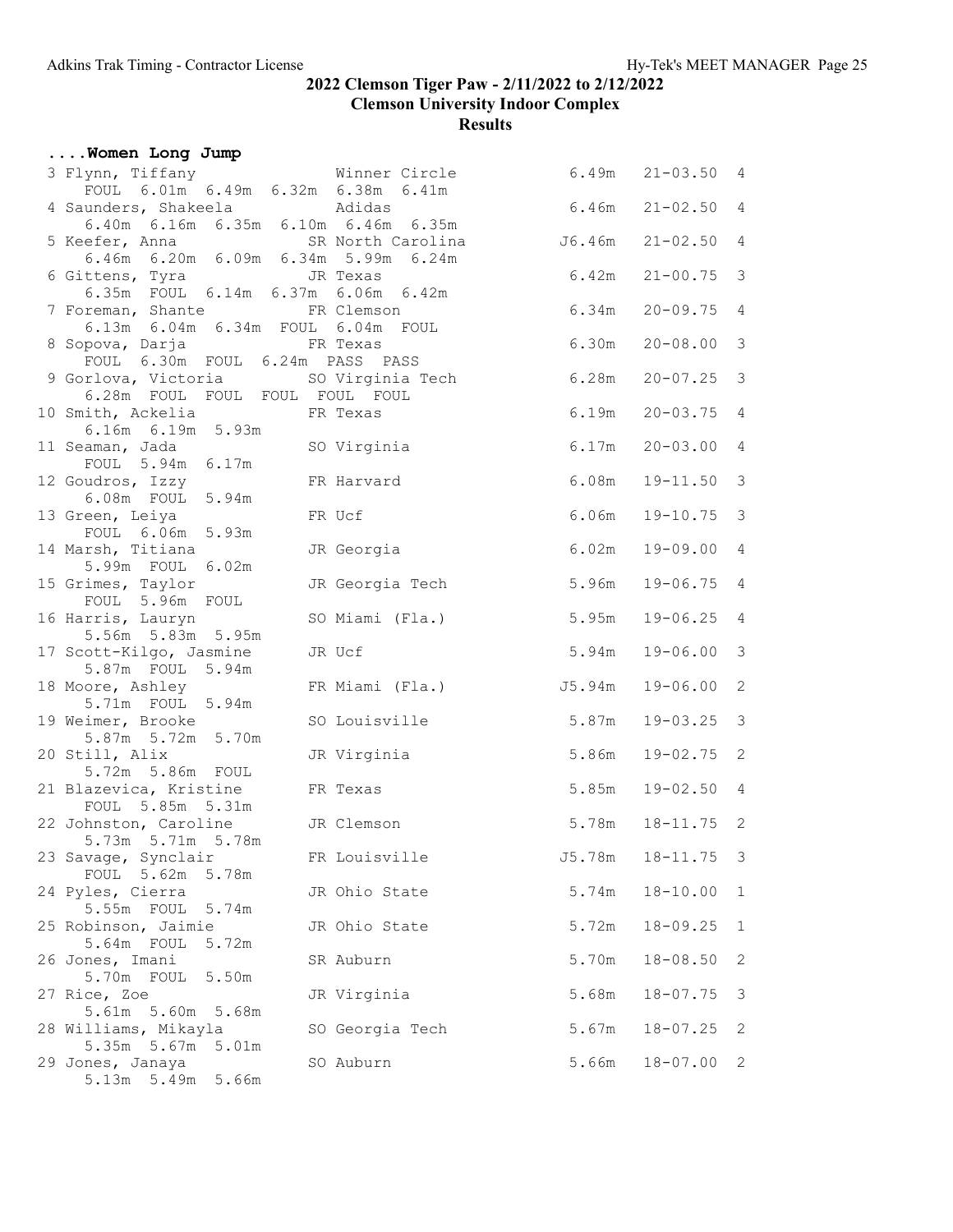## 2022 Clemson Tiger Paw - 2/11/2022 to 2/12/2022

### Clemson University Indoor Complex

### Results

**....Women Long Jump**

```
  3 Flynn, Tiffany              Winner Circle            6.49m   21-03.50  4 
      FOUL  6.01m  6.49m  6.32m  6.38m  6.41m
  4 Saunders, Shakeela          Adidas                   6.46m   21-02.50  4 
      6.40m  6.16m  6.35m  6.10m  6.46m  6.35m
  5 Keefer, Anna             SR North Carolina          J6.46m   21-02.50  4 
      6.46m  6.20m  6.09m  6.34m  5.99m  6.24m
  6 Gittens, Tyra            JR Texas                    6.42m   21-00.75  3 
      6.35m  FOUL  6.14m  6.37m  6.06m  6.42m
  7 Foreman, Shante          FR Clemson                  6.34m   20-09.75  4 
      6.13m  6.04m  6.34m  FOUL  6.04m  FOUL
  8 Sopova, Darja            FR Texas                    6.30m   20-08.00  3 
      FOUL  6.30m  FOUL  6.24m  PASS  PASS
  9 Gorlova, Victoria        SO Virginia Tech            6.28m   20-07.25  3 
      6.28m  FOUL  FOUL  FOUL  FOUL  FOUL
 10 Smith, Ackelia           FR Texas                    6.19m   20-03.75  4 
      6.16m  6.19m  5.93m
 11 Seaman, Jada             SO Virginia                 6.17m   20-03.00  4 
      FOUL  5.94m  6.17m
 12 Goudros, Izzy            FR Harvard                  6.08m   19-11.50  3 
      6.08m  FOUL  5.94m
 13 Green, Leiya             FR Ucf                      6.06m   19-10.75  3 
      FOUL  6.06m  5.93m
 14 Marsh, Titiana           JR Georgia                  6.02m   19-09.00  4 
      5.99m  FOUL  6.02m
 15 Grimes, Taylor           JR Georgia Tech             5.96m   19-06.75  4 
      FOUL  5.96m  FOUL
 16 Harris, Lauryn           SO Miami (Fla.)             5.95m   19-06.25  4 
      5.56m  5.83m  5.95m
 17 Scott-Kilgo, Jasmine     JR Ucf                      5.94m   19-06.00  3 
      5.87m  FOUL  5.94m
 18 Moore, Ashley            FR Miami (Fla.)            J5.94m   19-06.00  2 
      5.71m  FOUL  5.94m
 19 Weimer, Brooke           SO Louisville               5.87m   19-03.25  3 
      5.87m  5.72m  5.70m
 20 Still, Alix              JR Virginia                 5.86m   19-02.75  2 
      5.72m  5.86m  FOUL
 21 Blazevica, Kristine      FR Texas                    5.85m   19-02.50  4 
      FOUL  5.85m  5.31m
 22 Johnston, Caroline       JR Clemson                  5.78m   18-11.75  2 
      5.73m  5.71m  5.78m
 23 Savage, Synclair         FR Louisville              J5.78m   18-11.75  3 
      FOUL  5.62m  5.78m
 24 Pyles, Cierra            JR Ohio State               5.74m   18-10.00  1 
      5.55m  FOUL  5.74m
 25 Robinson, Jaimie         JR Ohio State               5.72m   18-09.25  1 
      5.64m  FOUL  5.72m
 26 Jones, Imani             SR Auburn                   5.70m   18-08.50  2 
      5.70m  FOUL  5.50m
 27 Rice, Zoe                JR Virginia                 5.68m   18-07.75  3 
      5.61m  5.60m  5.68m
 28 Williams, Mikayla        SO Georgia Tech             5.67m   18-07.25  2 
      5.35m  5.67m  5.01m
 29 Jones, Janaya            SO Auburn                   5.66m   18-07.00  2 
      5.13m  5.49m  5.66m
```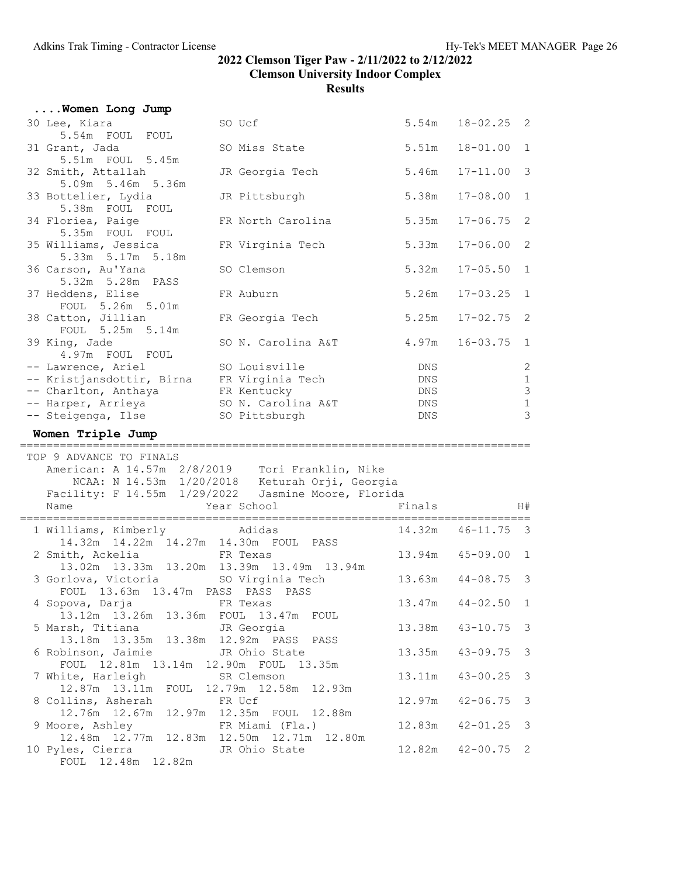## 2022 Clemson Tiger Paw - 2/11/2022 to 2/12/2022

## Clemson University Indoor Complex

## Results

### ....Women Long Jump

| Place | Name | Year School | Finals | | H# |
|---|---|---|---|---|---|
| 30 | Lee, Kiara | SO Ucf | 5.54m | 18-02.25 | 2 |
| | 5.54m FOUL FOUL | | | | |
| 31 | Grant, Jada | SO Miss State | 5.51m | 18-01.00 | 1 |
| | 5.51m FOUL 5.45m | | | | |
| 32 | Smith, Attallah | JR Georgia Tech | 5.46m | 17-11.00 | 3 |
| | 5.09m 5.46m 5.36m | | | | |
| 33 | Bottelier, Lydia | JR Pittsburgh | 5.38m | 17-08.00 | 1 |
| | 5.38m FOUL FOUL | | | | |
| 34 | Floriea, Paige | FR North Carolina | 5.35m | 17-06.75 | 2 |
| | 5.35m FOUL FOUL | | | | |
| 35 | Williams, Jessica | FR Virginia Tech | 5.33m | 17-06.00 | 2 |
| | 5.33m 5.17m 5.18m | | | | |
| 36 | Carson, Au'Yana | SO Clemson | 5.32m | 17-05.50 | 1 |
| | 5.32m 5.28m PASS | | | | |
| 37 | Heddens, Elise | FR Auburn | 5.26m | 17-03.25 | 1 |
| | FOUL 5.26m 5.01m | | | | |
| 38 | Catton, Jillian | FR Georgia Tech | 5.25m | 17-02.75 | 2 |
| | FOUL 5.25m 5.14m | | | | |
| 39 | King, Jade | SO N. Carolina A&T | 4.97m | 16-03.75 | 1 |
| | 4.97m FOUL FOUL | | | | |
| -- | Lawrence, Ariel | SO Louisville | DNS | | 2 |
| -- | Kristjansdottir, Birna | FR Virginia Tech | DNS | | 1 |
| -- | Charlton, Anthaya | FR Kentucky | DNS | | 3 |
| -- | Harper, Arrieya | SO N. Carolina A&T | DNS | | 1 |
| -- | Steigenga, Ilse | SO Pittsburgh | DNS | | 3 |

### Women Triple Jump

TOP 9 ADVANCE TO FINALS

American: A 14.57m 2/8/2019 Tori Franklin, Nike

NCAA: N 14.53m 1/20/2018 Keturah Orji, Georgia

Facility: F 14.55m 1/29/2022 Jasmine Moore, Florida

| Place | Name | Year School | Finals | | H# |
|---|---|---|---|---|---|
| 1 | Williams, Kimberly | Adidas | 14.32m | 46-11.75 | 3 |
| | 14.32m 14.22m 14.27m 14.30m FOUL PASS | | | | |
| 2 | Smith, Ackelia | FR Texas | 13.94m | 45-09.00 | 1 |
| | 13.02m 13.33m 13.20m 13.39m 13.49m 13.94m | | | | |
| 3 | Gorlova, Victoria | SO Virginia Tech | 13.63m | 44-08.75 | 3 |
| | FOUL 13.63m 13.47m PASS PASS PASS | | | | |
| 4 | Sopova, Darja | FR Texas | 13.47m | 44-02.50 | 1 |
| | 13.12m 13.26m 13.36m FOUL 13.47m FOUL | | | | |
| 5 | Marsh, Titiana | JR Georgia | 13.38m | 43-10.75 | 3 |
| | 13.18m 13.35m 13.38m 12.92m PASS PASS | | | | |
| 6 | Robinson, Jaimie | JR Ohio State | 13.35m | 43-09.75 | 3 |
| | FOUL 12.81m 13.14m 12.90m FOUL 13.35m | | | | |
| 7 | White, Harleigh | SR Clemson | 13.11m | 43-00.25 | 3 |
| | 12.87m 13.11m FOUL 12.79m 12.58m 12.93m | | | | |
| 8 | Collins, Asherah | FR Ucf | 12.97m | 42-06.75 | 3 |
| | 12.76m 12.67m 12.97m 12.35m FOUL 12.88m | | | | |
| 9 | Moore, Ashley | FR Miami (Fla.) | 12.83m | 42-01.25 | 3 |
| | 12.48m 12.77m 12.83m 12.50m 12.71m 12.80m | | | | |
| 10 | Pyles, Cierra | JR Ohio State | 12.82m | 42-00.75 | 2 |
| | FOUL 12.48m 12.82m | | | | |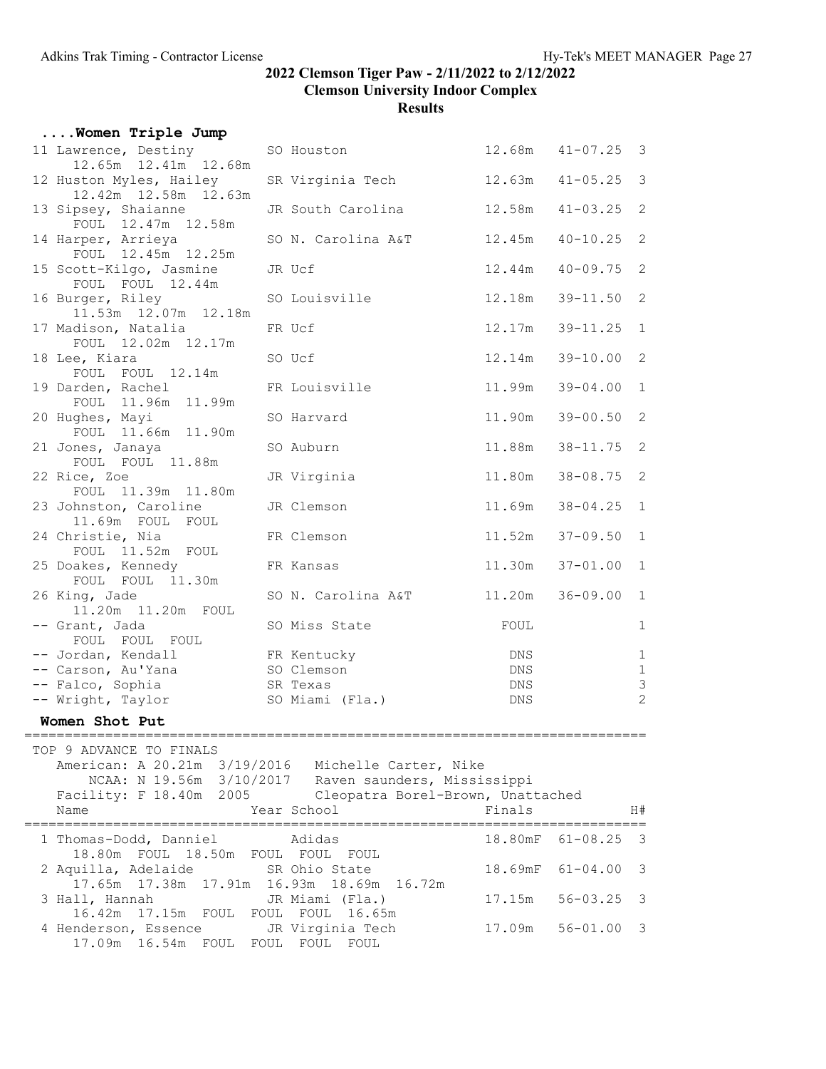## 2022 Clemson Tiger Paw - 2/11/2022 to 2/12/2022
## Clemson University Indoor Complex
## Results

### ....Women Triple Jump

| Place | Name | Year | School | Finals | | H# |
|---|---|---|---|---|---|---|
| 11 | Lawrence, Destiny | SO | Houston | 12.68m | 41-07.25 | 3 |
| | 12.65m 12.41m 12.68m | | | | | |
| 12 | Huston Myles, Hailey | SR | Virginia Tech | 12.63m | 41-05.25 | 3 |
| | 12.42m 12.58m 12.63m | | | | | |
| 13 | Sipsey, Shaianne | JR | South Carolina | 12.58m | 41-03.25 | 2 |
| | FOUL 12.47m 12.58m | | | | | |
| 14 | Harper, Arrieya | SO | N. Carolina A&T | 12.45m | 40-10.25 | 2 |
| | FOUL 12.45m 12.25m | | | | | |
| 15 | Scott-Kilgo, Jasmine | JR | Ucf | 12.44m | 40-09.75 | 2 |
| | FOUL FOUL 12.44m | | | | | |
| 16 | Burger, Riley | SO | Louisville | 12.18m | 39-11.50 | 2 |
| | 11.53m 12.07m 12.18m | | | | | |
| 17 | Madison, Natalia | FR | Ucf | 12.17m | 39-11.25 | 1 |
| | FOUL 12.02m 12.17m | | | | | |
| 18 | Lee, Kiara | SO | Ucf | 12.14m | 39-10.00 | 2 |
| | FOUL FOUL 12.14m | | | | | |
| 19 | Darden, Rachel | FR | Louisville | 11.99m | 39-04.00 | 1 |
| | FOUL 11.96m 11.99m | | | | | |
| 20 | Hughes, Mayi | SO | Harvard | 11.90m | 39-00.50 | 2 |
| | FOUL 11.66m 11.90m | | | | | |
| 21 | Jones, Janaya | SO | Auburn | 11.88m | 38-11.75 | 2 |
| | FOUL FOUL 11.88m | | | | | |
| 22 | Rice, Zoe | JR | Virginia | 11.80m | 38-08.75 | 2 |
| | FOUL 11.39m 11.80m | | | | | |
| 23 | Johnston, Caroline | JR | Clemson | 11.69m | 38-04.25 | 1 |
| | 11.69m FOUL FOUL | | | | | |
| 24 | Christie, Nia | FR | Clemson | 11.52m | 37-09.50 | 1 |
| | FOUL 11.52m FOUL | | | | | |
| 25 | Doakes, Kennedy | FR | Kansas | 11.30m | 37-01.00 | 1 |
| | FOUL FOUL 11.30m | | | | | |
| 26 | King, Jade | SO | N. Carolina A&T | 11.20m | 36-09.00 | 1 |
| | 11.20m 11.20m FOUL | | | | | |
| -- | Grant, Jada | SO | Miss State | FOUL | | 1 |
| | FOUL FOUL FOUL | | | | | |
| -- | Jordan, Kendall | FR | Kentucky | DNS | | 1 |
| -- | Carson, Au'Yana | SO | Clemson | DNS | | 1 |
| -- | Falco, Sophia | SR | Texas | DNS | | 3 |
| -- | Wright, Taylor | SO | Miami (Fla.) | DNS | | 2 |

### Women Shot Put

TOP 9 ADVANCE TO FINALS

American: A 20.21m 3/19/2016 Michelle Carter, Nike
NCAA: N 19.56m 3/10/2017 Raven saunders, Mississippi
Facility: F 18.40m 2005 Cleopatra Borel-Brown, Unattached

| Place | Name | Year | School | Finals | | H# |
|---|---|---|---|---|---|---|
| 1 | Thomas-Dodd, Danniel | | Adidas | 18.80mF | 61-08.25 | 3 |
| | 18.80m FOUL 18.50m FOUL FOUL FOUL | | | | | |
| 2 | Aquilla, Adelaide | SR | Ohio State | 18.69mF | 61-04.00 | 3 |
| | 17.65m 17.38m 17.91m 16.93m 18.69m 16.72m | | | | | |
| 3 | Hall, Hannah | JR | Miami (Fla.) | 17.15m | 56-03.25 | 3 |
| | 16.42m 17.15m FOUL FOUL FOUL 16.65m | | | | | |
| 4 | Henderson, Essence | JR | Virginia Tech | 17.09m | 56-01.00 | 3 |
| | 17.09m 16.54m FOUL FOUL FOUL FOUL | | | | | |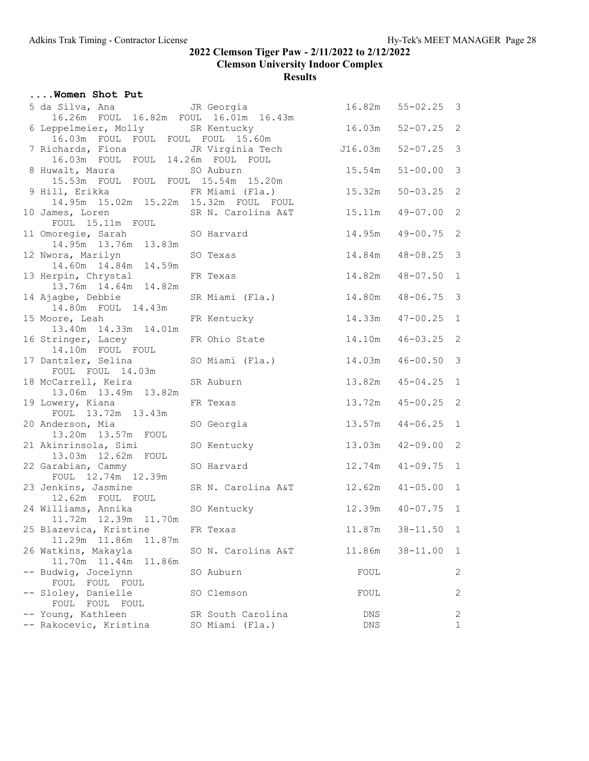# 2022 Clemson Tiger Paw - 2/11/2022 to 2/12/2022

## Clemson University Indoor Complex

### Results

**....Women Shot Put**

| Place | Name | Year | School | Mark | Imperial | Flight |
|---|---|---|---|---|---|---|
| 5 | da Silva, Ana | JR | Georgia | 16.82m | 55-02.25 | 3 |
| | 16.26m FOUL 16.82m FOUL 16.01m 16.43m | | | | | |
| 6 | Leppelmeier, Molly | SR | Kentucky | 16.03m | 52-07.25 | 2 |
| | 16.03m FOUL FOUL FOUL FOUL 15.60m | | | | | |
| 7 | Richards, Fiona | JR | Virginia Tech | J16.03m | 52-07.25 | 3 |
| | 16.03m FOUL FOUL 14.26m FOUL FOUL | | | | | |
| 8 | Huwalt, Maura | SO | Auburn | 15.54m | 51-00.00 | 3 |
| | 15.53m FOUL FOUL FOUL 15.54m 15.20m | | | | | |
| 9 | Hill, Erikka | FR | Miami (Fla.) | 15.32m | 50-03.25 | 2 |
| | 14.95m 15.02m 15.22m 15.32m FOUL FOUL | | | | | |
| 10 | James, Loren | SR | N. Carolina A&T | 15.11m | 49-07.00 | 2 |
| | FOUL 15.11m FOUL | | | | | |
| 11 | Omoregie, Sarah | SO | Harvard | 14.95m | 49-00.75 | 2 |
| | 14.95m 13.76m 13.83m | | | | | |
| 12 | Nwora, Marilyn | SO | Texas | 14.84m | 48-08.25 | 3 |
| | 14.60m 14.84m 14.59m | | | | | |
| 13 | Herpin, Chrystal | FR | Texas | 14.82m | 48-07.50 | 1 |
| | 13.76m 14.64m 14.82m | | | | | |
| 14 | Ajagbe, Debbie | SR | Miami (Fla.) | 14.80m | 48-06.75 | 3 |
| | 14.80m FOUL 14.43m | | | | | |
| 15 | Moore, Leah | FR | Kentucky | 14.33m | 47-00.25 | 1 |
| | 13.40m 14.33m 14.01m | | | | | |
| 16 | Stringer, Lacey | FR | Ohio State | 14.10m | 46-03.25 | 2 |
| | 14.10m FOUL FOUL | | | | | |
| 17 | Dantzler, Selina | SO | Miami (Fla.) | 14.03m | 46-00.50 | 3 |
| | FOUL FOUL 14.03m | | | | | |
| 18 | McCarrell, Keira | SR | Auburn | 13.82m | 45-04.25 | 1 |
| | 13.06m 13.49m 13.82m | | | | | |
| 19 | Lowery, Kiana | FR | Texas | 13.72m | 45-00.25 | 2 |
| | FOUL 13.72m 13.43m | | | | | |
| 20 | Anderson, Mia | SO | Georgia | 13.57m | 44-06.25 | 1 |
| | 13.20m 13.57m FOUL | | | | | |
| 21 | Akinrinsola, Simi | SO | Kentucky | 13.03m | 42-09.00 | 2 |
| | 13.03m 12.62m FOUL | | | | | |
| 22 | Garabian, Cammy | SO | Harvard | 12.74m | 41-09.75 | 1 |
| | FOUL 12.74m 12.39m | | | | | |
| 23 | Jenkins, Jasmine | SR | N. Carolina A&T | 12.62m | 41-05.00 | 1 |
| | 12.62m FOUL FOUL | | | | | |
| 24 | Williams, Annika | SO | Kentucky | 12.39m | 40-07.75 | 1 |
| | 11.72m 12.39m 11.70m | | | | | |
| 25 | Blazevica, Kristine | FR | Texas | 11.87m | 38-11.50 | 1 |
| | 11.29m 11.86m 11.87m | | | | | |
| 26 | Watkins, Makayla | SO | N. Carolina A&T | 11.86m | 38-11.00 | 1 |
| | 11.70m 11.44m 11.86m | | | | | |
| -- | Budwig, Jocelynn | SO | Auburn | FOUL | | 2 |
| | FOUL FOUL FOUL | | | | | |
| -- | Sloley, Danielle | SO | Clemson | FOUL | | 2 |
| | FOUL FOUL FOUL | | | | | |
| -- | Young, Kathleen | SR | South Carolina | DNS | | 2 |
| -- | Rakocevic, Kristina | SO | Miami (Fla.) | DNS | | 1 |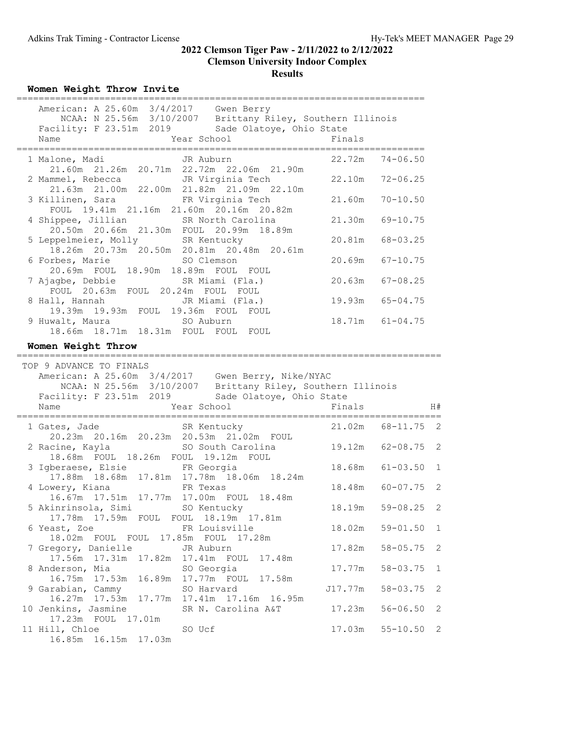## 2022 Clemson Tiger Paw - 2/11/2022 to 2/12/2022

### Clemson University Indoor Complex

### Results

#### Women Weight Throw Invite

American: A 25.60m 3/4/2017 Gwen Berry
NCAA: N 25.56m 3/10/2007 Brittany Riley, Southern Illinois
Facility: F 23.51m 2019 Sade Olatoye, Ohio State

| Place | Name | Year | School | Finals | |
|---|---|---|---|---|---|
| 1 | Malone, Madi | JR | Auburn | 22.72m | 74-06.50 |
| | 21.60m 21.26m 20.71m 22.72m 22.06m 21.90m | | | | |
| 2 | Mammel, Rebecca | JR | Virginia Tech | 22.10m | 72-06.25 |
| | 21.63m 21.00m 22.00m 21.82m 21.09m 22.10m | | | | |
| 3 | Killinen, Sara | FR | Virginia Tech | 21.60m | 70-10.50 |
| | FOUL 19.41m 21.16m 21.60m 20.16m 20.82m | | | | |
| 4 | Shippee, Jillian | SR | North Carolina | 21.30m | 69-10.75 |
| | 20.50m 20.66m 21.30m FOUL 20.99m 18.89m | | | | |
| 5 | Leppelmeier, Molly | SR | Kentucky | 20.81m | 68-03.25 |
| | 18.26m 20.73m 20.50m 20.81m 20.48m 20.61m | | | | |
| 6 | Forbes, Marie | SO | Clemson | 20.69m | 67-10.75 |
| | 20.69m FOUL 18.90m 18.89m FOUL FOUL | | | | |
| 7 | Ajagbe, Debbie | SR | Miami (Fla.) | 20.63m | 67-08.25 |
| | FOUL 20.63m FOUL 20.24m FOUL FOUL | | | | |
| 8 | Hall, Hannah | JR | Miami (Fla.) | 19.93m | 65-04.75 |
| | 19.39m 19.93m FOUL 19.36m FOUL FOUL | | | | |
| 9 | Huwalt, Maura | SO | Auburn | 18.71m | 61-04.75 |
| | 18.66m 18.71m 18.31m FOUL FOUL FOUL | | | | |

#### Women Weight Throw

TOP 9 ADVANCE TO FINALS
American: A 25.60m 3/4/2017 Gwen Berry, Nike/NYAC
NCAA: N 25.56m 3/10/2007 Brittany Riley, Southern Illinois
Facility: F 23.51m 2019 Sade Olatoye, Ohio State

| Place | Name | Year | School | Finals | | H# |
|---|---|---|---|---|---|---|
| 1 | Gates, Jade | SR | Kentucky | 21.02m | 68-11.75 | 2 |
| | 20.23m 20.16m 20.23m 20.53m 21.02m FOUL | | | | | |
| 2 | Racine, Kayla | SO | South Carolina | 19.12m | 62-08.75 | 2 |
| | 18.68m FOUL 18.26m FOUL 19.12m FOUL | | | | | |
| 3 | Igberaese, Elsie | FR | Georgia | 18.68m | 61-03.50 | 1 |
| | 17.88m 18.68m 17.81m 17.78m 18.06m 18.24m | | | | | |
| 4 | Lowery, Kiana | FR | Texas | 18.48m | 60-07.75 | 2 |
| | 16.67m 17.51m 17.77m 17.00m FOUL 18.48m | | | | | |
| 5 | Akinrinsola, Simi | SO | Kentucky | 18.19m | 59-08.25 | 2 |
| | 17.78m 17.59m FOUL FOUL 18.19m 17.81m | | | | | |
| 6 | Yeast, Zoe | FR | Louisville | 18.02m | 59-01.50 | 1 |
| | 18.02m FOUL FOUL 17.85m FOUL 17.28m | | | | | |
| 7 | Gregory, Danielle | JR | Auburn | 17.82m | 58-05.75 | 2 |
| | 17.56m 17.31m 17.82m 17.41m FOUL 17.48m | | | | | |
| 8 | Anderson, Mia | SO | Georgia | 17.77m | 58-03.75 | 1 |
| | 16.75m 17.53m 16.89m 17.77m FOUL 17.58m | | | | | |
| 9 | Garabian, Cammy | SO | Harvard | J17.77m | 58-03.75 | 2 |
| | 16.27m 17.53m 17.77m 17.41m 17.16m 16.95m | | | | | |
| 10 | Jenkins, Jasmine | SR | N. Carolina A&T | 17.23m | 56-06.50 | 2 |
| | 17.23m FOUL 17.01m | | | | | |
| 11 | Hill, Chloe | SO | Ucf | 17.03m | 55-10.50 | 2 |
| | 16.85m 16.15m 17.03m | | | | | |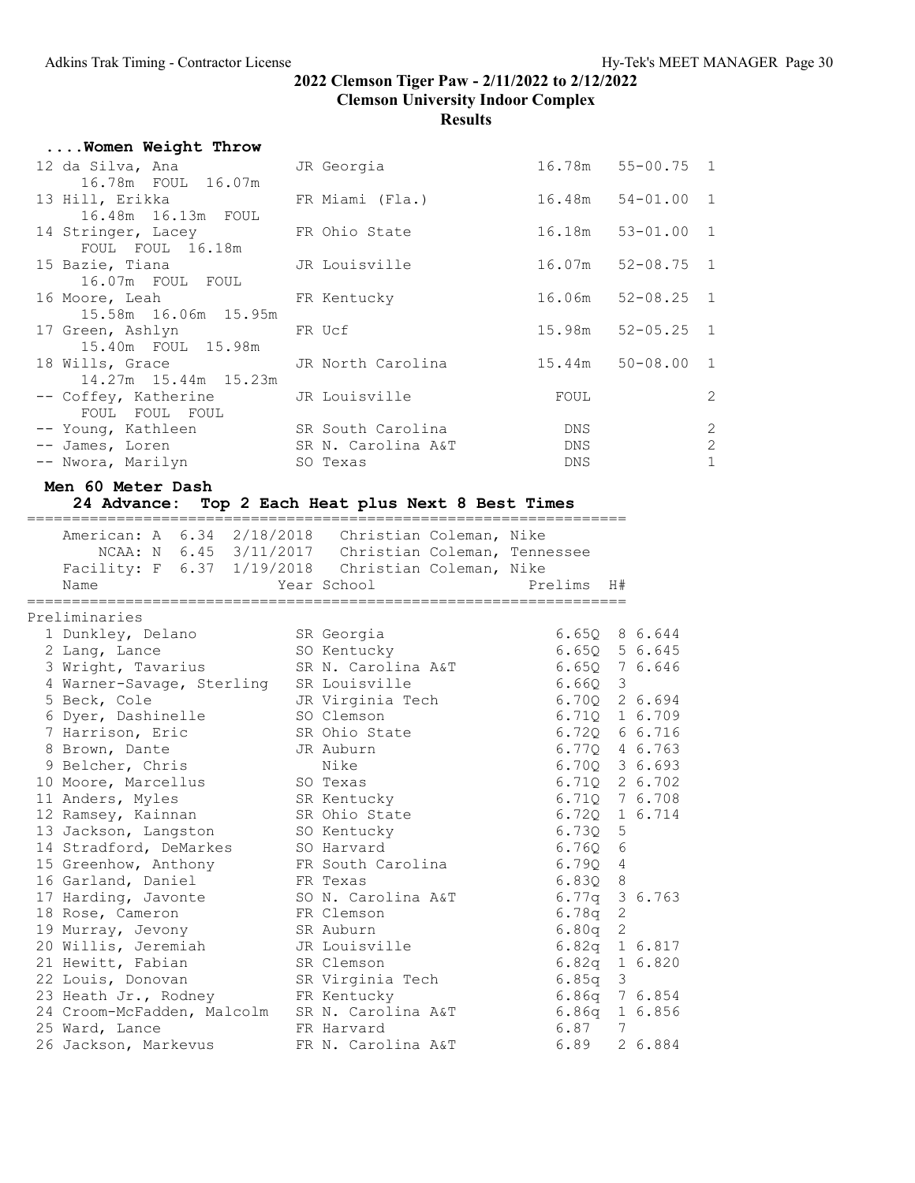# 2022 Clemson Tiger Paw - 2/11/2022 to 2/12/2022

## Clemson University Indoor Complex

## Results

### ....Women Weight Throw

| Place | Name | Year | School | Finals | | Flight |
|---|---|---|---|---|---|---|
| 12 | da Silva, Ana | JR | Georgia | 16.78m | 55-00.75 | 1 |
| | 16.78m FOUL 16.07m | | | | | |
| 13 | Hill, Erikka | FR | Miami (Fla.) | 16.48m | 54-01.00 | 1 |
| | 16.48m 16.13m FOUL | | | | | |
| 14 | Stringer, Lacey | FR | Ohio State | 16.18m | 53-01.00 | 1 |
| | FOUL FOUL 16.18m | | | | | |
| 15 | Bazie, Tiana | JR | Louisville | 16.07m | 52-08.75 | 1 |
| | 16.07m FOUL FOUL | | | | | |
| 16 | Moore, Leah | FR | Kentucky | 16.06m | 52-08.25 | 1 |
| | 15.58m 16.06m 15.95m | | | | | |
| 17 | Green, Ashlyn | FR | Ucf | 15.98m | 52-05.25 | 1 |
| | 15.40m FOUL 15.98m | | | | | |
| 18 | Wills, Grace | JR | North Carolina | 15.44m | 50-08.00 | 1 |
| | 14.27m 15.44m 15.23m | | | | | |
| -- | Coffey, Katherine | JR | Louisville | FOUL | | 2 |
| | FOUL FOUL FOUL | | | | | |
| -- | Young, Kathleen | SR | South Carolina | DNS | | 2 |
| -- | James, Loren | SR | N. Carolina A&T | DNS | | 2 |
| -- | Nwora, Marilyn | SO | Texas | DNS | | 1 |

### Men 60 Meter Dash

**24 Advance: Top 2 Each Heat plus Next 8 Best Times**

American: A 6.34 2/18/2018 Christian Coleman, Nike
NCAA: N 6.45 3/11/2017 Christian Coleman, Tennessee
Facility: F 6.37 1/19/2018 Christian Coleman, Nike

**Preliminaries**

| Place | Name | Year | School | Prelims | H# | |
|---|---|---|---|---|---|---|
| 1 | Dunkley, Delano | SR | Georgia | 6.65Q | 8 | 6.644 |
| 2 | Lang, Lance | SO | Kentucky | 6.65Q | 5 | 6.645 |
| 3 | Wright, Tavarius | SR | N. Carolina A&T | 6.65Q | 7 | 6.646 |
| 4 | Warner-Savage, Sterling | SR | Louisville | 6.66Q | 3 | |
| 5 | Beck, Cole | JR | Virginia Tech | 6.70Q | 2 | 6.694 |
| 6 | Dyer, Dashinelle | SO | Clemson | 6.71Q | 1 | 6.709 |
| 7 | Harrison, Eric | SR | Ohio State | 6.72Q | 6 | 6.716 |
| 8 | Brown, Dante | JR | Auburn | 6.77Q | 4 | 6.763 |
| 9 | Belcher, Chris | | Nike | 6.70Q | 3 | 6.693 |
| 10 | Moore, Marcellus | SO | Texas | 6.71Q | 2 | 6.702 |
| 11 | Anders, Myles | SR | Kentucky | 6.71Q | 7 | 6.708 |
| 12 | Ramsey, Kainnan | SR | Ohio State | 6.72Q | 1 | 6.714 |
| 13 | Jackson, Langston | SO | Kentucky | 6.73Q | 5 | |
| 14 | Stradford, DeMarkes | SO | Harvard | 6.76Q | 6 | |
| 15 | Greenhow, Anthony | FR | South Carolina | 6.79Q | 4 | |
| 16 | Garland, Daniel | FR | Texas | 6.83Q | 8 | |
| 17 | Harding, Javonte | SO | N. Carolina A&T | 6.77q | 3 | 6.763 |
| 18 | Rose, Cameron | FR | Clemson | 6.78q | 2 | |
| 19 | Murray, Jevony | SR | Auburn | 6.80q | 2 | |
| 20 | Willis, Jeremiah | JR | Louisville | 6.82q | 1 | 6.817 |
| 21 | Hewitt, Fabian | SR | Clemson | 6.82q | 1 | 6.820 |
| 22 | Louis, Donovan | SR | Virginia Tech | 6.85q | 3 | |
| 23 | Heath Jr., Rodney | FR | Kentucky | 6.86q | 7 | 6.854 |
| 24 | Croom-McFadden, Malcolm | SR | N. Carolina A&T | 6.86q | 1 | 6.856 |
| 25 | Ward, Lance | FR | Harvard | 6.87 | 7 | |
| 26 | Jackson, Markevus | FR | N. Carolina A&T | 6.89 | 2 | 6.884 |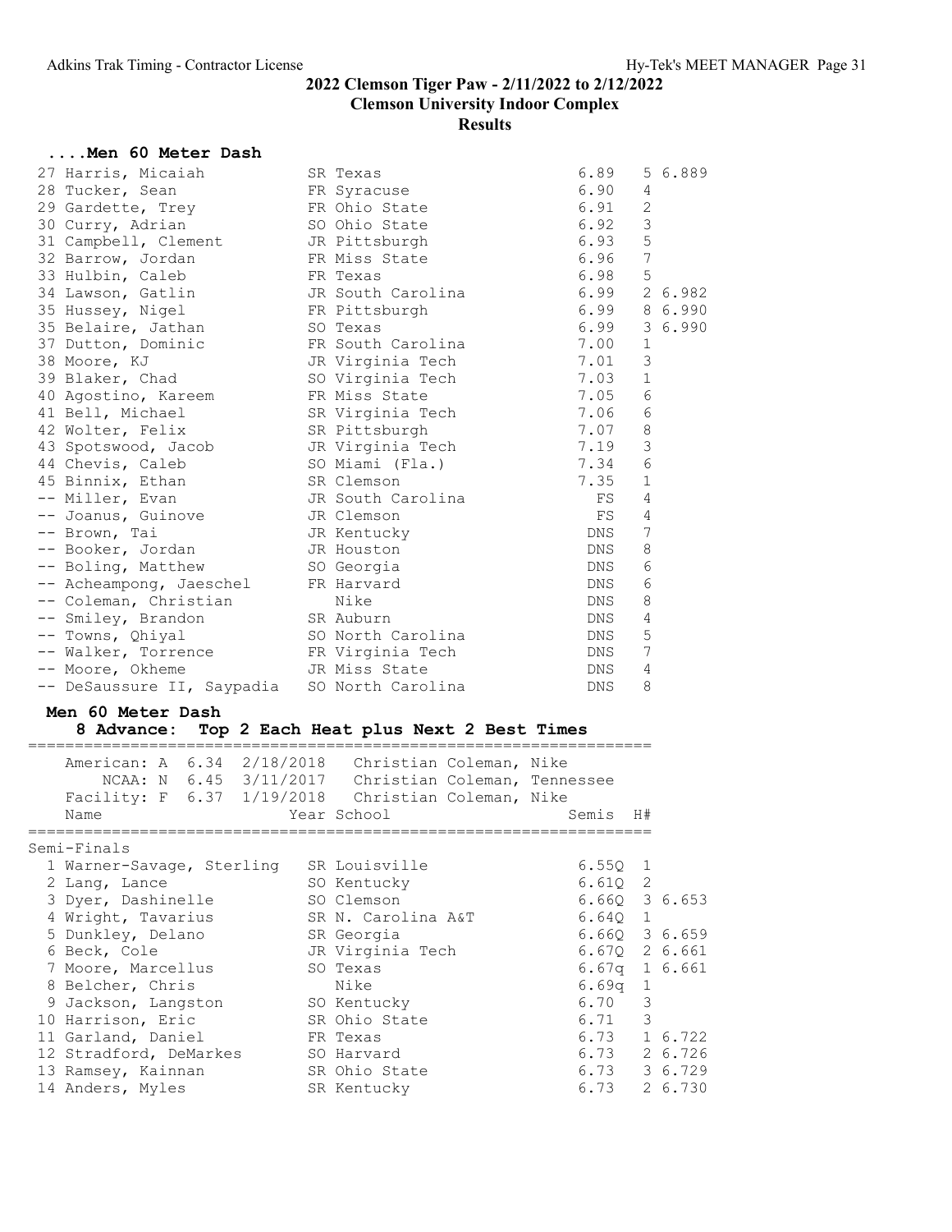## 2022 Clemson Tiger Paw - 2/11/2022 to 2/12/2022

**Clemson University Indoor Complex**

**Results**

### ....Men 60 Meter Dash

| Place | Name | Year | School | Time | H# | |
|---|---|---|---|---|---|---|
| 27 | Harris, Micaiah | SR | Texas | 6.89 | 5 | 6.889 |
| 28 | Tucker, Sean | FR | Syracuse | 6.90 | 4 | |
| 29 | Gardette, Trey | FR | Ohio State | 6.91 | 2 | |
| 30 | Curry, Adrian | SO | Ohio State | 6.92 | 3 | |
| 31 | Campbell, Clement | JR | Pittsburgh | 6.93 | 5 | |
| 32 | Barrow, Jordan | FR | Miss State | 6.96 | 7 | |
| 33 | Hulbin, Caleb | FR | Texas | 6.98 | 5 | |
| 34 | Lawson, Gatlin | JR | South Carolina | 6.99 | 2 | 6.982 |
| 35 | Hussey, Nigel | FR | Pittsburgh | 6.99 | 8 | 6.990 |
| 35 | Belaire, Jathan | SO | Texas | 6.99 | 3 | 6.990 |
| 37 | Dutton, Dominic | FR | South Carolina | 7.00 | 1 | |
| 38 | Moore, KJ | JR | Virginia Tech | 7.01 | 3 | |
| 39 | Blaker, Chad | SO | Virginia Tech | 7.03 | 1 | |
| 40 | Agostino, Kareem | FR | Miss State | 7.05 | 6 | |
| 41 | Bell, Michael | SR | Virginia Tech | 7.06 | 6 | |
| 42 | Wolter, Felix | SR | Pittsburgh | 7.07 | 8 | |
| 43 | Spotswood, Jacob | JR | Virginia Tech | 7.19 | 3 | |
| 44 | Chevis, Caleb | SO | Miami (Fla.) | 7.34 | 6 | |
| 45 | Binnix, Ethan | SR | Clemson | 7.35 | 1 | |
| -- | Miller, Evan | JR | South Carolina | FS | 4 | |
| -- | Joanus, Guinove | JR | Clemson | FS | 4 | |
| -- | Brown, Tai | JR | Kentucky | DNS | 7 | |
| -- | Booker, Jordan | JR | Houston | DNS | 8 | |
| -- | Boling, Matthew | SO | Georgia | DNS | 6 | |
| -- | Acheampong, Jaeschel | FR | Harvard | DNS | 6 | |
| -- | Coleman, Christian | | Nike | DNS | 8 | |
| -- | Smiley, Brandon | SR | Auburn | DNS | 4 | |
| -- | Towns, Qhiyal | SO | North Carolina | DNS | 5 | |
| -- | Walker, Torrence | FR | Virginia Tech | DNS | 7 | |
| -- | Moore, Okheme | JR | Miss State | DNS | 4 | |
| -- | DeSaussure II, Saypadia | SO | North Carolina | DNS | 8 | |

### Men 60 Meter Dash

**8 Advance: Top 2 Each Heat plus Next 2 Best Times**

American: A 6.34 2/18/2018 Christian Coleman, Nike
NCAA: N 6.45 3/11/2017 Christian Coleman, Tennessee
Facility: F 6.37 1/19/2018 Christian Coleman, Nike

Semi-Finals

| Place | Name | Year | School | Semis | H# | |
|---|---|---|---|---|---|---|
| 1 | Warner-Savage, Sterling | SR | Louisville | 6.55Q | 1 | |
| 2 | Lang, Lance | SO | Kentucky | 6.61Q | 2 | |
| 3 | Dyer, Dashinelle | SO | Clemson | 6.66Q | 3 | 6.653 |
| 4 | Wright, Tavarius | SR | N. Carolina A&T | 6.64Q | 1 | |
| 5 | Dunkley, Delano | SR | Georgia | 6.66Q | 3 | 6.659 |
| 6 | Beck, Cole | JR | Virginia Tech | 6.67Q | 2 | 6.661 |
| 7 | Moore, Marcellus | SO | Texas | 6.67q | 1 | 6.661 |
| 8 | Belcher, Chris | | Nike | 6.69q | 1 | |
| 9 | Jackson, Langston | SO | Kentucky | 6.70 | 3 | |
| 10 | Harrison, Eric | SR | Ohio State | 6.71 | 3 | |
| 11 | Garland, Daniel | FR | Texas | 6.73 | 1 | 6.722 |
| 12 | Stradford, DeMarkes | SO | Harvard | 6.73 | 2 | 6.726 |
| 13 | Ramsey, Kainnan | SR | Ohio State | 6.73 | 3 | 6.729 |
| 14 | Anders, Myles | SR | Kentucky | 6.73 | 2 | 6.730 |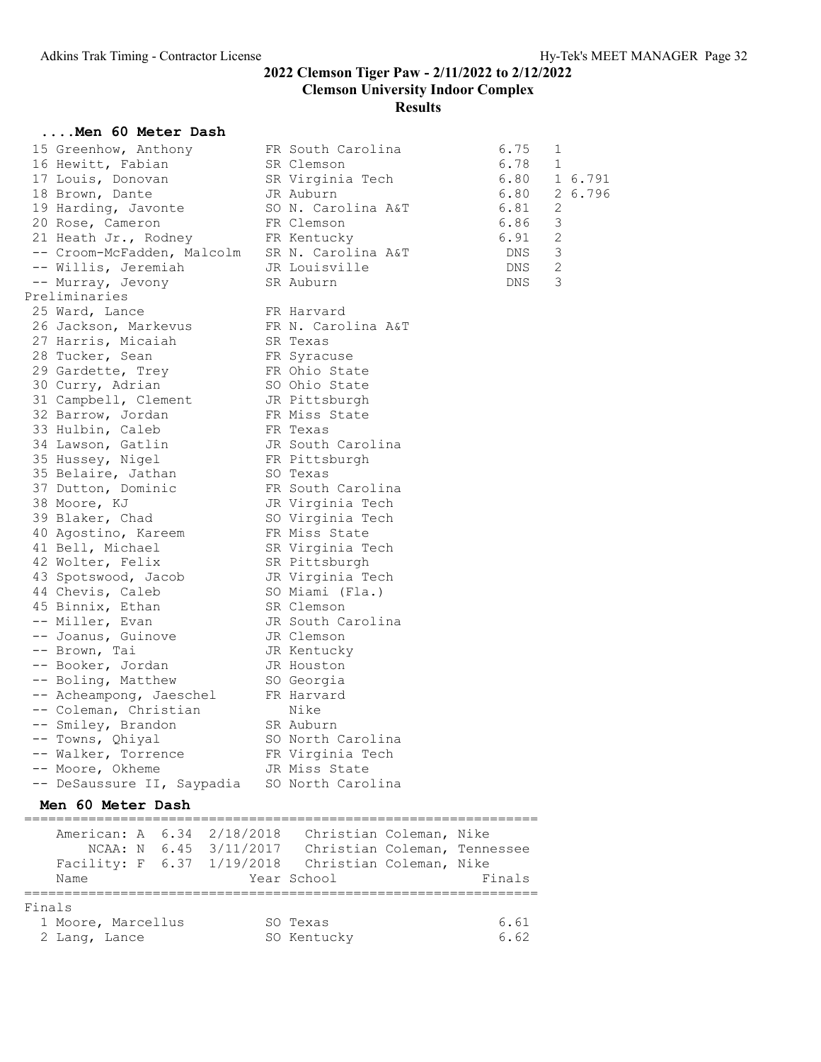## 2022 Clemson Tiger Paw - 2/11/2022 to 2/12/2022

**Clemson University Indoor Complex**

**Results**

### ....Men 60 Meter Dash

| Place | Name | Year | School | Time | Heat | Tiebreak |
|---|---|---|---|---|---|---|
| 15 | Greenhow, Anthony | FR | South Carolina | 6.75 | 1 | |
| 16 | Hewitt, Fabian | SR | Clemson | 6.78 | 1 | |
| 17 | Louis, Donovan | SR | Virginia Tech | 6.80 | 1 | 6.791 |
| 18 | Brown, Dante | JR | Auburn | 6.80 | 2 | 6.796 |
| 19 | Harding, Javonte | SO | N. Carolina A&T | 6.81 | 2 | |
| 20 | Rose, Cameron | FR | Clemson | 6.86 | 3 | |
| 21 | Heath Jr., Rodney | FR | Kentucky | 6.91 | 2 | |
| -- | Croom-McFadden, Malcolm | SR | N. Carolina A&T | DNS | 3 | |
| -- | Willis, Jeremiah | JR | Louisville | DNS | 2 | |
| -- | Murray, Jevony | SR | Auburn | DNS | 3 | |

Preliminaries

| Place | Name | Year | School |
|---|---|---|---|
| 25 | Ward, Lance | FR | Harvard |
| 26 | Jackson, Markevus | FR | N. Carolina A&T |
| 27 | Harris, Micaiah | SR | Texas |
| 28 | Tucker, Sean | FR | Syracuse |
| 29 | Gardette, Trey | FR | Ohio State |
| 30 | Curry, Adrian | SO | Ohio State |
| 31 | Campbell, Clement | JR | Pittsburgh |
| 32 | Barrow, Jordan | FR | Miss State |
| 33 | Hulbin, Caleb | FR | Texas |
| 34 | Lawson, Gatlin | JR | South Carolina |
| 35 | Hussey, Nigel | FR | Pittsburgh |
| 35 | Belaire, Jathan | SO | Texas |
| 37 | Dutton, Dominic | FR | South Carolina |
| 38 | Moore, KJ | JR | Virginia Tech |
| 39 | Blaker, Chad | SO | Virginia Tech |
| 40 | Agostino, Kareem | FR | Miss State |
| 41 | Bell, Michael | SR | Virginia Tech |
| 42 | Wolter, Felix | SR | Pittsburgh |
| 43 | Spotswood, Jacob | JR | Virginia Tech |
| 44 | Chevis, Caleb | SO | Miami (Fla.) |
| 45 | Binnix, Ethan | SR | Clemson |
| -- | Miller, Evan | JR | South Carolina |
| -- | Joanus, Guinove | JR | Clemson |
| -- | Brown, Tai | JR | Kentucky |
| -- | Booker, Jordan | JR | Houston |
| -- | Boling, Matthew | SO | Georgia |
| -- | Acheampong, Jaeschel | FR | Harvard |
| -- | Coleman, Christian | | Nike |
| -- | Smiley, Brandon | SR | Auburn |
| -- | Towns, Qhiyal | SO | North Carolina |
| -- | Walker, Torrence | FR | Virginia Tech |
| -- | Moore, Okheme | JR | Miss State |
| -- | DeSaussure II, Saypadia | SO | North Carolina |

### Men 60 Meter Dash

| Record | | Mark | Date | Holder |
|---|---|---|---|---|
| American: | A | 6.34 | 2/18/2018 | Christian Coleman, Nike |
| NCAA: | N | 6.45 | 3/11/2017 | Christian Coleman, Tennessee |
| Facility: | F | 6.37 | 1/19/2018 | Christian Coleman, Nike |

Finals

| Place | Name | Year | School | Finals |
|---|---|---|---|---|
| 1 | Moore, Marcellus | SO | Texas | 6.61 |
| 2 | Lang, Lance | SO | Kentucky | 6.62 |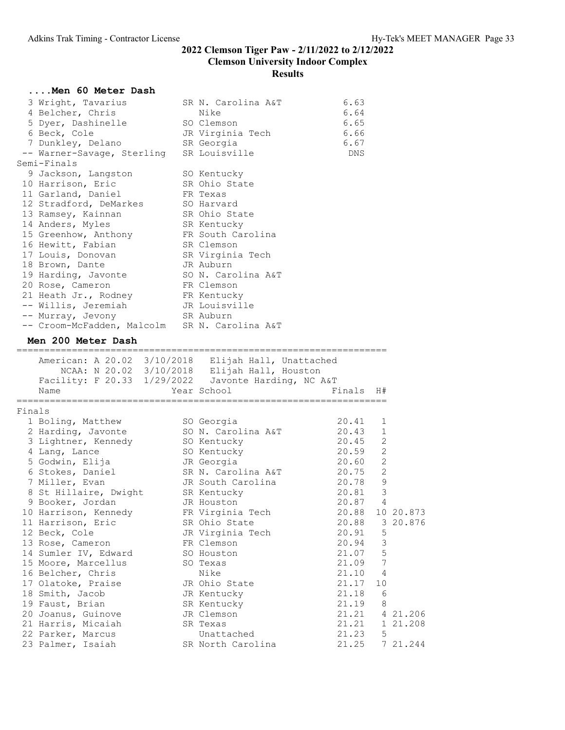## 2022 Clemson Tiger Paw - 2/11/2022 to 2/12/2022

**Clemson University Indoor Complex**

**Results**

### ....Men 60 Meter Dash

| Place | Name | Year | School | Finals |
|---|---|---|---|---|
| 3 | Wright, Tavarius | SR | N. Carolina A&T | 6.63 |
| 4 | Belcher, Chris | | Nike | 6.64 |
| 5 | Dyer, Dashinelle | SO | Clemson | 6.65 |
| 6 | Beck, Cole | JR | Virginia Tech | 6.66 |
| 7 | Dunkley, Delano | SR | Georgia | 6.67 |
| -- | Warner-Savage, Sterling | SR | Louisville | DNS |

Semi-Finals

| Place | Name | Year | School |
|---|---|---|---|
| 9 | Jackson, Langston | SO | Kentucky |
| 10 | Harrison, Eric | SR | Ohio State |
| 11 | Garland, Daniel | FR | Texas |
| 12 | Stradford, DeMarkes | SO | Harvard |
| 13 | Ramsey, Kainnan | SR | Ohio State |
| 14 | Anders, Myles | SR | Kentucky |
| 15 | Greenhow, Anthony | FR | South Carolina |
| 16 | Hewitt, Fabian | SR | Clemson |
| 17 | Louis, Donovan | SR | Virginia Tech |
| 18 | Brown, Dante | JR | Auburn |
| 19 | Harding, Javonte | SO | N. Carolina A&T |
| 20 | Rose, Cameron | FR | Clemson |
| 21 | Heath Jr., Rodney | FR | Kentucky |
| -- | Willis, Jeremiah | JR | Louisville |
| -- | Murray, Jevony | SR | Auburn |
| -- | Croom-McFadden, Malcolm | SR | N. Carolina A&T |

### Men 200 Meter Dash

American: A 20.02 3/10/2018 Elijah Hall, Unattached
NCAA: N 20.02 3/10/2018 Elijah Hall, Houston
Facility: F 20.33 1/29/2022 Javonte Harding, NC A&T

Finals

| Place | Name | Year | School | Finals | H# | |
|---|---|---|---|---|---|---|
| 1 | Boling, Matthew | SO | Georgia | 20.41 | 1 | |
| 2 | Harding, Javonte | SO | N. Carolina A&T | 20.43 | 1 | |
| 3 | Lightner, Kennedy | SO | Kentucky | 20.45 | 2 | |
| 4 | Lang, Lance | SO | Kentucky | 20.59 | 2 | |
| 5 | Godwin, Elija | JR | Georgia | 20.60 | 2 | |
| 6 | Stokes, Daniel | SR | N. Carolina A&T | 20.75 | 2 | |
| 7 | Miller, Evan | JR | South Carolina | 20.78 | 9 | |
| 8 | St Hillaire, Dwight | SR | Kentucky | 20.81 | 3 | |
| 9 | Booker, Jordan | JR | Houston | 20.87 | 4 | |
| 10 | Harrison, Kennedy | FR | Virginia Tech | 20.88 | 10 | 20.873 |
| 11 | Harrison, Eric | SR | Ohio State | 20.88 | 3 | 20.876 |
| 12 | Beck, Cole | JR | Virginia Tech | 20.91 | 5 | |
| 13 | Rose, Cameron | FR | Clemson | 20.94 | 3 | |
| 14 | Sumler IV, Edward | SO | Houston | 21.07 | 5 | |
| 15 | Moore, Marcellus | SO | Texas | 21.09 | 7 | |
| 16 | Belcher, Chris | | Nike | 21.10 | 4 | |
| 17 | Olatoke, Praise | JR | Ohio State | 21.17 | 10 | |
| 18 | Smith, Jacob | JR | Kentucky | 21.18 | 6 | |
| 19 | Faust, Brian | SR | Kentucky | 21.19 | 8 | |
| 20 | Joanus, Guinove | JR | Clemson | 21.21 | 4 | 21.206 |
| 21 | Harris, Micaiah | SR | Texas | 21.21 | 1 | 21.208 |
| 22 | Parker, Marcus | | Unattached | 21.23 | 5 | |
| 23 | Palmer, Isaiah | SR | North Carolina | 21.25 | 7 | 21.244 |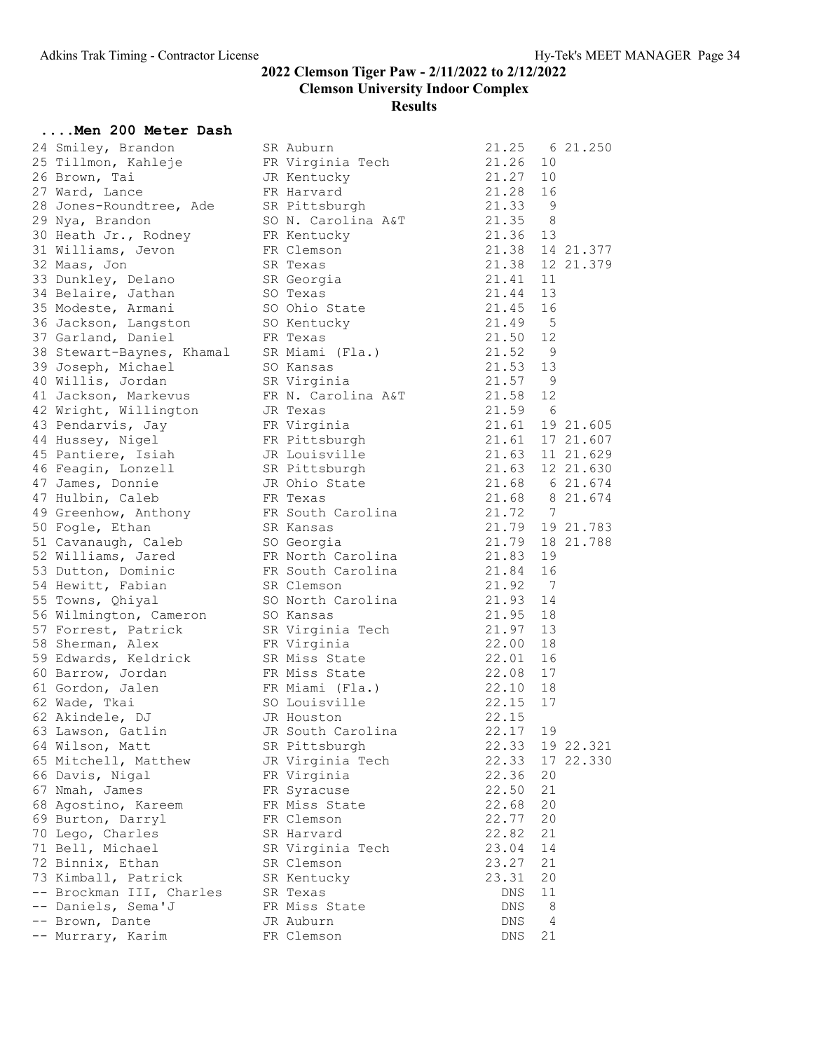## 2022 Clemson Tiger Paw - 2/11/2022 to 2/12/2022

**Clemson University Indoor Complex**

**Results**

### ....Men 200 Meter Dash

| Place | Name | Yr | School | Finals | H | Tie |
|---|---|---|---|---|---|---|
| 24 | Smiley, Brandon | SR | Auburn | 21.25 | 6 | 21.250 |
| 25 | Tillmon, Kahleje | FR | Virginia Tech | 21.26 | 10 | |
| 26 | Brown, Tai | JR | Kentucky | 21.27 | 10 | |
| 27 | Ward, Lance | FR | Harvard | 21.28 | 16 | |
| 28 | Jones-Roundtree, Ade | SR | Pittsburgh | 21.33 | 9 | |
| 29 | Nya, Brandon | SO | N. Carolina A&T | 21.35 | 8 | |
| 30 | Heath Jr., Rodney | FR | Kentucky | 21.36 | 13 | |
| 31 | Williams, Jevon | FR | Clemson | 21.38 | 14 | 21.377 |
| 32 | Maas, Jon | SR | Texas | 21.38 | 12 | 21.379 |
| 33 | Dunkley, Delano | SR | Georgia | 21.41 | 11 | |
| 34 | Belaire, Jathan | SO | Texas | 21.44 | 13 | |
| 35 | Modeste, Armani | SO | Ohio State | 21.45 | 16 | |
| 36 | Jackson, Langston | SO | Kentucky | 21.49 | 5 | |
| 37 | Garland, Daniel | FR | Texas | 21.50 | 12 | |
| 38 | Stewart-Baynes, Khamal | SR | Miami (Fla.) | 21.52 | 9 | |
| 39 | Joseph, Michael | SO | Kansas | 21.53 | 13 | |
| 40 | Willis, Jordan | SR | Virginia | 21.57 | 9 | |
| 41 | Jackson, Markevus | FR | N. Carolina A&T | 21.58 | 12 | |
| 42 | Wright, Willington | JR | Texas | 21.59 | 6 | |
| 43 | Pendarvis, Jay | FR | Virginia | 21.61 | 19 | 21.605 |
| 44 | Hussey, Nigel | FR | Pittsburgh | 21.61 | 17 | 21.607 |
| 45 | Pantiere, Isiah | JR | Louisville | 21.63 | 11 | 21.629 |
| 46 | Feagin, Lonzell | SR | Pittsburgh | 21.63 | 12 | 21.630 |
| 47 | James, Donnie | JR | Ohio State | 21.68 | 6 | 21.674 |
| 47 | Hulbin, Caleb | FR | Texas | 21.68 | 8 | 21.674 |
| 49 | Greenhow, Anthony | FR | South Carolina | 21.72 | 7 | |
| 50 | Fogle, Ethan | SR | Kansas | 21.79 | 19 | 21.783 |
| 51 | Cavanaugh, Caleb | SO | Georgia | 21.79 | 18 | 21.788 |
| 52 | Williams, Jared | FR | North Carolina | 21.83 | 19 | |
| 53 | Dutton, Dominic | FR | South Carolina | 21.84 | 16 | |
| 54 | Hewitt, Fabian | SR | Clemson | 21.92 | 7 | |
| 55 | Towns, Qhiyal | SO | North Carolina | 21.93 | 14 | |
| 56 | Wilmington, Cameron | SO | Kansas | 21.95 | 18 | |
| 57 | Forrest, Patrick | SR | Virginia Tech | 21.97 | 13 | |
| 58 | Sherman, Alex | FR | Virginia | 22.00 | 18 | |
| 59 | Edwards, Keldrick | SR | Miss State | 22.01 | 16 | |
| 60 | Barrow, Jordan | FR | Miss State | 22.08 | 17 | |
| 61 | Gordon, Jalen | FR | Miami (Fla.) | 22.10 | 18 | |
| 62 | Wade, Tkai | SO | Louisville | 22.15 | 17 | |
| 62 | Akindele, DJ | JR | Houston | 22.15 | | |
| 63 | Lawson, Gatlin | JR | South Carolina | 22.17 | 19 | |
| 64 | Wilson, Matt | SR | Pittsburgh | 22.33 | 19 | 22.321 |
| 65 | Mitchell, Matthew | JR | Virginia Tech | 22.33 | 17 | 22.330 |
| 66 | Davis, Nigal | FR | Virginia | 22.36 | 20 | |
| 67 | Nmah, James | FR | Syracuse | 22.50 | 21 | |
| 68 | Agostino, Kareem | FR | Miss State | 22.68 | 20 | |
| 69 | Burton, Darryl | FR | Clemson | 22.77 | 20 | |
| 70 | Lego, Charles | SR | Harvard | 22.82 | 21 | |
| 71 | Bell, Michael | SR | Virginia Tech | 23.04 | 14 | |
| 72 | Binnix, Ethan | SR | Clemson | 23.27 | 21 | |
| 73 | Kimball, Patrick | SR | Kentucky | 23.31 | 20 | |
| -- | Brockman III, Charles | SR | Texas | DNS | 11 | |
| -- | Daniels, Sema'J | FR | Miss State | DNS | 8 | |
| -- | Brown, Dante | JR | Auburn | DNS | 4 | |
| -- | Murrary, Karim | FR | Clemson | DNS | 21 | |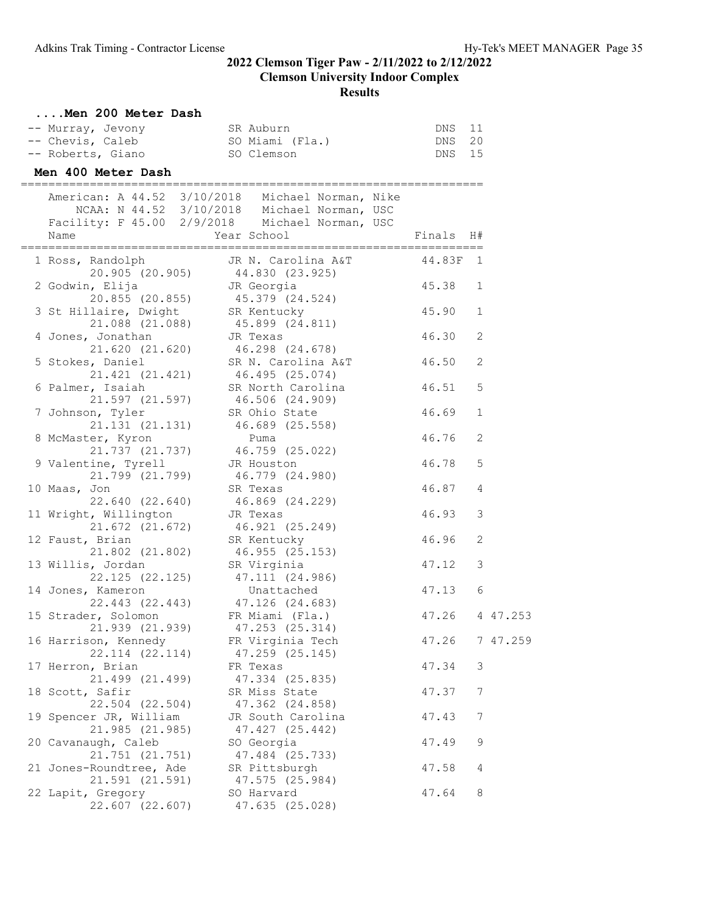## 2022 Clemson Tiger Paw - 2/11/2022 to 2/12/2022
## Clemson University Indoor Complex
## Results

### ....Men 200 Meter Dash

| Place | Name | Year | School | Finals | H# |
|---|---|---|---|---|---|
| -- | Murray, Jevony | SR | Auburn | DNS | 11 |
| -- | Chevis, Caleb | SO | Miami (Fla.) | DNS | 20 |
| -- | Roberts, Giano | SO | Clemson | DNS | 15 |

### Men 400 Meter Dash

American: A 44.52 3/10/2018 Michael Norman, Nike
NCAA: N 44.52 3/10/2018 Michael Norman, USC
Facility: F 45.00 2/9/2018 Michael Norman, USC

| Place | Name | Year | School | Finals | H# | Splits |
|---|---|---|---|---|---|---|
| 1 | Ross, Randolph | JR | N. Carolina A&T | 44.83F | 1 | 20.905 (20.905) 44.830 (23.925) |
| 2 | Godwin, Elija | JR | Georgia | 45.38 | 1 | 20.855 (20.855) 45.379 (24.524) |
| 3 | St Hillaire, Dwight | SR | Kentucky | 45.90 | 1 | 21.088 (21.088) 45.899 (24.811) |
| 4 | Jones, Jonathan | JR | Texas | 46.30 | 2 | 21.620 (21.620) 46.298 (24.678) |
| 5 | Stokes, Daniel | SR | N. Carolina A&T | 46.50 | 2 | 21.421 (21.421) 46.495 (25.074) |
| 6 | Palmer, Isaiah | SR | North Carolina | 46.51 | 5 | 21.597 (21.597) 46.506 (24.909) |
| 7 | Johnson, Tyler | SR | Ohio State | 46.69 | 1 | 21.131 (21.131) 46.689 (25.558) |
| 8 | McMaster, Kyron | | Puma | 46.76 | 2 | 21.737 (21.737) 46.759 (25.022) |
| 9 | Valentine, Tyrell | JR | Houston | 46.78 | 5 | 21.799 (21.799) 46.779 (24.980) |
| 10 | Maas, Jon | SR | Texas | 46.87 | 4 | 22.640 (22.640) 46.869 (24.229) |
| 11 | Wright, Willington | JR | Texas | 46.93 | 3 | 21.672 (21.672) 46.921 (25.249) |
| 12 | Faust, Brian | SR | Kentucky | 46.96 | 2 | 21.802 (21.802) 46.955 (25.153) |
| 13 | Willis, Jordan | SR | Virginia | 47.12 | 3 | 22.125 (22.125) 47.111 (24.986) |
| 14 | Jones, Kameron | | Unattached | 47.13 | 6 | 22.443 (22.443) 47.126 (24.683) |
| 15 | Strader, Solomon | FR | Miami (Fla.) | 47.26 | 4 47.253 | 21.939 (21.939) 47.253 (25.314) |
| 16 | Harrison, Kennedy | FR | Virginia Tech | 47.26 | 7 47.259 | 22.114 (22.114) 47.259 (25.145) |
| 17 | Herron, Brian | FR | Texas | 47.34 | 3 | 21.499 (21.499) 47.334 (25.835) |
| 18 | Scott, Safir | SR | Miss State | 47.37 | 7 | 22.504 (22.504) 47.362 (24.858) |
| 19 | Spencer JR, William | JR | South Carolina | 47.43 | 7 | 21.985 (21.985) 47.427 (25.442) |
| 20 | Cavanaugh, Caleb | SO | Georgia | 47.49 | 9 | 21.751 (21.751) 47.484 (25.733) |
| 21 | Jones-Roundtree, Ade | SR | Pittsburgh | 47.58 | 4 | 21.591 (21.591) 47.575 (25.984) |
| 22 | Lapit, Gregory | SO | Harvard | 47.64 | 8 | 22.607 (22.607) 47.635 (25.028) |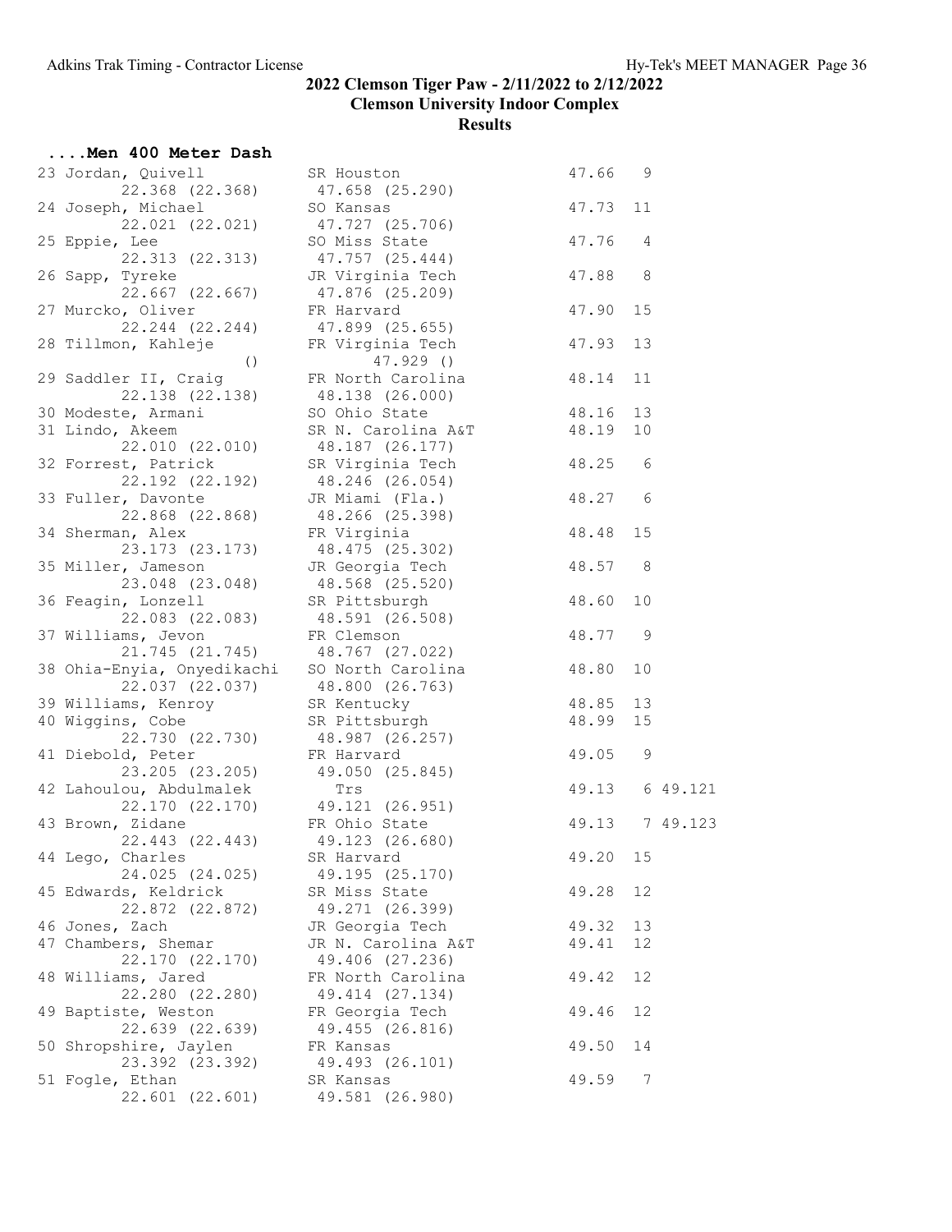## 2022 Clemson Tiger Paw - 2/11/2022 to 2/12/2022

### Clemson University Indoor Complex

### Results

#### ....Men 400 Meter Dash

```
 23 Jordan, Quivell          SR Houston                47.66   9
        22.368 (22.368)     47.658 (25.290)
 24 Joseph, Michael          SO Kansas                 47.73  11
        22.021 (22.021)     47.727 (25.706)
 25 Eppie, Lee               SO Miss State             47.76   4
        22.313 (22.313)     47.757 (25.444)
 26 Sapp, Tyreke             JR Virginia Tech          47.88   8
        22.667 (22.667)     47.876 (25.209)
 27 Murcko, Oliver           FR Harvard                47.90  15
        22.244 (22.244)     47.899 (25.655)
 28 Tillmon, Kahleje         FR Virginia Tech          47.93  13
                     ()          47.929 ()
 29 Saddler II, Craig        FR North Carolina         48.14  11
        22.138 (22.138)     48.138 (26.000)
 30 Modeste, Armani          SO Ohio State             48.16  13
 31 Lindo, Akeem             SR N. Carolina A&T        48.19  10
        22.010 (22.010)     48.187 (26.177)
 32 Forrest, Patrick         SR Virginia Tech          48.25   6
        22.192 (22.192)     48.246 (26.054)
 33 Fuller, Davonte          JR Miami (Fla.)           48.27   6
        22.868 (22.868)     48.266 (25.398)
 34 Sherman, Alex            FR Virginia               48.48  15
        23.173 (23.173)     48.475 (25.302)
 35 Miller, Jameson          JR Georgia Tech           48.57   8
        23.048 (23.048)     48.568 (25.520)
 36 Feagin, Lonzell          SR Pittsburgh             48.60  10
        22.083 (22.083)     48.591 (26.508)
 37 Williams, Jevon          FR Clemson                48.77   9
        21.745 (21.745)     48.767 (27.022)
 38 Ohia-Enyia, Onyedikachi  SO North Carolina         48.80  10
        22.037 (22.037)     48.800 (26.763)
 39 Williams, Kenroy         SR Kentucky               48.85  13
 40 Wiggins, Cobe            SR Pittsburgh             48.99  15
        22.730 (22.730)     48.987 (26.257)
 41 Diebold, Peter           FR Harvard                49.05   9
        23.205 (23.205)     49.050 (25.845)
 42 Lahoulou, Abdulmalek        Trs                    49.13   6 49.121
        22.170 (22.170)     49.121 (26.951)
 43 Brown, Zidane            FR Ohio State             49.13   7 49.123
        22.443 (22.443)     49.123 (26.680)
 44 Lego, Charles            SR Harvard                49.20  15
        24.025 (24.025)     49.195 (25.170)
 45 Edwards, Keldrick        SR Miss State             49.28  12
        22.872 (22.872)     49.271 (26.399)
 46 Jones, Zach              JR Georgia Tech           49.32  13
 47 Chambers, Shemar         JR N. Carolina A&T        49.41  12
        22.170 (22.170)     49.406 (27.236)
 48 Williams, Jared          FR North Carolina         49.42  12
        22.280 (22.280)     49.414 (27.134)
 49 Baptiste, Weston         FR Georgia Tech           49.46  12
        22.639 (22.639)     49.455 (26.816)
 50 Shropshire, Jaylen       FR Kansas                 49.50  14
        23.392 (23.392)     49.493 (26.101)
 51 Fogle, Ethan             SR Kansas                 49.59   7
        22.601 (22.601)     49.581 (26.980)
```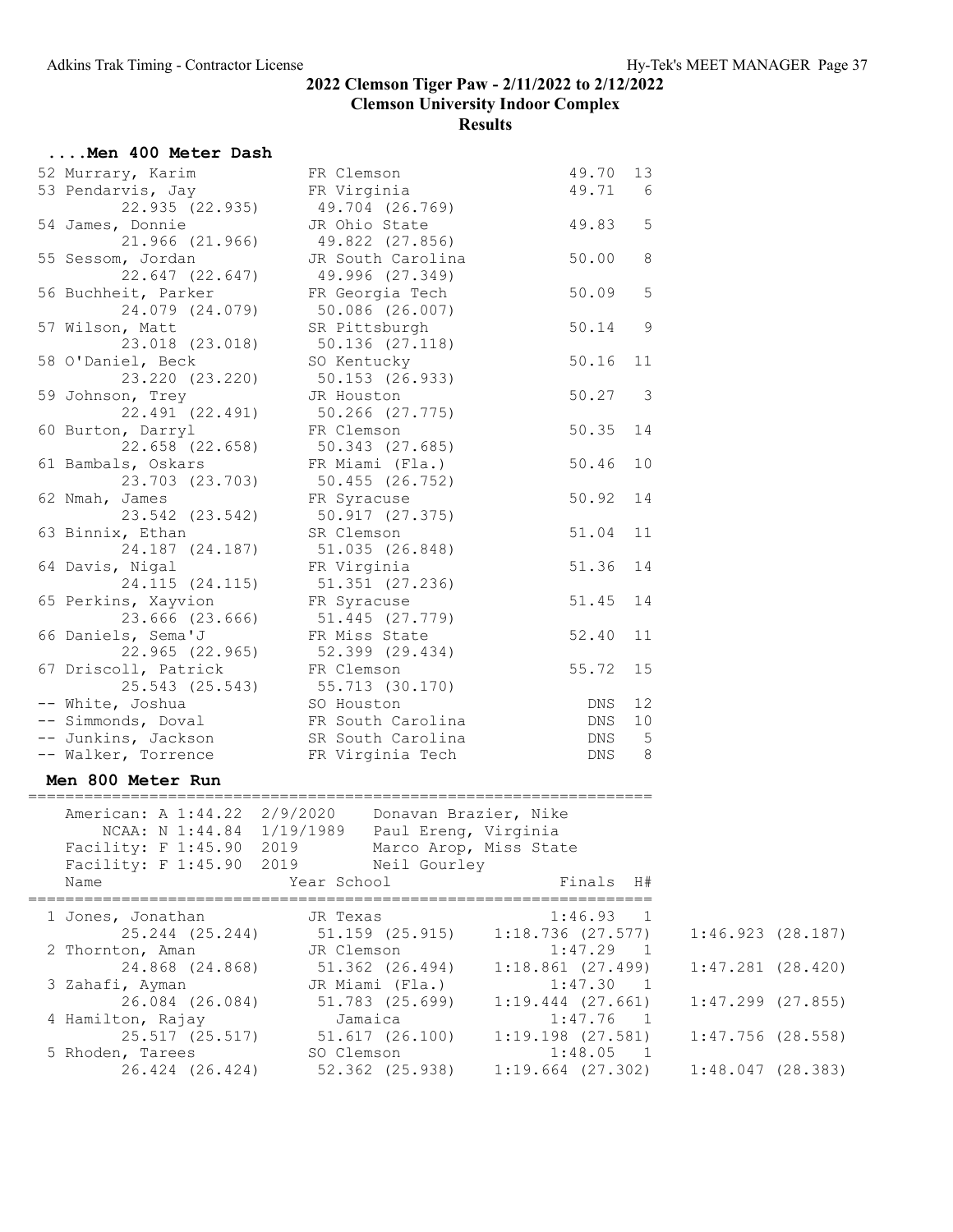## 2022 Clemson Tiger Paw - 2/11/2022 to 2/12/2022

### Clemson University Indoor Complex

### Results

#### ....Men 400 Meter Dash

| Place | Name | Year School | Finals | H# |
|---|---|---|---|---|
| 52 | Murrary, Karim | FR Clemson | 49.70 | 13 |
| 53 | Pendarvis, Jay | FR Virginia | 49.71 | 6 |
| | 22.935 (22.935) | 49.704 (26.769) | | |
| 54 | James, Donnie | JR Ohio State | 49.83 | 5 |
| | 21.966 (21.966) | 49.822 (27.856) | | |
| 55 | Sessom, Jordan | JR South Carolina | 50.00 | 8 |
| | 22.647 (22.647) | 49.996 (27.349) | | |
| 56 | Buchheit, Parker | FR Georgia Tech | 50.09 | 5 |
| | 24.079 (24.079) | 50.086 (26.007) | | |
| 57 | Wilson, Matt | SR Pittsburgh | 50.14 | 9 |
| | 23.018 (23.018) | 50.136 (27.118) | | |
| 58 | O'Daniel, Beck | SO Kentucky | 50.16 | 11 |
| | 23.220 (23.220) | 50.153 (26.933) | | |
| 59 | Johnson, Trey | JR Houston | 50.27 | 3 |
| | 22.491 (22.491) | 50.266 (27.775) | | |
| 60 | Burton, Darryl | FR Clemson | 50.35 | 14 |
| | 22.658 (22.658) | 50.343 (27.685) | | |
| 61 | Bambals, Oskars | FR Miami (Fla.) | 50.46 | 10 |
| | 23.703 (23.703) | 50.455 (26.752) | | |
| 62 | Nmah, James | FR Syracuse | 50.92 | 14 |
| | 23.542 (23.542) | 50.917 (27.375) | | |
| 63 | Binnix, Ethan | SR Clemson | 51.04 | 11 |
| | 24.187 (24.187) | 51.035 (26.848) | | |
| 64 | Davis, Nigal | FR Virginia | 51.36 | 14 |
| | 24.115 (24.115) | 51.351 (27.236) | | |
| 65 | Perkins, Xayvion | FR Syracuse | 51.45 | 14 |
| | 23.666 (23.666) | 51.445 (27.779) | | |
| 66 | Daniels, Sema'J | FR Miss State | 52.40 | 11 |
| | 22.965 (22.965) | 52.399 (29.434) | | |
| 67 | Driscoll, Patrick | FR Clemson | 55.72 | 15 |
| | 25.543 (25.543) | 55.713 (30.170) | | |
| -- | White, Joshua | SO Houston | DNS | 12 |
| -- | Simmonds, Doval | FR South Carolina | DNS | 10 |
| -- | Junkins, Jackson | SR South Carolina | DNS | 5 |
| -- | Walker, Torrence | FR Virginia Tech | DNS | 8 |

#### Men 800 Meter Run

American: A 1:44.22 2/9/2020 Donavan Brazier, Nike
NCAA: N 1:44.84 1/19/1989 Paul Ereng, Virginia
Facility: F 1:45.90 2019 Marco Arop, Miss State
Facility: F 1:45.90 2019 Neil Gourley

| Place | Name | Year School | Finals | H# | |
|---|---|---|---|---|---|
| 1 | Jones, Jonathan | JR Texas | 1:46.93 | 1 | |
| | 25.244 (25.244) | 51.159 (25.915) | 1:18.736 (27.577) | | 1:46.923 (28.187) |
| 2 | Thornton, Aman | JR Clemson | 1:47.29 | 1 | |
| | 24.868 (24.868) | 51.362 (26.494) | 1:18.861 (27.499) | | 1:47.281 (28.420) |
| 3 | Zahafi, Ayman | JR Miami (Fla.) | 1:47.30 | 1 | |
| | 26.084 (26.084) | 51.783 (25.699) | 1:19.444 (27.661) | | 1:47.299 (27.855) |
| 4 | Hamilton, Rajay | Jamaica | 1:47.76 | 1 | |
| | 25.517 (25.517) | 51.617 (26.100) | 1:19.198 (27.581) | | 1:47.756 (28.558) |
| 5 | Rhoden, Tarees | SO Clemson | 1:48.05 | 1 | |
| | 26.424 (26.424) | 52.362 (25.938) | 1:19.664 (27.302) | | 1:48.047 (28.383) |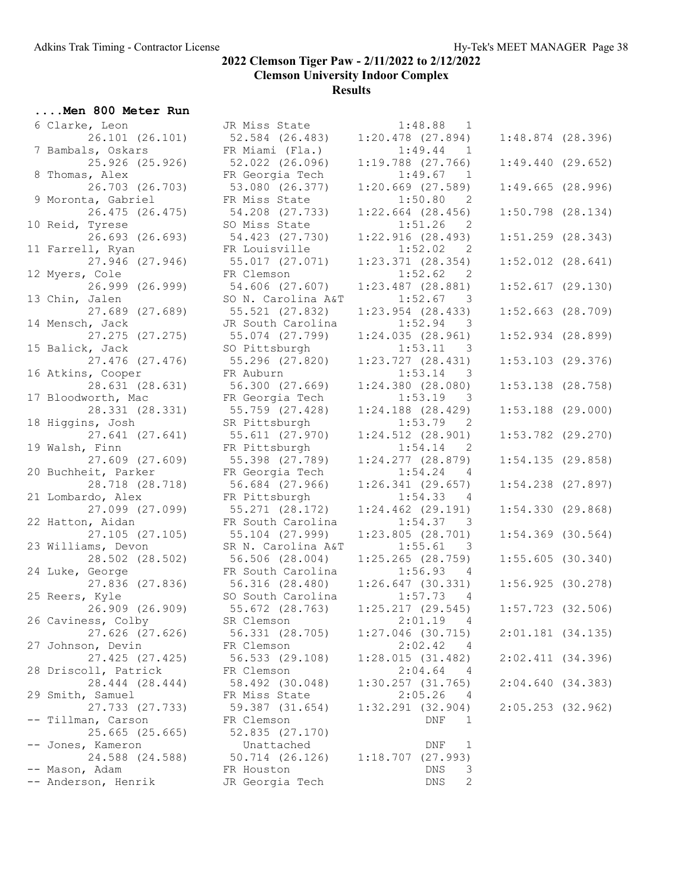## 2022 Clemson Tiger Paw - 2/11/2022 to 2/12/2022

## Clemson University Indoor Complex

## Results

### ....Men 800 Meter Run

```
  6 Clarke, Leon              JR Miss State             1:48.88   1 
         26.101 (26.101)      52.584 (26.483)    1:20.478 (27.894)    1:48.874 (28.396)
  7 Bambals, Oskars           FR Miami (Fla.)           1:49.44   1 
         25.926 (25.926)      52.022 (26.096)    1:19.788 (27.766)    1:49.440 (29.652)
  8 Thomas, Alex              FR Georgia Tech           1:49.67   1 
         26.703 (26.703)      53.080 (26.377)    1:20.669 (27.589)    1:49.665 (28.996)
  9 Moronta, Gabriel          FR Miss State             1:50.80   2 
         26.475 (26.475)      54.208 (27.733)    1:22.664 (28.456)    1:50.798 (28.134)
 10 Reid, Tyrese              SO Miss State             1:51.26   2 
         26.693 (26.693)      54.423 (27.730)    1:22.916 (28.493)    1:51.259 (28.343)
 11 Farrell, Ryan             FR Louisville             1:52.02   2 
         27.946 (27.946)      55.017 (27.071)    1:23.371 (28.354)    1:52.012 (28.641)
 12 Myers, Cole               FR Clemson                1:52.62   2 
         26.999 (26.999)      54.606 (27.607)    1:23.487 (28.881)    1:52.617 (29.130)
 13 Chin, Jalen               SO N. Carolina A&T        1:52.67   3 
         27.689 (27.689)      55.521 (27.832)    1:23.954 (28.433)    1:52.663 (28.709)
 14 Mensch, Jack              JR South Carolina         1:52.94   3 
         27.275 (27.275)      55.074 (27.799)    1:24.035 (28.961)    1:52.934 (28.899)
 15 Balick, Jack              SO Pittsburgh             1:53.11   3 
         27.476 (27.476)      55.296 (27.820)    1:23.727 (28.431)    1:53.103 (29.376)
 16 Atkins, Cooper            FR Auburn                 1:53.14   3 
         28.631 (28.631)      56.300 (27.669)    1:24.380 (28.080)    1:53.138 (28.758)
 17 Bloodworth, Mac           FR Georgia Tech           1:53.19   3 
         28.331 (28.331)      55.759 (27.428)    1:24.188 (28.429)    1:53.188 (29.000)
 18 Higgins, Josh             SR Pittsburgh             1:53.79   2 
         27.641 (27.641)      55.611 (27.970)    1:24.512 (28.901)    1:53.782 (29.270)
 19 Walsh, Finn               FR Pittsburgh             1:54.14   2 
         27.609 (27.609)      55.398 (27.789)    1:24.277 (28.879)    1:54.135 (29.858)
 20 Buchheit, Parker          FR Georgia Tech           1:54.24   4 
         28.718 (28.718)      56.684 (27.966)    1:26.341 (29.657)    1:54.238 (27.897)
 21 Lombardo, Alex            FR Pittsburgh             1:54.33   4 
         27.099 (27.099)      55.271 (28.172)    1:24.462 (29.191)    1:54.330 (29.868)
 22 Hatton, Aidan             FR South Carolina         1:54.37   3 
         27.105 (27.105)      55.104 (27.999)    1:23.805 (28.701)    1:54.369 (30.564)
 23 Williams, Devon           SR N. Carolina A&T        1:55.61   3 
         28.502 (28.502)      56.506 (28.004)    1:25.265 (28.759)    1:55.605 (30.340)
 24 Luke, George              FR South Carolina         1:56.93   4 
         27.836 (27.836)      56.316 (28.480)    1:26.647 (30.331)    1:56.925 (30.278)
 25 Reers, Kyle               SO South Carolina         1:57.73   4 
         26.909 (26.909)      55.672 (28.763)    1:25.217 (29.545)    1:57.723 (32.506)
 26 Caviness, Colby           SR Clemson                2:01.19   4 
         27.626 (27.626)      56.331 (28.705)    1:27.046 (30.715)    2:01.181 (34.135)
 27 Johnson, Devin            FR Clemson                2:02.42   4 
         27.425 (27.425)      56.533 (29.108)    1:28.015 (31.482)    2:02.411 (34.396)
 28 Driscoll, Patrick         FR Clemson                2:04.64   4 
         28.444 (28.444)      58.492 (30.048)    1:30.257 (31.765)    2:04.640 (34.383)
 29 Smith, Samuel             FR Miss State             2:05.26   4 
         27.733 (27.733)      59.387 (31.654)    1:32.291 (32.904)    2:05.253 (32.962)
 -- Tillman, Carson           FR Clemson                    DNF   1 
         25.665 (25.665)      52.835 (27.170)
 -- Jones, Kameron               Unattached                 DNF   1 
         24.588 (24.588)      50.714 (26.126)    1:18.707 (27.993)
 -- Mason, Adam               FR Houston                    DNS   3 
 -- Anderson, Henrik          JR Georgia Tech               DNS   2 
```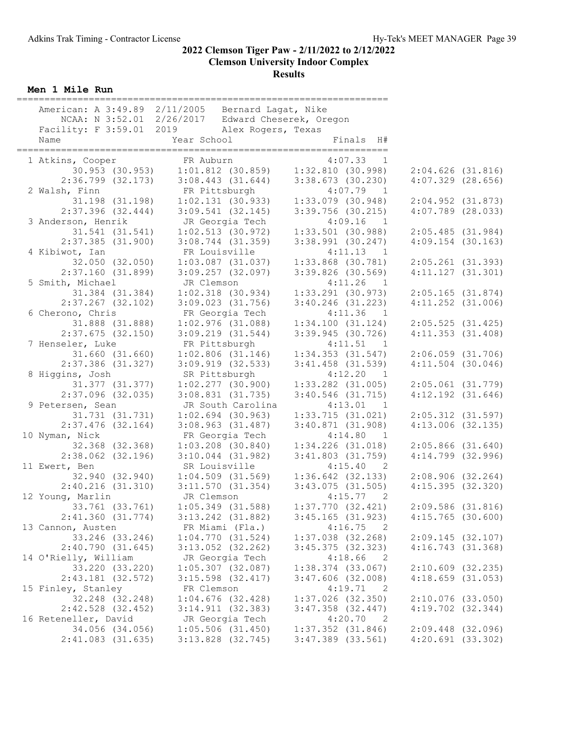# 2022 Clemson Tiger Paw - 2/11/2022 to 2/12/2022

## Clemson University Indoor Complex

## Results

### Men 1 Mile Run

American: A 3:49.89 2/11/2005 Bernard Lagat, Nike
NCAA: N 3:52.01 2/26/2017 Edward Cheserek, Oregon
Facility: F 3:59.01 2019 Alex Rogers, Texas

| Place | Name | Year | School | Finals | H# |
|---|---|---|---|---|---|
| 1 | Atkins, Cooper | FR | Auburn | 4:07.33 | 1 |
| | 30.953 (30.953) | 1:01.812 (30.859) | 1:32.810 (30.998) | 2:04.626 (31.816) | |
| | 2:36.799 (32.173) | 3:08.443 (31.644) | 3:38.673 (30.230) | 4:07.329 (28.656) | |
| 2 | Walsh, Finn | FR | Pittsburgh | 4:07.79 | 1 |
| | 31.198 (31.198) | 1:02.131 (30.933) | 1:33.079 (30.948) | 2:04.952 (31.873) | |
| | 2:37.396 (32.444) | 3:09.541 (32.145) | 3:39.756 (30.215) | 4:07.789 (28.033) | |
| 3 | Anderson, Henrik | JR | Georgia Tech | 4:09.16 | 1 |
| | 31.541 (31.541) | 1:02.513 (30.972) | 1:33.501 (30.988) | 2:05.485 (31.984) | |
| | 2:37.385 (31.900) | 3:08.744 (31.359) | 3:38.991 (30.247) | 4:09.154 (30.163) | |
| 4 | Kibiwot, Ian | FR | Louisville | 4:11.13 | 1 |
| | 32.050 (32.050) | 1:03.087 (31.037) | 1:33.868 (30.781) | 2:05.261 (31.393) | |
| | 2:37.160 (31.899) | 3:09.257 (32.097) | 3:39.826 (30.569) | 4:11.127 (31.301) | |
| 5 | Smith, Michael | JR | Clemson | 4:11.26 | 1 |
| | 31.384 (31.384) | 1:02.318 (30.934) | 1:33.291 (30.973) | 2:05.165 (31.874) | |
| | 2:37.267 (32.102) | 3:09.023 (31.756) | 3:40.246 (31.223) | 4:11.252 (31.006) | |
| 6 | Cherono, Chris | FR | Georgia Tech | 4:11.36 | 1 |
| | 31.888 (31.888) | 1:02.976 (31.088) | 1:34.100 (31.124) | 2:05.525 (31.425) | |
| | 2:37.675 (32.150) | 3:09.219 (31.544) | 3:39.945 (30.726) | 4:11.353 (31.408) | |
| 7 | Henseler, Luke | FR | Pittsburgh | 4:11.51 | 1 |
| | 31.660 (31.660) | 1:02.806 (31.146) | 1:34.353 (31.547) | 2:06.059 (31.706) | |
| | 2:37.386 (31.327) | 3:09.919 (32.533) | 3:41.458 (31.539) | 4:11.504 (30.046) | |
| 8 | Higgins, Josh | SR | Pittsburgh | 4:12.20 | 1 |
| | 31.377 (31.377) | 1:02.277 (30.900) | 1:33.282 (31.005) | 2:05.061 (31.779) | |
| | 2:37.096 (32.035) | 3:08.831 (31.735) | 3:40.546 (31.715) | 4:12.192 (31.646) | |
| 9 | Petersen, Sean | JR | South Carolina | 4:13.01 | 1 |
| | 31.731 (31.731) | 1:02.694 (30.963) | 1:33.715 (31.021) | 2:05.312 (31.597) | |
| | 2:37.476 (32.164) | 3:08.963 (31.487) | 3:40.871 (31.908) | 4:13.006 (32.135) | |
| 10 | Nyman, Nick | FR | Georgia Tech | 4:14.80 | 1 |
| | 32.368 (32.368) | 1:03.208 (30.840) | 1:34.226 (31.018) | 2:05.866 (31.640) | |
| | 2:38.062 (32.196) | 3:10.044 (31.982) | 3:41.803 (31.759) | 4:14.799 (32.996) | |
| 11 | Ewert, Ben | SR | Louisville | 4:15.40 | 2 |
| | 32.940 (32.940) | 1:04.509 (31.569) | 1:36.642 (32.133) | 2:08.906 (32.264) | |
| | 2:40.216 (31.310) | 3:11.570 (31.354) | 3:43.075 (31.505) | 4:15.395 (32.320) | |
| 12 | Young, Marlin | JR | Clemson | 4:15.77 | 2 |
| | 33.761 (33.761) | 1:05.349 (31.588) | 1:37.770 (32.421) | 2:09.586 (31.816) | |
| | 2:41.360 (31.774) | 3:13.242 (31.882) | 3:45.165 (31.923) | 4:15.765 (30.600) | |
| 13 | Cannon, Austen | FR | Miami (Fla.) | 4:16.75 | 2 |
| | 33.246 (33.246) | 1:04.770 (31.524) | 1:37.038 (32.268) | 2:09.145 (32.107) | |
| | 2:40.790 (31.645) | 3:13.052 (32.262) | 3:45.375 (32.323) | 4:16.743 (31.368) | |
| 14 | O'Rielly, William | JR | Georgia Tech | 4:18.66 | 2 |
| | 33.220 (33.220) | 1:05.307 (32.087) | 1:38.374 (33.067) | 2:10.609 (32.235) | |
| | 2:43.181 (32.572) | 3:15.598 (32.417) | 3:47.606 (32.008) | 4:18.659 (31.053) | |
| 15 | Finley, Stanley | FR | Clemson | 4:19.71 | 2 |
| | 32.248 (32.248) | 1:04.676 (32.428) | 1:37.026 (32.350) | 2:10.076 (33.050) | |
| | 2:42.528 (32.452) | 3:14.911 (32.383) | 3:47.358 (32.447) | 4:19.702 (32.344) | |
| 16 | Reteneller, David | JR | Georgia Tech | 4:20.70 | 2 |
| | 34.056 (34.056) | 1:05.506 (31.450) | 1:37.352 (31.846) | 2:09.448 (32.096) | |
| | 2:41.083 (31.635) | 3:13.828 (32.745) | 3:47.389 (33.561) | 4:20.691 (33.302) | |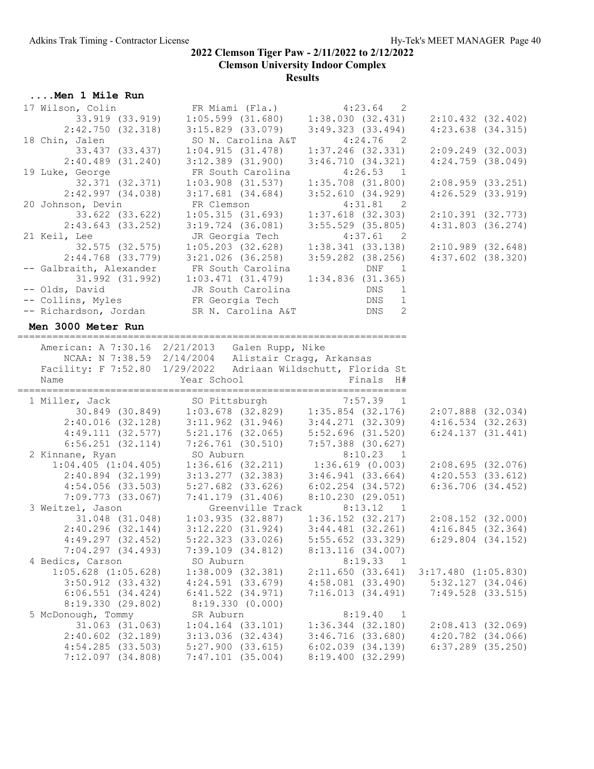## ....Men 1 Mile Run

```
 17 Wilson, Colin              FR Miami (Fla.)          4:23.64   2 
         33.919 (33.919)    1:05.599 (31.680)    1:38.030 (32.431)    2:10.432 (32.402)
       2:42.750 (32.318)    3:15.829 (33.079)    3:49.323 (33.494)    4:23.638 (34.315)
 18 Chin, Jalen                SO N. Carolina A&T       4:24.76   2 
         33.437 (33.437)    1:04.915 (31.478)    1:37.246 (32.331)    2:09.249 (32.003)
       2:40.489 (31.240)    3:12.389 (31.900)    3:46.710 (34.321)    4:24.759 (38.049)
 19 Luke, George               FR South Carolina        4:26.53   1 
         32.371 (32.371)    1:03.908 (31.537)    1:35.708 (31.800)    2:08.959 (33.251)
       2:42.997 (34.038)    3:17.681 (34.684)    3:52.610 (34.929)    4:26.529 (33.919)
 20 Johnson, Devin             FR Clemson               4:31.81   2 
         33.622 (33.622)    1:05.315 (31.693)    1:37.618 (32.303)    2:10.391 (32.773)
       2:43.643 (33.252)    3:19.724 (36.081)    3:55.529 (35.805)    4:31.803 (36.274)
 21 Keil, Lee                  JR Georgia Tech          4:37.61   2 
         32.575 (32.575)    1:05.203 (32.628)    1:38.341 (33.138)    2:10.989 (32.648)
       2:44.768 (33.779)    3:21.026 (36.258)    3:59.282 (38.256)    4:37.602 (38.320)
 -- Galbraith, Alexander       FR South Carolina            DNF   1 
         31.992 (31.992)    1:03.471 (31.479)    1:34.836 (31.365)
 -- Olds, David                JR South Carolina            DNS   1 
 -- Collins, Myles             FR Georgia Tech              DNS   1 
 -- Richardson, Jordan         SR N. Carolina A&T           DNS   2 
```

## Men 3000 Meter Run

```
===================================================================
    American: A 7:30.16  2/21/2013   Galen Rupp, Nike              
        NCAA: N 7:38.59  2/14/2004   Alistair Cragg, Arkansas      
    Facility: F 7:52.80  1/29/2022   Adriaan Wildschutt, Florida St
    Name                    Year School                  Finals  H# 
===================================================================
  1 Miller, Jack               SO Pittsburgh            7:57.39   1 
         30.849 (30.849)    1:03.678 (32.829)    1:35.854 (32.176)    2:07.888 (32.034)
       2:40.016 (32.128)    3:11.962 (31.946)    3:44.271 (32.309)    4:16.534 (32.263)
       4:49.111 (32.577)    5:21.176 (32.065)    5:52.696 (31.520)    6:24.137 (31.441)
       6:56.251 (32.114)    7:26.761 (30.510)    7:57.388 (30.627)
  2 Kinnane, Ryan              SO Auburn                8:10.23   1 
     1:04.405 (1:04.405)    1:36.616 (32.211)    1:36.619 (0.003)     2:08.695 (32.076)
       2:40.894 (32.199)    3:13.277 (32.383)    3:46.941 (33.664)    4:20.553 (33.612)
       4:54.056 (33.503)    5:27.682 (33.626)    6:02.254 (34.572)    6:36.706 (34.452)
       7:09.773 (33.067)    7:41.179 (31.406)    8:10.230 (29.051)
  3 Weitzel, Jason                Greenville Track      8:13.12   1 
         31.048 (31.048)    1:03.935 (32.887)    1:36.152 (32.217)    2:08.152 (32.000)
       2:40.296 (32.144)    3:12.220 (31.924)    3:44.481 (32.261)    4:16.845 (32.364)
       4:49.297 (32.452)    5:22.323 (33.026)    5:55.652 (33.329)    6:29.804 (34.152)
       7:04.297 (34.493)    7:39.109 (34.812)    8:13.116 (34.007)
  4 Bedics, Carson             SO Auburn                8:19.33   1 
     1:05.628 (1:05.628)    1:38.009 (32.381)    2:11.650 (33.641)    3:17.480 (1:05.830)
       3:50.912 (33.432)    4:24.591 (33.679)    4:58.081 (33.490)    5:32.127 (34.046)
       6:06.551 (34.424)    6:41.522 (34.971)    7:16.013 (34.491)    7:49.528 (33.515)
       8:19.330 (29.802)    8:19.330 (0.000)
  5 McDonough, Tommy           SR Auburn                8:19.40   1 
         31.063 (31.063)    1:04.164 (33.101)    1:36.344 (32.180)    2:08.413 (32.069)
       2:40.602 (32.189)    3:13.036 (32.434)    3:46.716 (33.680)    4:20.782 (34.066)
       4:54.285 (33.503)    5:27.900 (33.615)    6:02.039 (34.139)    6:37.289 (35.250)
       7:12.097 (34.808)    7:47.101 (35.004)    8:19.400 (32.299)
```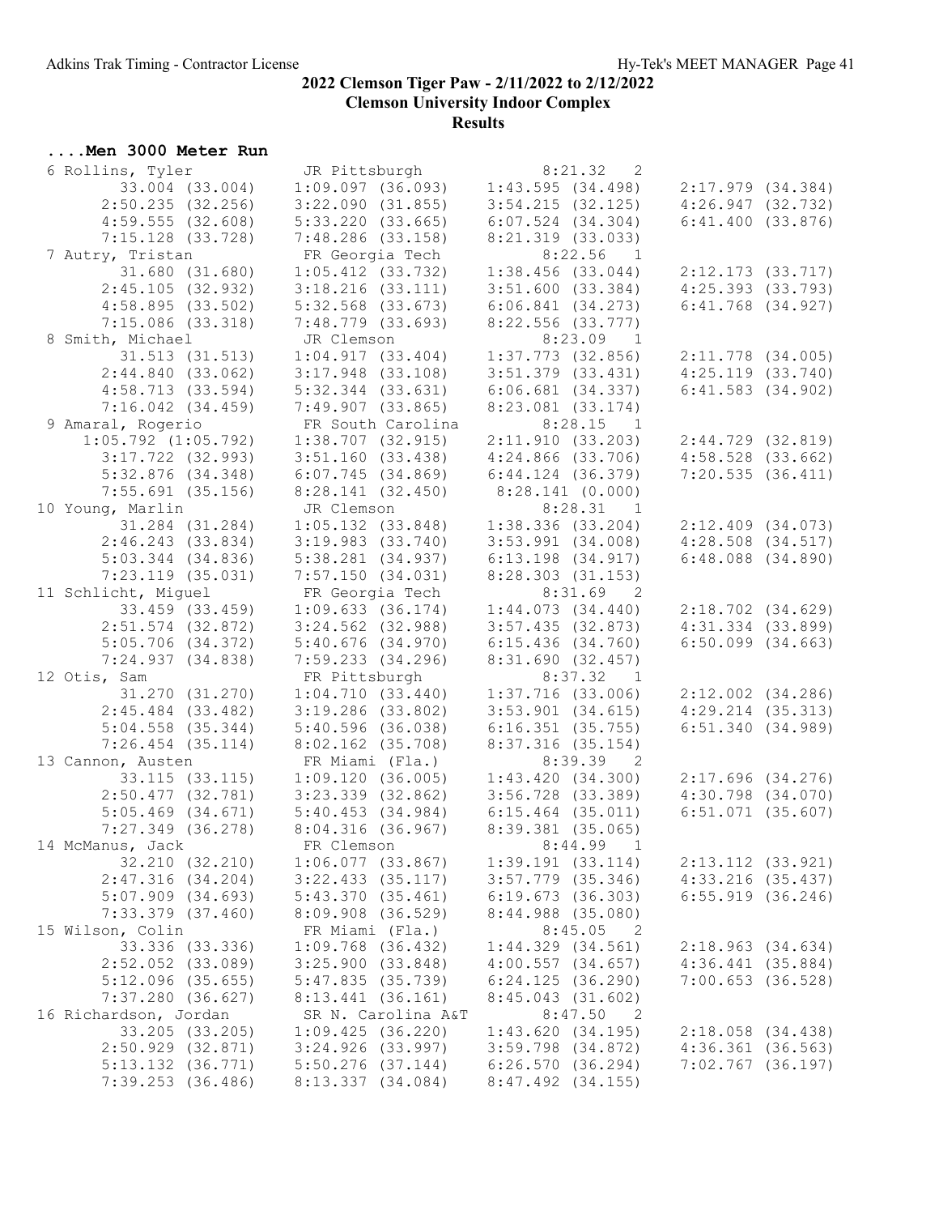## 2022 Clemson Tiger Paw - 2/11/2022 to 2/12/2022

## Clemson University Indoor Complex

## Results

### ....Men 3000 Meter Run

```
  6 Rollins, Tyler           JR Pittsburgh              8:21.32   2 
        33.004 (33.004)    1:09.097 (36.093)    1:43.595 (34.498)    2:17.979 (34.384)
      2:50.235 (32.256)    3:22.090 (31.855)    3:54.215 (32.125)    4:26.947 (32.732)
      4:59.555 (32.608)    5:33.220 (33.665)    6:07.524 (34.304)    6:41.400 (33.876)
      7:15.128 (33.728)    7:48.286 (33.158)    8:21.319 (33.033)
  7 Autry, Tristan           FR Georgia Tech            8:22.56   1 
        31.680 (31.680)    1:05.412 (33.732)    1:38.456 (33.044)    2:12.173 (33.717)
      2:45.105 (32.932)    3:18.216 (33.111)    3:51.600 (33.384)    4:25.393 (33.793)
      4:58.895 (33.502)    5:32.568 (33.673)    6:06.841 (34.273)    6:41.768 (34.927)
      7:15.086 (33.318)    7:48.779 (33.693)    8:22.556 (33.777)
  8 Smith, Michael           JR Clemson                 8:23.09   1 
        31.513 (31.513)    1:04.917 (33.404)    1:37.773 (32.856)    2:11.778 (34.005)
      2:44.840 (33.062)    3:17.948 (33.108)    3:51.379 (33.431)    4:25.119 (33.740)
      4:58.713 (33.594)    5:32.344 (33.631)    6:06.681 (34.337)    6:41.583 (34.902)
      7:16.042 (34.459)    7:49.907 (33.865)    8:23.081 (33.174)
  9 Amaral, Rogerio          FR South Carolina          8:28.15   1 
    1:05.792 (1:05.792)    1:38.707 (32.915)    2:11.910 (33.203)    2:44.729 (32.819)
      3:17.722 (32.993)    3:51.160 (33.438)    4:24.866 (33.706)    4:58.528 (33.662)
      5:32.876 (34.348)    6:07.745 (34.869)    6:44.124 (36.379)    7:20.535 (36.411)
      7:55.691 (35.156)    8:28.141 (32.450)    8:28.141 (0.000)
 10 Young, Marlin            JR Clemson                 8:28.31   1 
        31.284 (31.284)    1:05.132 (33.848)    1:38.336 (33.204)    2:12.409 (34.073)
      2:46.243 (33.834)    3:19.983 (33.740)    3:53.991 (34.008)    4:28.508 (34.517)
      5:03.344 (34.836)    5:38.281 (34.937)    6:13.198 (34.917)    6:48.088 (34.890)
      7:23.119 (35.031)    7:57.150 (34.031)    8:28.303 (31.153)
 11 Schlicht, Miguel         FR Georgia Tech            8:31.69   2 
        33.459 (33.459)    1:09.633 (36.174)    1:44.073 (34.440)    2:18.702 (34.629)
      2:51.574 (32.872)    3:24.562 (32.988)    3:57.435 (32.873)    4:31.334 (33.899)
      5:05.706 (34.372)    5:40.676 (34.970)    6:15.436 (34.760)    6:50.099 (34.663)
      7:24.937 (34.838)    7:59.233 (34.296)    8:31.690 (32.457)
 12 Otis, Sam                FR Pittsburgh              8:37.32   1 
        31.270 (31.270)    1:04.710 (33.440)    1:37.716 (33.006)    2:12.002 (34.286)
      2:45.484 (33.482)    3:19.286 (33.802)    3:53.901 (34.615)    4:29.214 (35.313)
      5:04.558 (35.344)    5:40.596 (36.038)    6:16.351 (35.755)    6:51.340 (34.989)
      7:26.454 (35.114)    8:02.162 (35.708)    8:37.316 (35.154)
 13 Cannon, Austen           FR Miami (Fla.)            8:39.39   2 
        33.115 (33.115)    1:09.120 (36.005)    1:43.420 (34.300)    2:17.696 (34.276)
      2:50.477 (32.781)    3:23.339 (32.862)    3:56.728 (33.389)    4:30.798 (34.070)
      5:05.469 (34.671)    5:40.453 (34.984)    6:15.464 (35.011)    6:51.071 (35.607)
      7:27.349 (36.278)    8:04.316 (36.967)    8:39.381 (35.065)
 14 McManus, Jack            FR Clemson                 8:44.99   1 
        32.210 (32.210)    1:06.077 (33.867)    1:39.191 (33.114)    2:13.112 (33.921)
      2:47.316 (34.204)    3:22.433 (35.117)    3:57.779 (35.346)    4:33.216 (35.437)
      5:07.909 (34.693)    5:43.370 (35.461)    6:19.673 (36.303)    6:55.919 (36.246)
      7:33.379 (37.460)    8:09.908 (36.529)    8:44.988 (35.080)
 15 Wilson, Colin            FR Miami (Fla.)            8:45.05   2 
        33.336 (33.336)    1:09.768 (36.432)    1:44.329 (34.561)    2:18.963 (34.634)
      2:52.052 (33.089)    3:25.900 (33.848)    4:00.557 (34.657)    4:36.441 (35.884)
      5:12.096 (35.655)    5:47.835 (35.739)    6:24.125 (36.290)    7:00.653 (36.528)
      7:37.280 (36.627)    8:13.441 (36.161)    8:45.043 (31.602)
 16 Richardson, Jordan       SR N. Carolina A&T         8:47.50   2 
        33.205 (33.205)    1:09.425 (36.220)    1:43.620 (34.195)    2:18.058 (34.438)
      2:50.929 (32.871)    3:24.926 (33.997)    3:59.798 (34.872)    4:36.361 (36.563)
      5:13.132 (36.771)    5:50.276 (37.144)    6:26.570 (36.294)    7:02.767 (36.197)
      7:39.253 (36.486)    8:13.337 (34.084)    8:47.492 (34.155)
```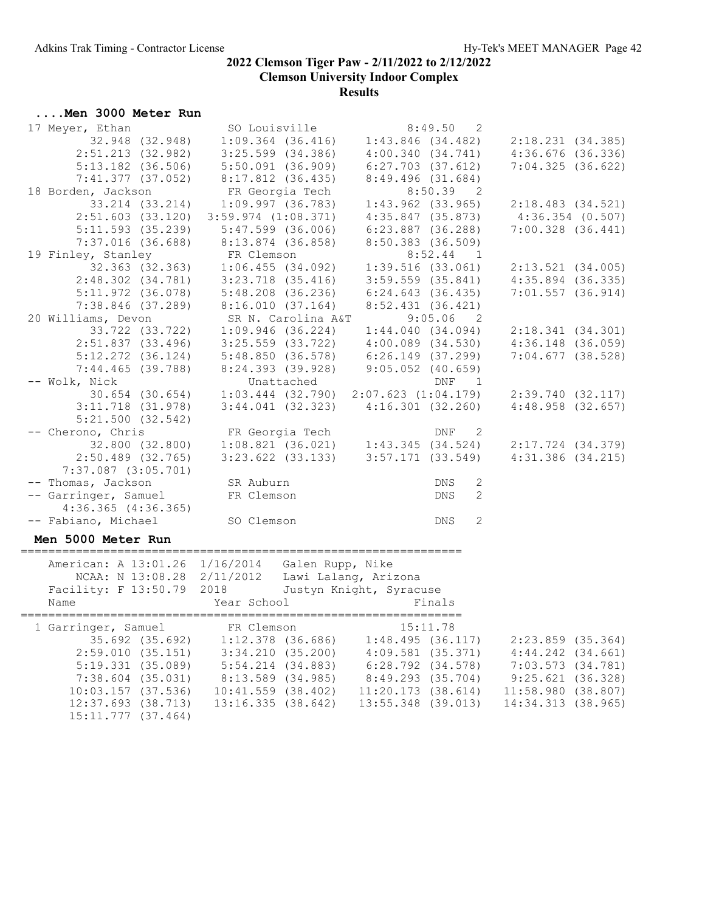## 2022 Clemson Tiger Paw - 2/11/2022 to 2/12/2022

### Clemson University Indoor Complex

### Results

**....Men 3000 Meter Run**

```
 17 Meyer, Ethan              SO Louisville             8:49.50   2
         32.948 (32.948)    1:09.364 (36.416)    1:43.846 (34.482)    2:18.231 (34.385)
       2:51.213 (32.982)    3:25.599 (34.386)    4:00.340 (34.741)    4:36.676 (36.336)
       5:13.182 (36.506)    5:50.091 (36.909)    6:27.703 (37.612)    7:04.325 (36.622)
       7:41.377 (37.052)    8:17.812 (36.435)    8:49.496 (31.684)
 18 Borden, Jackson           FR Georgia Tech           8:50.39   2
         33.214 (33.214)    1:09.997 (36.783)    1:43.962 (33.965)    2:18.483 (34.521)
       2:51.603 (33.120)  3:59.974 (1:08.371)    4:35.847 (35.873)     4:36.354 (0.507)
       5:11.593 (35.239)    5:47.599 (36.006)    6:23.887 (36.288)    7:00.328 (36.441)
       7:37.016 (36.688)    8:13.874 (36.858)    8:50.383 (36.509)
 19 Finley, Stanley           FR Clemson                8:52.44   1
         32.363 (32.363)    1:06.455 (34.092)    1:39.516 (33.061)    2:13.521 (34.005)
       2:48.302 (34.781)    3:23.718 (35.416)    3:59.559 (35.841)    4:35.894 (36.335)
       5:11.972 (36.078)    5:48.208 (36.236)    6:24.643 (36.435)    7:01.557 (36.914)
       7:38.846 (37.289)    8:16.010 (37.164)    8:52.431 (36.421)
 20 Williams, Devon           SR N. Carolina A&T        9:05.06   2
         33.722 (33.722)    1:09.946 (36.224)    1:44.040 (34.094)    2:18.341 (34.301)
       2:51.837 (33.496)    3:25.559 (33.722)    4:00.089 (34.530)    4:36.148 (36.059)
       5:12.272 (36.124)    5:48.850 (36.578)    6:26.149 (37.299)    7:04.677 (38.528)
       7:44.465 (39.788)    8:24.393 (39.928)    9:05.052 (40.659)
 -- Wolk, Nick                   Unattached                 DNF   1
         30.654 (30.654)    1:03.444 (32.790)  2:07.623 (1:04.179)    2:39.740 (32.117)
       3:11.718 (31.978)    3:44.041 (32.323)    4:16.301 (32.260)    4:48.958 (32.657)
       5:21.500 (32.542)
 -- Cherono, Chris            FR Georgia Tech               DNF   2
         32.800 (32.800)    1:08.821 (36.021)    1:43.345 (34.524)    2:17.724 (34.379)
       2:50.489 (32.765)    3:23.622 (33.133)    3:57.171 (33.549)    4:31.386 (34.215)
     7:37.087 (3:05.701)
 -- Thomas, Jackson           SR Auburn                     DNS   2
 -- Garringer, Samuel         FR Clemson                    DNS   2
     4:36.365 (4:36.365)
 -- Fabiano, Michael          SO Clemson                    DNS   2
```

**Men 5000 Meter Run**

```
================================================================
    American: A 13:01.26  1/16/2014   Galen Rupp, Nike
        NCAA: N 13:08.28  2/11/2012   Lawi Lalang, Arizona
    Facility: F 13:50.79  2018        Justyn Knight, Syracuse
    Name                    Year School                  Finals
================================================================
  1 Garringer, Samuel         FR Clemson               15:11.78
         35.692 (35.692)    1:12.378 (36.686)    1:48.495 (36.117)    2:23.859 (35.364)
       2:59.010 (35.151)    3:34.210 (35.200)    4:09.581 (35.371)    4:44.242 (34.661)
       5:19.331 (35.089)    5:54.214 (34.883)    6:28.792 (34.578)    7:03.573 (34.781)
       7:38.604 (35.031)    8:13.589 (34.985)    8:49.293 (35.704)    9:25.621 (36.328)
      10:03.157 (37.536)   10:41.559 (38.402)   11:20.173 (38.614)   11:58.980 (38.807)
      12:37.693 (38.713)   13:16.335 (38.642)   13:55.348 (39.013)   14:34.313 (38.965)
      15:11.777 (37.464)
```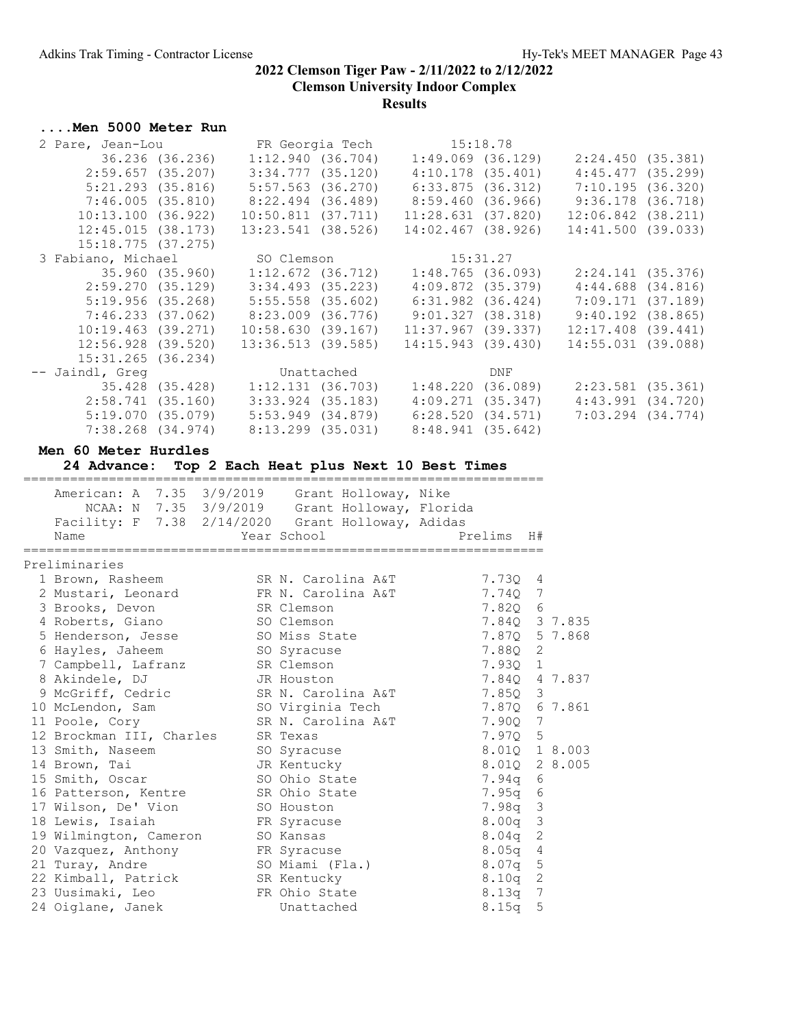# 2022 Clemson Tiger Paw - 2/11/2022 to 2/12/2022

## Clemson University Indoor Complex

## Results

### ....Men 5000 Meter Run

```
  2 Pare, Jean-Lou            FR Georgia Tech         15:18.78 
         36.236 (36.236)    1:12.940 (36.704)    1:49.069 (36.129)    2:24.450 (35.381)
       2:59.657 (35.207)    3:34.777 (35.120)    4:10.178 (35.401)    4:45.477 (35.299)
       5:21.293 (35.816)    5:57.563 (36.270)    6:33.875 (36.312)    7:10.195 (36.320)
       7:46.005 (35.810)    8:22.494 (36.489)    8:59.460 (36.966)    9:36.178 (36.718)
      10:13.100 (36.922)   10:50.811 (37.711)   11:28.631 (37.820)   12:06.842 (38.211)
      12:45.015 (38.173)   13:23.541 (38.526)   14:02.467 (38.926)   14:41.500 (39.033)
      15:18.775 (37.275)
  3 Fabiano, Michael          SO Clemson              15:31.27 
         35.960 (35.960)    1:12.672 (36.712)    1:48.765 (36.093)    2:24.141 (35.376)
       2:59.270 (35.129)    3:34.493 (35.223)    4:09.872 (35.379)    4:44.688 (34.816)
       5:19.956 (35.268)    5:55.558 (35.602)    6:31.982 (36.424)    7:09.171 (37.189)
       7:46.233 (37.062)    8:23.009 (36.776)    9:01.327 (38.318)    9:40.192 (38.865)
      10:19.463 (39.271)   10:58.630 (39.167)   11:37.967 (39.337)   12:17.408 (39.441)
      12:56.928 (39.520)   13:36.513 (39.585)   14:15.943 (39.430)   14:55.031 (39.088)
      15:31.265 (36.234)
 -- Jaindl, Greg                 Unattached                DNF 
         35.428 (35.428)    1:12.131 (36.703)    1:48.220 (36.089)    2:23.581 (35.361)
       2:58.741 (35.160)    3:33.924 (35.183)    4:09.271 (35.347)    4:43.991 (34.720)
       5:19.070 (35.079)    5:53.949 (34.879)    6:28.520 (34.571)    7:03.294 (34.774)
       7:38.268 (34.974)    8:13.299 (35.031)    8:48.941 (35.642)
```

### Men 60 Meter Hurdles

**24 Advance: Top 2 Each Heat plus Next 10 Best Times**

```
================================================================
    American: A  7.35  3/9/2019    Grant Holloway, Nike          
        NCAA: N  7.35  3/9/2019    Grant Holloway, Florida       
    Facility: F  7.38  2/14/2020   Grant Holloway, Adidas        
    Name                    Year School                  Prelims  H#
================================================================
```

Preliminaries

| Place | Name | Year | School | Prelims | H# | |
|---|---|---|---|---|---|---|
| 1 | Brown, Rasheem | SR | N. Carolina A&T | 7.73Q | 4 | |
| 2 | Mustari, Leonard | FR | N. Carolina A&T | 7.74Q | 7 | |
| 3 | Brooks, Devon | SR | Clemson | 7.82Q | 6 | |
| 4 | Roberts, Giano | SO | Clemson | 7.84Q | 3 | 7.835 |
| 5 | Henderson, Jesse | SO | Miss State | 7.87Q | 5 | 7.868 |
| 6 | Hayles, Jaheem | SO | Syracuse | 7.88Q | 2 | |
| 7 | Campbell, Lafranz | SR | Clemson | 7.93Q | 1 | |
| 8 | Akindele, DJ | JR | Houston | 7.84Q | 4 | 7.837 |
| 9 | McGriff, Cedric | SR | N. Carolina A&T | 7.85Q | 3 | |
| 10 | McLendon, Sam | SO | Virginia Tech | 7.87Q | 6 | 7.861 |
| 11 | Poole, Cory | SR | N. Carolina A&T | 7.90Q | 7 | |
| 12 | Brockman III, Charles | SR | Texas | 7.97Q | 5 | |
| 13 | Smith, Naseem | SO | Syracuse | 8.01Q | 1 | 8.003 |
| 14 | Brown, Tai | JR | Kentucky | 8.01Q | 2 | 8.005 |
| 15 | Smith, Oscar | SO | Ohio State | 7.94q | 6 | |
| 16 | Patterson, Kentre | SR | Ohio State | 7.95q | 6 | |
| 17 | Wilson, De' Vion | SO | Houston | 7.98q | 3 | |
| 18 | Lewis, Isaiah | FR | Syracuse | 8.00q | 3 | |
| 19 | Wilmington, Cameron | SO | Kansas | 8.04q | 2 | |
| 20 | Vazquez, Anthony | FR | Syracuse | 8.05q | 4 | |
| 21 | Turay, Andre | SO | Miami (Fla.) | 8.07q | 5 | |
| 22 | Kimball, Patrick | SR | Kentucky | 8.10q | 2 | |
| 23 | Uusimaki, Leo | FR | Ohio State | 8.13q | 7 | |
| 24 | Oiglane, Janek | | Unattached | 8.15q | 5 | |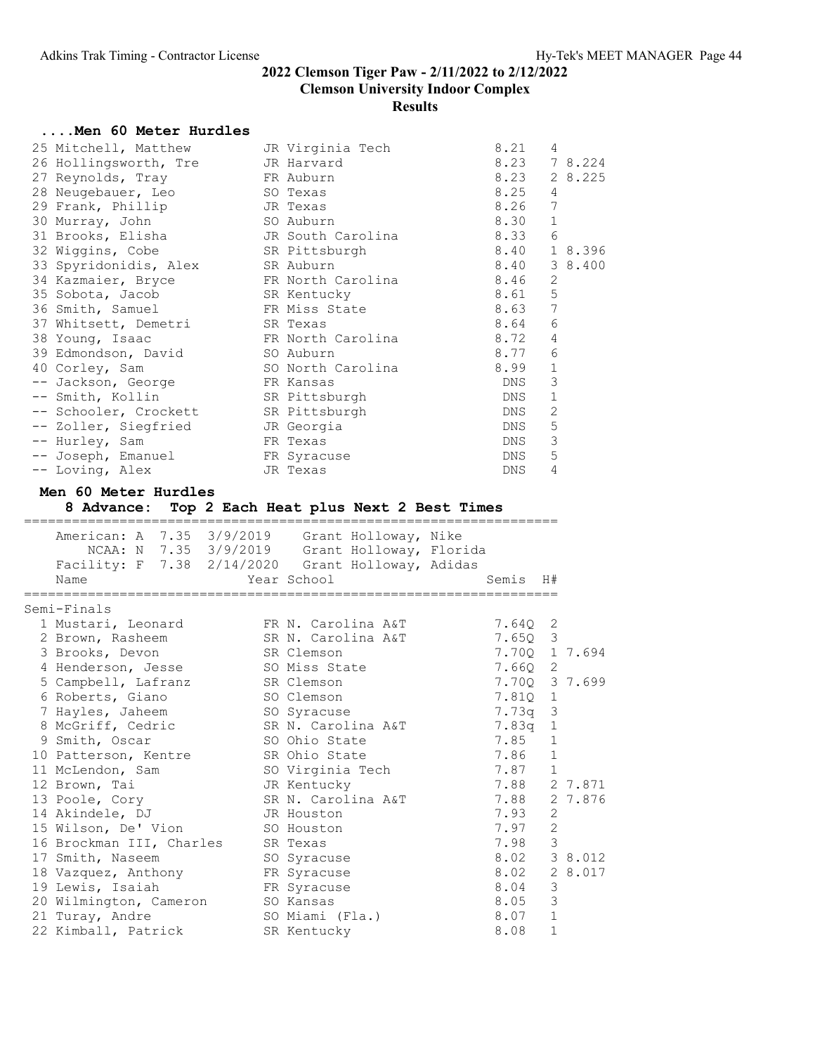## 2022 Clemson Tiger Paw - 2/11/2022 to 2/12/2022

**Clemson University Indoor Complex**

**Results**

### ....Men 60 Meter Hurdles

| Place | Name | Year | School | Time | H# | |
|---|---|---|---|---|---|---|
| 25 | Mitchell, Matthew | JR | Virginia Tech | 8.21 | 4 | |
| 26 | Hollingsworth, Tre | JR | Harvard | 8.23 | 7 | 8.224 |
| 27 | Reynolds, Tray | FR | Auburn | 8.23 | 2 | 8.225 |
| 28 | Neugebauer, Leo | SO | Texas | 8.25 | 4 | |
| 29 | Frank, Phillip | JR | Texas | 8.26 | 7 | |
| 30 | Murray, John | SO | Auburn | 8.30 | 1 | |
| 31 | Brooks, Elisha | JR | South Carolina | 8.33 | 6 | |
| 32 | Wiggins, Cobe | SR | Pittsburgh | 8.40 | 1 | 8.396 |
| 33 | Spyridonidis, Alex | SR | Auburn | 8.40 | 3 | 8.400 |
| 34 | Kazmaier, Bryce | FR | North Carolina | 8.46 | 2 | |
| 35 | Sobota, Jacob | SR | Kentucky | 8.61 | 5 | |
| 36 | Smith, Samuel | FR | Miss State | 8.63 | 7 | |
| 37 | Whitsett, Demetri | SR | Texas | 8.64 | 6 | |
| 38 | Young, Isaac | FR | North Carolina | 8.72 | 4 | |
| 39 | Edmondson, David | SO | Auburn | 8.77 | 6 | |
| 40 | Corley, Sam | SO | North Carolina | 8.99 | 1 | |
| -- | Jackson, George | FR | Kansas | DNS | 3 | |
| -- | Smith, Kollin | SR | Pittsburgh | DNS | 1 | |
| -- | Schooler, Crockett | SR | Pittsburgh | DNS | 2 | |
| -- | Zoller, Siegfried | JR | Georgia | DNS | 5 | |
| -- | Hurley, Sam | FR | Texas | DNS | 3 | |
| -- | Joseph, Emanuel | FR | Syracuse | DNS | 5 | |
| -- | Loving, Alex | JR | Texas | DNS | 4 | |

### Men 60 Meter Hurdles

**8 Advance: Top 2 Each Heat plus Next 2 Best Times**

```
American: A  7.35  3/9/2019    Grant Holloway, Nike
   NCAA: N  7.35  3/9/2019    Grant Holloway, Florida
Facility: F  7.38  2/14/2020   Grant Holloway, Adidas
```

**Semi-Finals**

| Place | Name | Year | School | Semis | H# | |
|---|---|---|---|---|---|---|
| 1 | Mustari, Leonard | FR | N. Carolina A&T | 7.64Q | 2 | |
| 2 | Brown, Rasheem | SR | N. Carolina A&T | 7.65Q | 3 | |
| 3 | Brooks, Devon | SR | Clemson | 7.70Q | 1 | 7.694 |
| 4 | Henderson, Jesse | SO | Miss State | 7.66Q | 2 | |
| 5 | Campbell, Lafranz | SR | Clemson | 7.70Q | 3 | 7.699 |
| 6 | Roberts, Giano | SO | Clemson | 7.81Q | 1 | |
| 7 | Hayles, Jaheem | SO | Syracuse | 7.73q | 3 | |
| 8 | McGriff, Cedric | SR | N. Carolina A&T | 7.83q | 1 | |
| 9 | Smith, Oscar | SO | Ohio State | 7.85 | 1 | |
| 10 | Patterson, Kentre | SR | Ohio State | 7.86 | 1 | |
| 11 | McLendon, Sam | SO | Virginia Tech | 7.87 | 1 | |
| 12 | Brown, Tai | JR | Kentucky | 7.88 | 2 | 7.871 |
| 13 | Poole, Cory | SR | N. Carolina A&T | 7.88 | 2 | 7.876 |
| 14 | Akindele, DJ | JR | Houston | 7.93 | 2 | |
| 15 | Wilson, De' Vion | SO | Houston | 7.97 | 2 | |
| 16 | Brockman III, Charles | SR | Texas | 7.98 | 3 | |
| 17 | Smith, Naseem | SO | Syracuse | 8.02 | 3 | 8.012 |
| 18 | Vazquez, Anthony | FR | Syracuse | 8.02 | 2 | 8.017 |
| 19 | Lewis, Isaiah | FR | Syracuse | 8.04 | 3 | |
| 20 | Wilmington, Cameron | SO | Kansas | 8.05 | 3 | |
| 21 | Turay, Andre | SO | Miami (Fla.) | 8.07 | 1 | |
| 22 | Kimball, Patrick | SR | Kentucky | 8.08 | 1 | |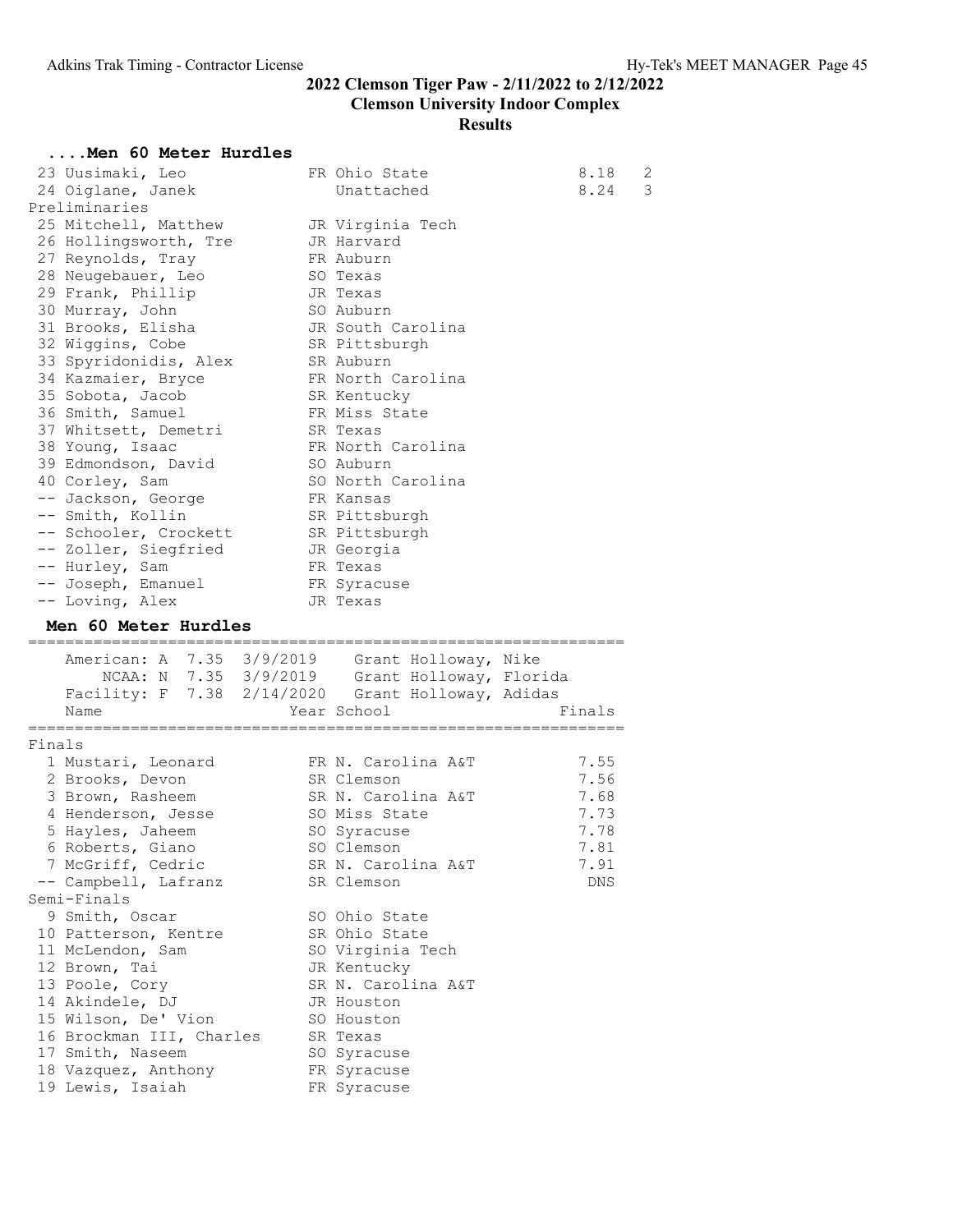## 2022 Clemson Tiger Paw - 2/11/2022 to 2/12/2022

## Clemson University Indoor Complex

## Results

### ....Men 60 Meter Hurdles

| Place | Name | Year | School | Time | H |
|---|---|---|---|---|---|
| 23 | Uusimaki, Leo | FR | Ohio State | 8.18 | 2 |
| 24 | Oiglane, Janek | | Unattached | 8.24 | 3 |
| **Preliminaries** | | | | | |
| 25 | Mitchell, Matthew | JR | Virginia Tech | | |
| 26 | Hollingsworth, Tre | JR | Harvard | | |
| 27 | Reynolds, Tray | FR | Auburn | | |
| 28 | Neugebauer, Leo | SO | Texas | | |
| 29 | Frank, Phillip | JR | Texas | | |
| 30 | Murray, John | SO | Auburn | | |
| 31 | Brooks, Elisha | JR | South Carolina | | |
| 32 | Wiggins, Cobe | SR | Pittsburgh | | |
| 33 | Spyridonidis, Alex | SR | Auburn | | |
| 34 | Kazmaier, Bryce | FR | North Carolina | | |
| 35 | Sobota, Jacob | SR | Kentucky | | |
| 36 | Smith, Samuel | FR | Miss State | | |
| 37 | Whitsett, Demetri | SR | Texas | | |
| 38 | Young, Isaac | FR | North Carolina | | |
| 39 | Edmondson, David | SO | Auburn | | |
| 40 | Corley, Sam | SO | North Carolina | | |
| -- | Jackson, George | FR | Kansas | | |
| -- | Smith, Kollin | SR | Pittsburgh | | |
| -- | Schooler, Crockett | SR | Pittsburgh | | |
| -- | Zoller, Siegfried | JR | Georgia | | |
| -- | Hurley, Sam | FR | Texas | | |
| -- | Joseph, Emanuel | FR | Syracuse | | |
| -- | Loving, Alex | JR | Texas | | |

### Men 60 Meter Hurdles

```
American: A  7.35  3/9/2019    Grant Holloway, Nike
    NCAA: N  7.35  3/9/2019    Grant Holloway, Florida
Facility: F  7.38  2/14/2020   Grant Holloway, Adidas
```

| Place | Name | Year | School | Finals |
|---|---|---|---|---|
| **Finals** | | | | |
| 1 | Mustari, Leonard | FR | N. Carolina A&T | 7.55 |
| 2 | Brooks, Devon | SR | Clemson | 7.56 |
| 3 | Brown, Rasheem | SR | N. Carolina A&T | 7.68 |
| 4 | Henderson, Jesse | SO | Miss State | 7.73 |
| 5 | Hayles, Jaheem | SO | Syracuse | 7.78 |
| 6 | Roberts, Giano | SO | Clemson | 7.81 |
| 7 | McGriff, Cedric | SR | N. Carolina A&T | 7.91 |
| -- | Campbell, Lafranz | SR | Clemson | DNS |
| **Semi-Finals** | | | | |
| 9 | Smith, Oscar | SO | Ohio State | |
| 10 | Patterson, Kentre | SR | Ohio State | |
| 11 | McLendon, Sam | SO | Virginia Tech | |
| 12 | Brown, Tai | JR | Kentucky | |
| 13 | Poole, Cory | SR | N. Carolina A&T | |
| 14 | Akindele, DJ | JR | Houston | |
| 15 | Wilson, De' Vion | SO | Houston | |
| 16 | Brockman III, Charles | SR | Texas | |
| 17 | Smith, Naseem | SO | Syracuse | |
| 18 | Vazquez, Anthony | FR | Syracuse | |
| 19 | Lewis, Isaiah | FR | Syracuse | |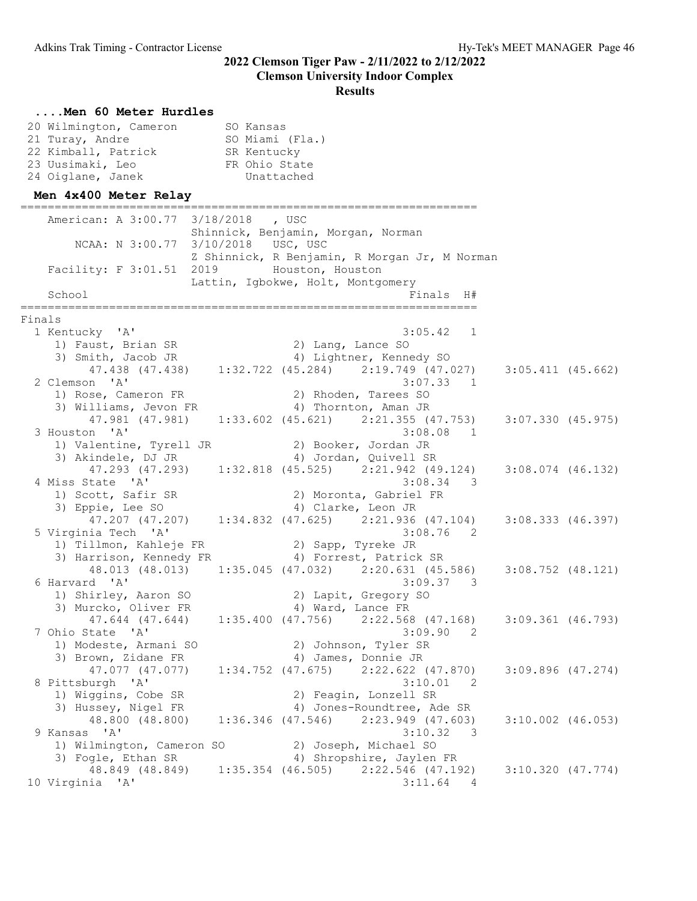## 2022 Clemson Tiger Paw - 2/11/2022 to 2/12/2022

## Clemson University Indoor Complex

## Results

### ....Men 60 Meter Hurdles

```
 20 Wilmington, Cameron       SO Kansas
 21 Turay, Andre              SO Miami (Fla.)
 22 Kimball, Patrick          SR Kentucky
 23 Uusimaki, Leo             FR Ohio State
 24 Oiglane, Janek               Unattached
```

### Men 4x400 Meter Relay

```
===================================================================
    American: A 3:00.77  3/18/2018   , USC
                         Shinnick, Benjamin, Morgan, Norman
        NCAA: N 3:00.77  3/10/2018  USC, USC
                         Z Shinnick, R Benjamin, R Morgan Jr, M Norman
    Facility: F 3:01.51  2019       Houston, Houston
                         Lattin, Igbokwe, Holt, Montgomery
    School                                            Finals  H#
===================================================================
Finals
  1 Kentucky  'A'                                    3:05.42   1
     1) Faust, Brian SR                2) Lang, Lance SO
     3) Smith, Jacob JR                4) Lightner, Kennedy SO
         47.438 (47.438)    1:32.722 (45.284)    2:19.749 (47.027)    3:05.411 (45.662)
  2 Clemson  'A'                                     3:07.33   1
     1) Rose, Cameron FR               2) Rhoden, Tarees SO
     3) Williams, Jevon FR             4) Thornton, Aman JR
         47.981 (47.981)    1:33.602 (45.621)    2:21.355 (47.753)    3:07.330 (45.975)
  3 Houston  'A'                                     3:08.08   1
     1) Valentine, Tyrell JR           2) Booker, Jordan JR
     3) Akindele, DJ JR                4) Jordan, Quivell SR
         47.293 (47.293)    1:32.818 (45.525)    2:21.942 (49.124)    3:08.074 (46.132)
  4 Miss State  'A'                                  3:08.34   3
     1) Scott, Safir SR                2) Moronta, Gabriel FR
     3) Eppie, Lee SO                  4) Clarke, Leon JR
         47.207 (47.207)    1:34.832 (47.625)    2:21.936 (47.104)    3:08.333 (46.397)
  5 Virginia Tech  'A'                               3:08.76   2
     1) Tillmon, Kahleje FR            2) Sapp, Tyreke JR
     3) Harrison, Kennedy FR           4) Forrest, Patrick SR
         48.013 (48.013)    1:35.045 (47.032)    2:20.631 (45.586)    3:08.752 (48.121)
  6 Harvard  'A'                                     3:09.37   3
     1) Shirley, Aaron SO              2) Lapit, Gregory SO
     3) Murcko, Oliver FR              4) Ward, Lance FR
         47.644 (47.644)    1:35.400 (47.756)    2:22.568 (47.168)    3:09.361 (46.793)
  7 Ohio State  'A'                                  3:09.90   2
     1) Modeste, Armani SO             2) Johnson, Tyler SR
     3) Brown, Zidane FR               4) James, Donnie JR
         47.077 (47.077)    1:34.752 (47.675)    2:22.622 (47.870)    3:09.896 (47.274)
  8 Pittsburgh  'A'                                  3:10.01   2
     1) Wiggins, Cobe SR               2) Feagin, Lonzell SR
     3) Hussey, Nigel FR               4) Jones-Roundtree, Ade SR
         48.800 (48.800)    1:36.346 (47.546)    2:23.949 (47.603)    3:10.002 (46.053)
  9 Kansas  'A'                                      3:10.32   3
     1) Wilmington, Cameron SO         2) Joseph, Michael SO
     3) Fogle, Ethan SR                4) Shropshire, Jaylen FR
         48.849 (48.849)    1:35.354 (46.505)    2:22.546 (47.192)    3:10.320 (47.774)
 10 Virginia  'A'                                    3:11.64   4
```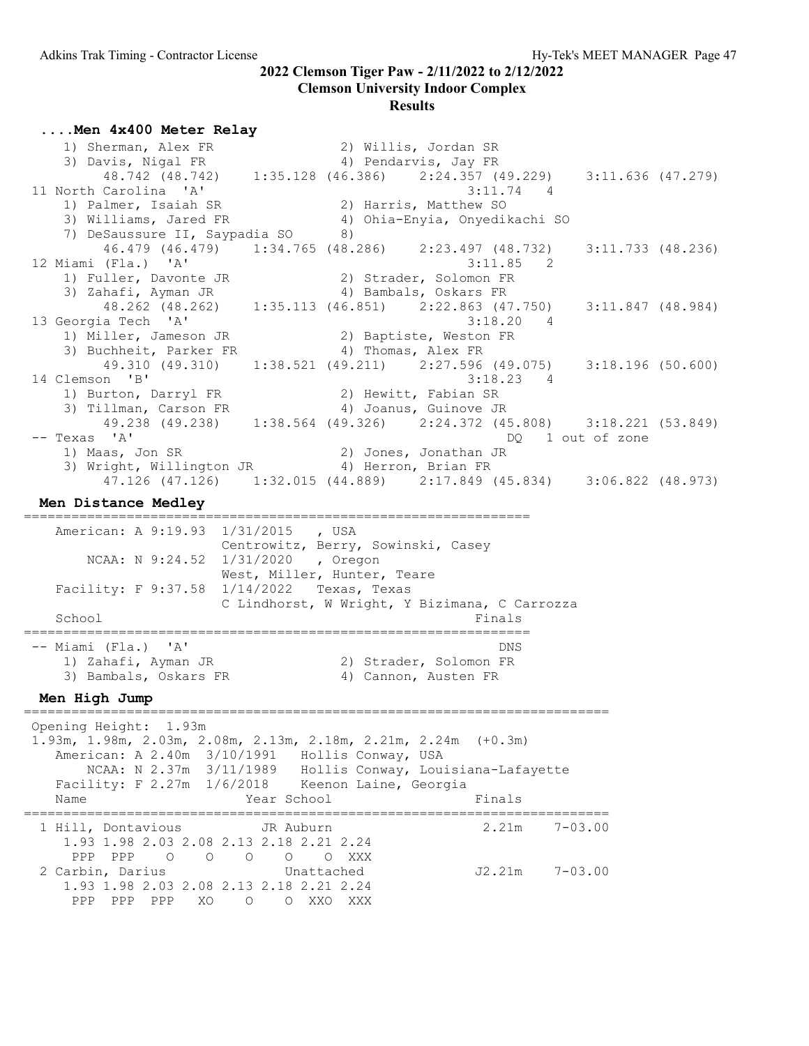# 2022 Clemson Tiger Paw - 2/11/2022 to 2/12/2022

## Clemson University Indoor Complex

### Results

**....Men 4x400 Meter Relay**

```
    1) Sherman, Alex FR               2) Willis, Jordan SR
    3) Davis, Nigal FR                4) Pendarvis, Jay FR
        48.742 (48.742)    1:35.128 (46.386)    2:24.357 (49.229)    3:11.636 (47.279)
 11 North Carolina  'A'                                    3:11.74   4
    1) Palmer, Isaiah SR              2) Harris, Matthew SO
    3) Williams, Jared FR             4) Ohia-Enyia, Onyedikachi SO
    7) DeSaussure II, Saypadia SO     8)
        46.479 (46.479)    1:34.765 (48.286)    2:23.497 (48.732)    3:11.733 (48.236)
 12 Miami (Fla.)  'A'                                      3:11.85   2
    1) Fuller, Davonte JR             2) Strader, Solomon FR
    3) Zahafi, Ayman JR               4) Bambals, Oskars FR
        48.262 (48.262)    1:35.113 (46.851)    2:22.863 (47.750)    3:11.847 (48.984)
 13 Georgia Tech  'A'                                      3:18.20   4
    1) Miller, Jameson JR             2) Baptiste, Weston FR
    3) Buchheit, Parker FR            4) Thomas, Alex FR
        49.310 (49.310)    1:38.521 (49.211)    2:27.596 (49.075)    3:18.196 (50.600)
 14 Clemson  'B'                                           3:18.23   4
    1) Burton, Darryl FR              2) Hewitt, Fabian SR
    3) Tillman, Carson FR             4) Joanus, Guinove JR
        49.238 (49.238)    1:38.564 (49.326)    2:24.372 (45.808)    3:18.221 (53.849)
 -- Texas  'A'                                              DQ   1 out of zone
    1) Maas, Jon SR                   2) Jones, Jonathan JR
    3) Wright, Willington JR          4) Herron, Brian FR
        47.126 (47.126)    1:32.015 (44.889)    2:17.849 (45.834)    3:06.822 (48.973)
```

**Men Distance Medley**

```
=================================================================
   American: A 9:19.93  1/31/2015   , USA
                        Centrowitz, Berry, Sowinski, Casey
       NCAA: N 9:24.52  1/31/2020   , Oregon
                        West, Miller, Hunter, Teare
   Facility: F 9:37.58  1/14/2022  Texas, Texas
                        C Lindhorst, W Wright, Y Bizimana, C Carrozza
   School                                              Finals
=================================================================
 -- Miami (Fla.)  'A'                                     DNS
    1) Zahafi, Ayman JR               2) Strader, Solomon FR
    3) Bambals, Oskars FR             4) Cannon, Austen FR
```

**Men High Jump**

```
=========================================================================
 Opening Height:  1.93m
 1.93m, 1.98m, 2.03m, 2.08m, 2.13m, 2.18m, 2.21m, 2.24m  (+0.3m)
   American: A 2.40m  3/10/1991   Hollis Conway, USA
       NCAA: N 2.37m  3/11/1989   Hollis Conway, Louisiana-Lafayette
   Facility: F 2.27m  1/6/2018    Keenon Laine, Georgia
   Name                    Year School                  Finals
=========================================================================
  1 Hill, Dontavious          JR Auburn                  2.21m    7-03.00
     1.93 1.98 2.03 2.08 2.13 2.18 2.21 2.24
      PPP  PPP    O    O    O    O    O  XXX
  2 Carbin, Darius             Unattached               J2.21m    7-03.00
     1.93 1.98 2.03 2.08 2.13 2.18 2.21 2.24
      PPP  PPP  PPP   XO    O    O  XXO  XXX
```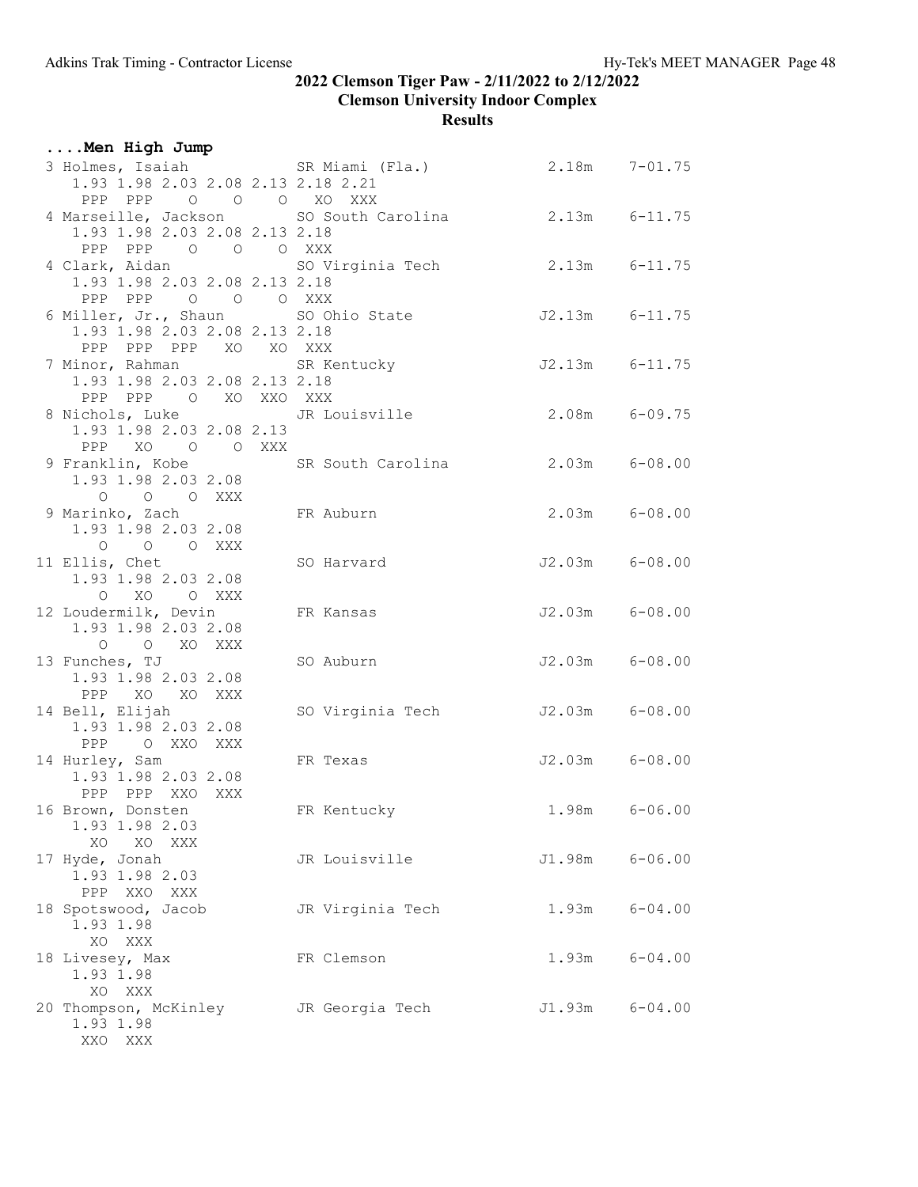## 2022 Clemson Tiger Paw - 2/11/2022 to 2/12/2022

**Clemson University Indoor Complex**

**Results**

### ....Men High Jump

```
 3 Holmes, Isaiah              SR Miami (Fla.)             2.18m    7-01.75
   1.93 1.98 2.03 2.08 2.13 2.18 2.21
    PPP  PPP    O    O    O   XO  XXX
 4 Marseille, Jackson          SO South Carolina           2.13m    6-11.75
   1.93 1.98 2.03 2.08 2.13 2.18
    PPP  PPP    O    O    O  XXX
 4 Clark, Aidan                SO Virginia Tech            2.13m    6-11.75
   1.93 1.98 2.03 2.08 2.13 2.18
    PPP  PPP    O    O    O  XXX
 6 Miller, Jr., Shaun          SO Ohio State              J2.13m    6-11.75
   1.93 1.98 2.03 2.08 2.13 2.18
    PPP  PPP  PPP   XO   XO  XXX
 7 Minor, Rahman               SR Kentucky                J2.13m    6-11.75
   1.93 1.98 2.03 2.08 2.13 2.18
    PPP  PPP    O   XO  XXO  XXX
 8 Nichols, Luke               JR Louisville               2.08m    6-09.75
   1.93 1.98 2.03 2.08 2.13
    PPP   XO    O    O  XXX
 9 Franklin, Kobe              SR South Carolina           2.03m    6-08.00
   1.93 1.98 2.03 2.08
      O    O    O  XXX
 9 Marinko, Zach               FR Auburn                   2.03m    6-08.00
   1.93 1.98 2.03 2.08
      O    O    O  XXX
11 Ellis, Chet                 SO Harvard                 J2.03m    6-08.00
   1.93 1.98 2.03 2.08
      O   XO    O  XXX
12 Loudermilk, Devin           FR Kansas                  J2.03m    6-08.00
   1.93 1.98 2.03 2.08
      O    O   XO  XXX
13 Funches, TJ                 SO Auburn                  J2.03m    6-08.00
   1.93 1.98 2.03 2.08
    PPP   XO   XO  XXX
14 Bell, Elijah                SO Virginia Tech           J2.03m    6-08.00
   1.93 1.98 2.03 2.08
    PPP    O  XXO  XXX
14 Hurley, Sam                 FR Texas                   J2.03m    6-08.00
   1.93 1.98 2.03 2.08
    PPP  PPP  XXO  XXX
16 Brown, Donsten              FR Kentucky                 1.98m    6-06.00
   1.93 1.98 2.03
     XO   XO  XXX
17 Hyde, Jonah                 JR Louisville              J1.98m    6-06.00
   1.93 1.98 2.03
    PPP  XXO  XXX
18 Spotswood, Jacob            JR Virginia Tech            1.93m    6-04.00
   1.93 1.98
     XO  XXX
18 Livesey, Max                FR Clemson                  1.93m    6-04.00
   1.93 1.98
     XO  XXX
20 Thompson, McKinley          JR Georgia Tech            J1.93m    6-04.00
   1.93 1.98
    XXO  XXX
```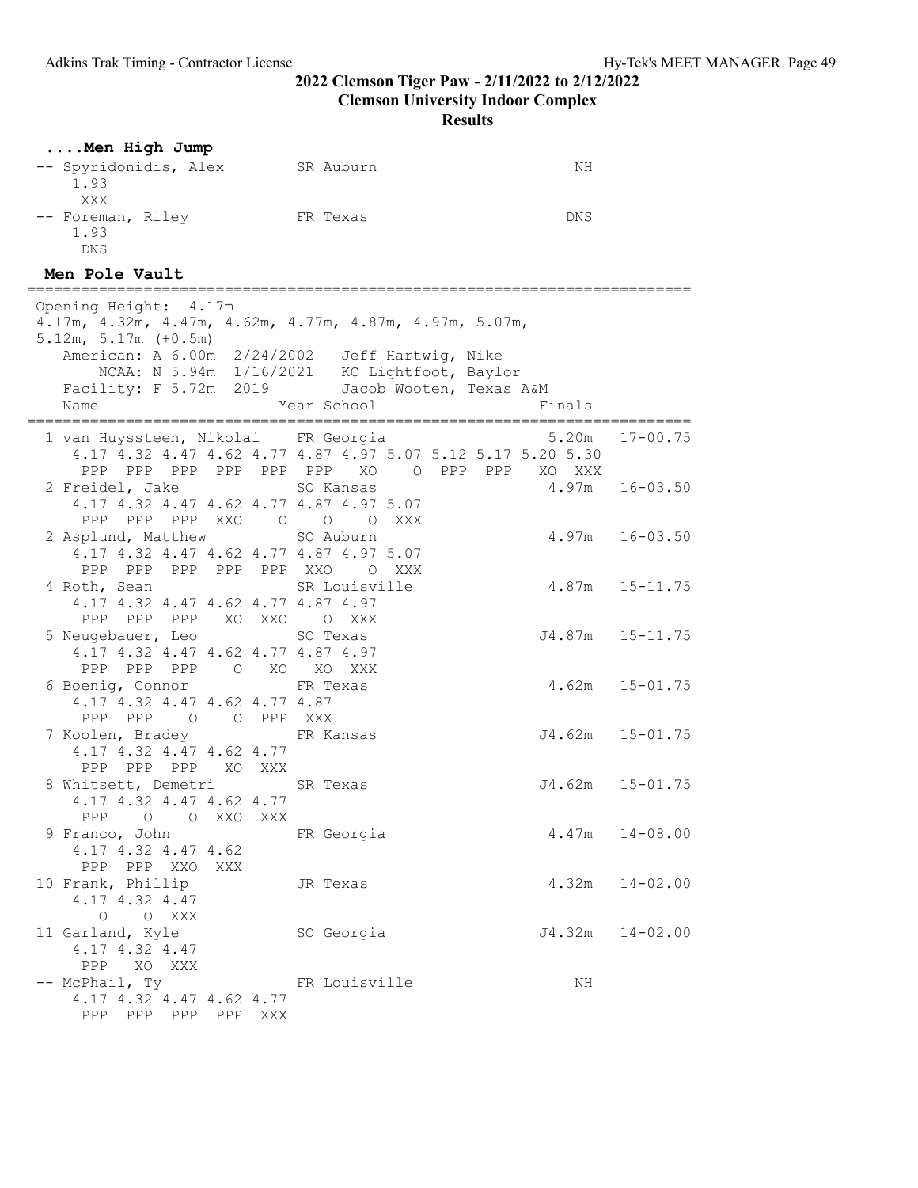**2022 Clemson Tiger Paw - 2/11/2022 to 2/12/2022**

**Clemson University Indoor Complex**

**Results**

### ....Men High Jump

```
-- Spyridonidis, Alex       SR Auburn                         NH
    1.93
    XXX
-- Foreman, Riley           FR Texas                         DNS
    1.93
    DNS
```

### Men Pole Vault

```
=========================================================================
 Opening Height:  4.17m
 4.17m, 4.32m, 4.47m, 4.62m, 4.77m, 4.87m, 4.97m, 5.07m,
 5.12m, 5.17m (+0.5m)
   American: A 6.00m  2/24/2002   Jeff Hartwig, Nike
       NCAA: N 5.94m  1/16/2021   KC Lightfoot, Baylor
   Facility: F 5.72m  2019        Jacob Wooten, Texas A&M
   Name                    Year School                  Finals
=========================================================================
  1 van Huyssteen, Nikolai    FR Georgia                  5.20m   17-00.75
     4.17 4.32 4.47 4.62 4.77 4.87 4.97 5.07 5.12 5.17 5.20 5.30
     PPP  PPP  PPP  PPP  PPP  PPP   XO    O  PPP  PPP   XO  XXX
  2 Freidel, Jake             SO Kansas                   4.97m   16-03.50
     4.17 4.32 4.47 4.62 4.77 4.87 4.97 5.07
     PPP  PPP  PPP  XXO    O    O    O  XXX
  2 Asplund, Matthew          SO Auburn                   4.97m   16-03.50
     4.17 4.32 4.47 4.62 4.77 4.87 4.97 5.07
     PPP  PPP  PPP  PPP  PPP  XXO    O  XXX
  4 Roth, Sean                SR Louisville               4.87m   15-11.75
     4.17 4.32 4.47 4.62 4.77 4.87 4.97
     PPP  PPP  PPP   XO  XXO    O  XXX
  5 Neugebauer, Leo           SO Texas                   J4.87m   15-11.75
     4.17 4.32 4.47 4.62 4.77 4.87 4.97
     PPP  PPP  PPP    O   XO   XO  XXX
  6 Boenig, Connor            FR Texas                    4.62m   15-01.75
     4.17 4.32 4.47 4.62 4.77 4.87
     PPP  PPP    O    O  PPP  XXX
  7 Koolen, Bradey            FR Kansas                  J4.62m   15-01.75
     4.17 4.32 4.47 4.62 4.77
     PPP  PPP  PPP   XO  XXX
  8 Whitsett, Demetri         SR Texas                   J4.62m   15-01.75
     4.17 4.32 4.47 4.62 4.77
     PPP    O    O  XXO  XXX
  9 Franco, John              FR Georgia                  4.47m   14-08.00
     4.17 4.32 4.47 4.62
     PPP  PPP  XXO  XXX
 10 Frank, Phillip            JR Texas                    4.32m   14-02.00
     4.17 4.32 4.47
       O    O  XXX
 11 Garland, Kyle             SO Georgia                 J4.32m   14-02.00
     4.17 4.32 4.47
     PPP   XO  XXX
 -- McPhail, Ty               FR Louisville                  NH
     4.17 4.32 4.47 4.62 4.77
     PPP  PPP  PPP  PPP  XXX
```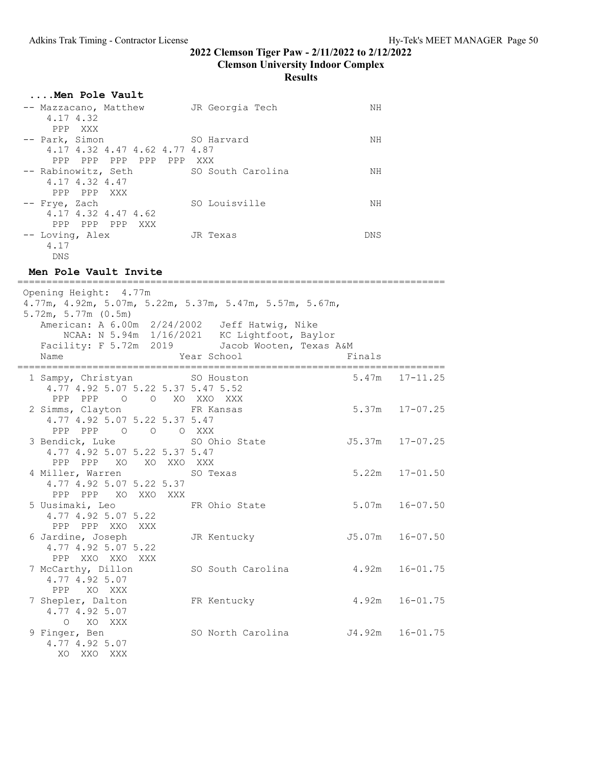## 2022 Clemson Tiger Paw - 2/11/2022 to 2/12/2022

**Clemson University Indoor Complex**

**Results**

### ....Men Pole Vault

```
-- Mazzacano, Matthew        JR Georgia Tech                 NH
    4.17 4.32
     PPP  XXX
-- Park, Simon               SO Harvard                      NH
    4.17 4.32 4.47 4.62 4.77 4.87
     PPP  PPP  PPP  PPP  PPP  XXX
-- Rabinowitz, Seth          SO South Carolina               NH
    4.17 4.32 4.47
     PPP  PPP  XXX
-- Frye, Zach                SO Louisville                   NH
    4.17 4.32 4.47 4.62
     PPP  PPP  PPP  XXX
-- Loving, Alex              JR Texas                       DNS
    4.17
     DNS
```

### Men Pole Vault Invite

```
==========================================================================
 Opening Height:  4.77m
 4.77m, 4.92m, 5.07m, 5.22m, 5.37m, 5.47m, 5.57m, 5.67m,
 5.72m, 5.77m (0.5m)
    American: A 6.00m  2/24/2002   Jeff Hatwig, Nike
        NCAA: N 5.94m  1/16/2021   KC Lightfoot, Baylor
    Facility: F 5.72m  2019        Jacob Wooten, Texas A&M
    Name                    Year School                  Finals
==========================================================================
  1 Sampy, Christyan         SO Houston                   5.47m   17-11.25
     4.77 4.92 5.07 5.22 5.37 5.47 5.52
      PPP  PPP    O    O   XO  XXO  XXX
  2 Simms, Clayton           FR Kansas                    5.37m   17-07.25
     4.77 4.92 5.07 5.22 5.37 5.47
      PPP  PPP    O    O    O  XXX
  3 Bendick, Luke            SO Ohio State               J5.37m   17-07.25
     4.77 4.92 5.07 5.22 5.37 5.47
      PPP  PPP   XO   XO  XXO  XXX
  4 Miller, Warren           SO Texas                     5.22m   17-01.50
     4.77 4.92 5.07 5.22 5.37
      PPP  PPP   XO  XXO  XXX
  5 Uusimaki, Leo            FR Ohio State                5.07m   16-07.50
     4.77 4.92 5.07 5.22
      PPP  PPP  XXO  XXX
  6 Jardine, Joseph          JR Kentucky                 J5.07m   16-07.50
     4.77 4.92 5.07 5.22
      PPP  XXO  XXO  XXX
  7 McCarthy, Dillon         SO South Carolina            4.92m   16-01.75
     4.77 4.92 5.07
      PPP   XO  XXX
  7 Shepler, Dalton          FR Kentucky                  4.92m   16-01.75
     4.77 4.92 5.07
        O   XO  XXX
  9 Finger, Ben              SO North Carolina           J4.92m   16-01.75
     4.77 4.92 5.07
       XO  XXO  XXX
```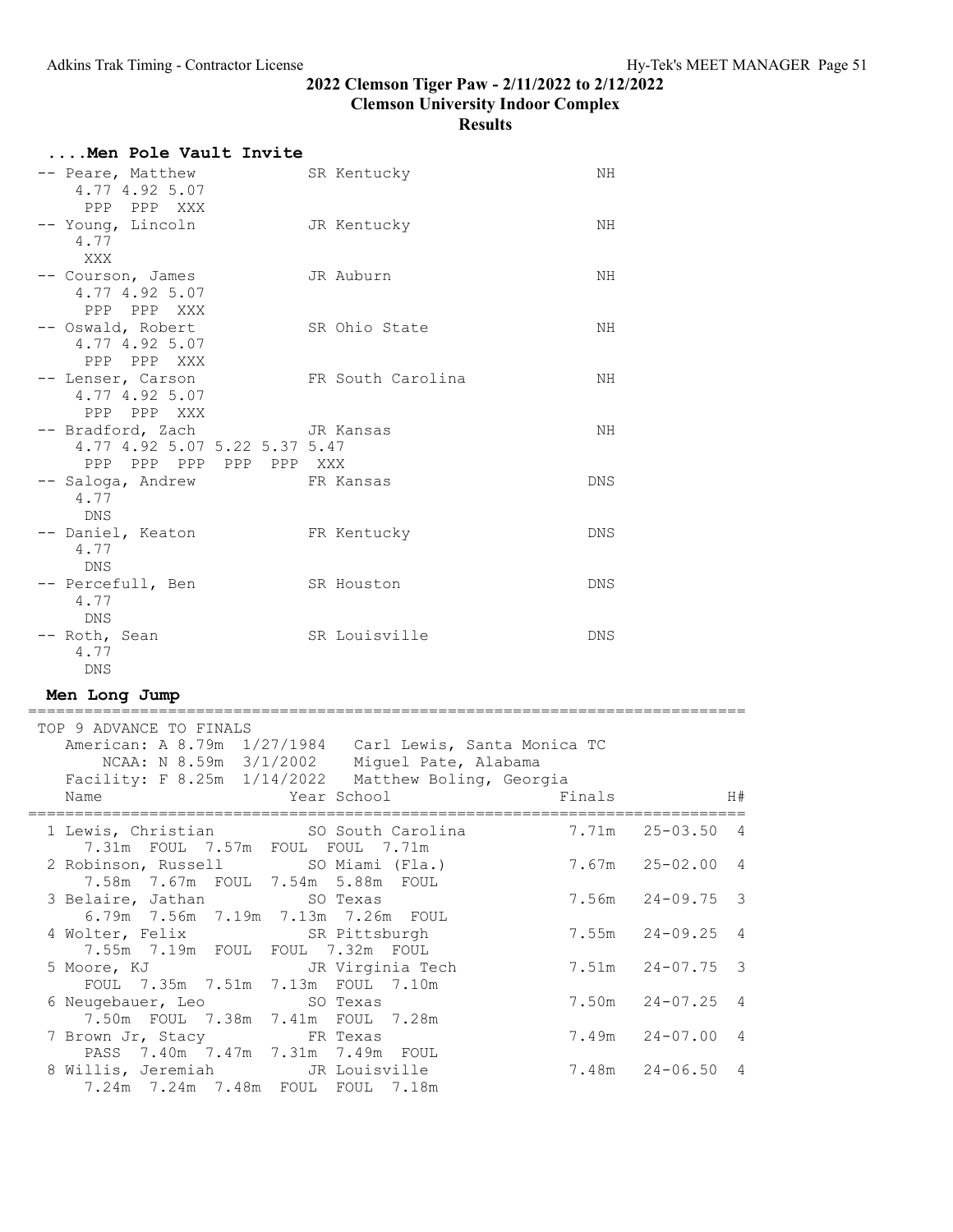## 2022 Clemson Tiger Paw - 2/11/2022 to 2/12/2022

### Clemson University Indoor Complex

### Results

#### ....Men Pole Vault Invite

```
-- Peare, Matthew            SR Kentucky                   NH
    4.77 4.92 5.07
     PPP  PPP  XXX
-- Young, Lincoln            JR Kentucky                   NH
    4.77
     XXX
-- Courson, James            JR Auburn                     NH
    4.77 4.92 5.07
     PPP  PPP  XXX
-- Oswald, Robert            SR Ohio State                 NH
    4.77 4.92 5.07
     PPP  PPP  XXX
-- Lenser, Carson            FR South Carolina             NH
    4.77 4.92 5.07
     PPP  PPP  XXX
-- Bradford, Zach            JR Kansas                     NH
    4.77 4.92 5.07 5.22 5.37 5.47
     PPP  PPP  PPP  PPP  PPP  XXX
-- Saloga, Andrew            FR Kansas                    DNS
    4.77
     DNS
-- Daniel, Keaton            FR Kentucky                  DNS
    4.77
     DNS
-- Percefull, Ben            SR Houston                   DNS
    4.77
     DNS
-- Roth, Sean                SR Louisville                DNS
    4.77
     DNS
```

#### Men Long Jump

```
==========================================================================
 TOP 9 ADVANCE TO FINALS
   American: A 8.79m  1/27/1984   Carl Lewis, Santa Monica TC
       NCAA: N 8.59m  3/1/2002    Miguel Pate, Alabama
   Facility: F 8.25m  1/14/2022   Matthew Boling, Georgia
   Name                    Year School                 Finals           H#
==========================================================================
  1 Lewis, Christian         SO South Carolina         7.71m  25-03.50  4
     7.31m  FOUL  7.57m  FOUL  FOUL  7.71m
  2 Robinson, Russell        SO Miami (Fla.)           7.67m  25-02.00  4
     7.58m  7.67m  FOUL  7.54m  5.88m  FOUL
  3 Belaire, Jathan          SO Texas                  7.56m  24-09.75  3
     6.79m  7.56m  7.19m  7.13m  7.26m  FOUL
  4 Wolter, Felix            SR Pittsburgh             7.55m  24-09.25  4
     7.55m  7.19m  FOUL  FOUL  7.32m  FOUL
  5 Moore, KJ                JR Virginia Tech          7.51m  24-07.75  3
     FOUL  7.35m  7.51m  7.13m  FOUL  7.10m
  6 Neugebauer, Leo          SO Texas                  7.50m  24-07.25  4
     7.50m  FOUL  7.38m  7.41m  FOUL  7.28m
  7 Brown Jr, Stacy          FR Texas                  7.49m  24-07.00  4
     PASS  7.40m  7.47m  7.31m  7.49m  FOUL
  8 Willis, Jeremiah         JR Louisville             7.48m  24-06.50  4
     7.24m  7.24m  7.48m  FOUL  FOUL  7.18m
```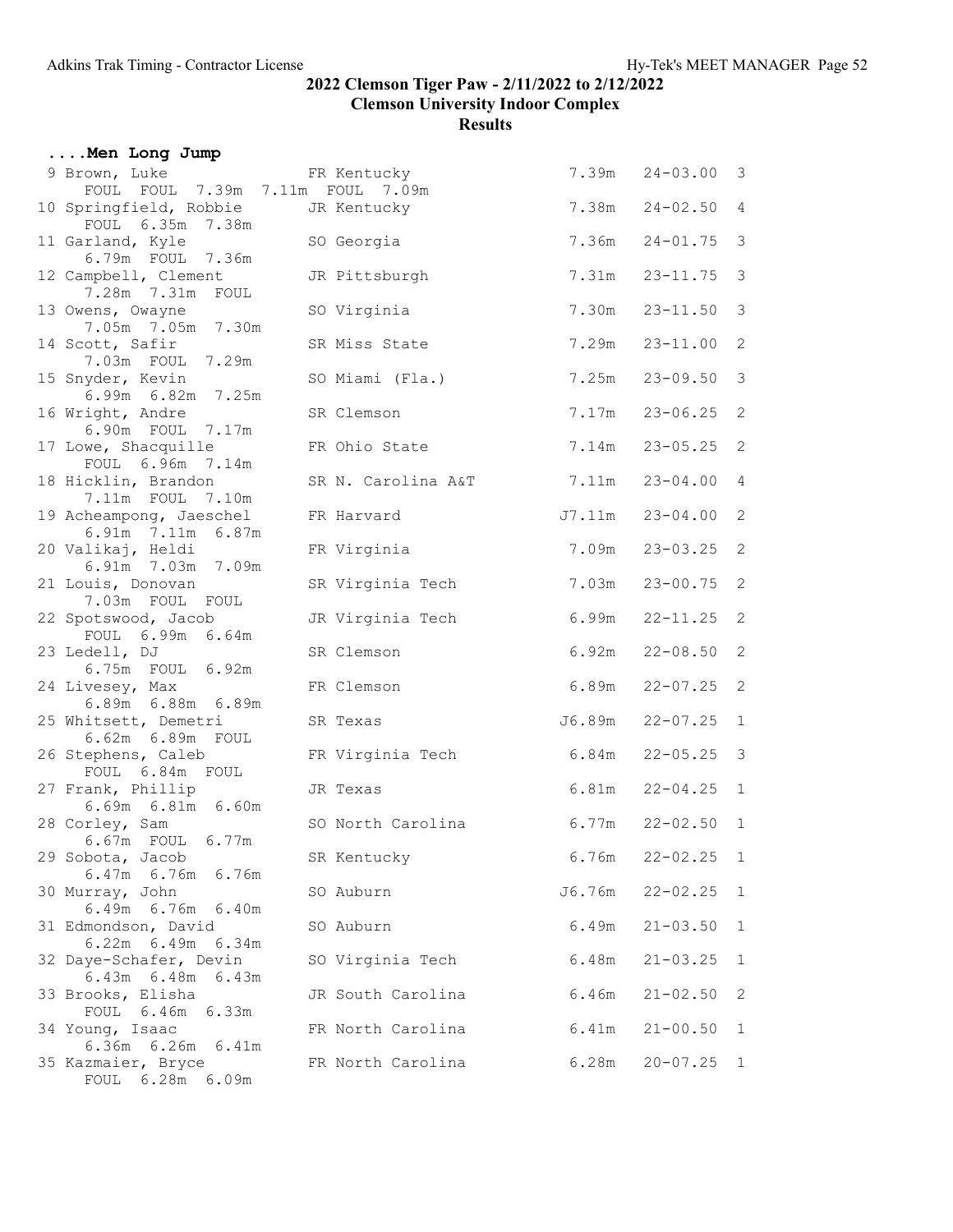## 2022 Clemson Tiger Paw - 2/11/2022 to 2/12/2022

### Clemson University Indoor Complex

### Results

#### ....Men Long Jump

| Place | Name | Yr | School | Mark | Imperial | H |
|---|---|---|---|---|---|---|
| 9 | Brown, Luke | FR | Kentucky | 7.39m | 24-03.00 | 3 |
| | FOUL FOUL 7.39m 7.11m FOUL 7.09m | | | | | |
| 10 | Springfield, Robbie | JR | Kentucky | 7.38m | 24-02.50 | 4 |
| | FOUL 6.35m 7.38m | | | | | |
| 11 | Garland, Kyle | SO | Georgia | 7.36m | 24-01.75 | 3 |
| | 6.79m FOUL 7.36m | | | | | |
| 12 | Campbell, Clement | JR | Pittsburgh | 7.31m | 23-11.75 | 3 |
| | 7.28m 7.31m FOUL | | | | | |
| 13 | Owens, Owayne | SO | Virginia | 7.30m | 23-11.50 | 3 |
| | 7.05m 7.05m 7.30m | | | | | |
| 14 | Scott, Safir | SR | Miss State | 7.29m | 23-11.00 | 2 |
| | 7.03m FOUL 7.29m | | | | | |
| 15 | Snyder, Kevin | SO | Miami (Fla.) | 7.25m | 23-09.50 | 3 |
| | 6.99m 6.82m 7.25m | | | | | |
| 16 | Wright, Andre | SR | Clemson | 7.17m | 23-06.25 | 2 |
| | 6.90m FOUL 7.17m | | | | | |
| 17 | Lowe, Shacquille | FR | Ohio State | 7.14m | 23-05.25 | 2 |
| | FOUL 6.96m 7.14m | | | | | |
| 18 | Hicklin, Brandon | SR | N. Carolina A&T | 7.11m | 23-04.00 | 4 |
| | 7.11m FOUL 7.10m | | | | | |
| 19 | Acheampong, Jaeschel | FR | Harvard | J7.11m | 23-04.00 | 2 |
| | 6.91m 7.11m 6.87m | | | | | |
| 20 | Valikaj, Heldi | FR | Virginia | 7.09m | 23-03.25 | 2 |
| | 6.91m 7.03m 7.09m | | | | | |
| 21 | Louis, Donovan | SR | Virginia Tech | 7.03m | 23-00.75 | 2 |
| | 7.03m FOUL FOUL | | | | | |
| 22 | Spotswood, Jacob | JR | Virginia Tech | 6.99m | 22-11.25 | 2 |
| | FOUL 6.99m 6.64m | | | | | |
| 23 | Ledell, DJ | SR | Clemson | 6.92m | 22-08.50 | 2 |
| | 6.75m FOUL 6.92m | | | | | |
| 24 | Livesey, Max | FR | Clemson | 6.89m | 22-07.25 | 2 |
| | 6.89m 6.88m 6.89m | | | | | |
| 25 | Whitsett, Demetri | SR | Texas | J6.89m | 22-07.25 | 1 |
| | 6.62m 6.89m FOUL | | | | | |
| 26 | Stephens, Caleb | FR | Virginia Tech | 6.84m | 22-05.25 | 3 |
| | FOUL 6.84m FOUL | | | | | |
| 27 | Frank, Phillip | JR | Texas | 6.81m | 22-04.25 | 1 |
| | 6.69m 6.81m 6.60m | | | | | |
| 28 | Corley, Sam | SO | North Carolina | 6.77m | 22-02.50 | 1 |
| | 6.67m FOUL 6.77m | | | | | |
| 29 | Sobota, Jacob | SR | Kentucky | 6.76m | 22-02.25 | 1 |
| | 6.47m 6.76m 6.76m | | | | | |
| 30 | Murray, John | SO | Auburn | J6.76m | 22-02.25 | 1 |
| | 6.49m 6.76m 6.40m | | | | | |
| 31 | Edmondson, David | SO | Auburn | 6.49m | 21-03.50 | 1 |
| | 6.22m 6.49m 6.34m | | | | | |
| 32 | Daye-Schafer, Devin | SO | Virginia Tech | 6.48m | 21-03.25 | 1 |
| | 6.43m 6.48m 6.43m | | | | | |
| 33 | Brooks, Elisha | JR | South Carolina | 6.46m | 21-02.50 | 2 |
| | FOUL 6.46m 6.33m | | | | | |
| 34 | Young, Isaac | FR | North Carolina | 6.41m | 21-00.50 | 1 |
| | 6.36m 6.26m 6.41m | | | | | |
| 35 | Kazmaier, Bryce | FR | North Carolina | 6.28m | 20-07.25 | 1 |
| | FOUL 6.28m 6.09m | | | | | |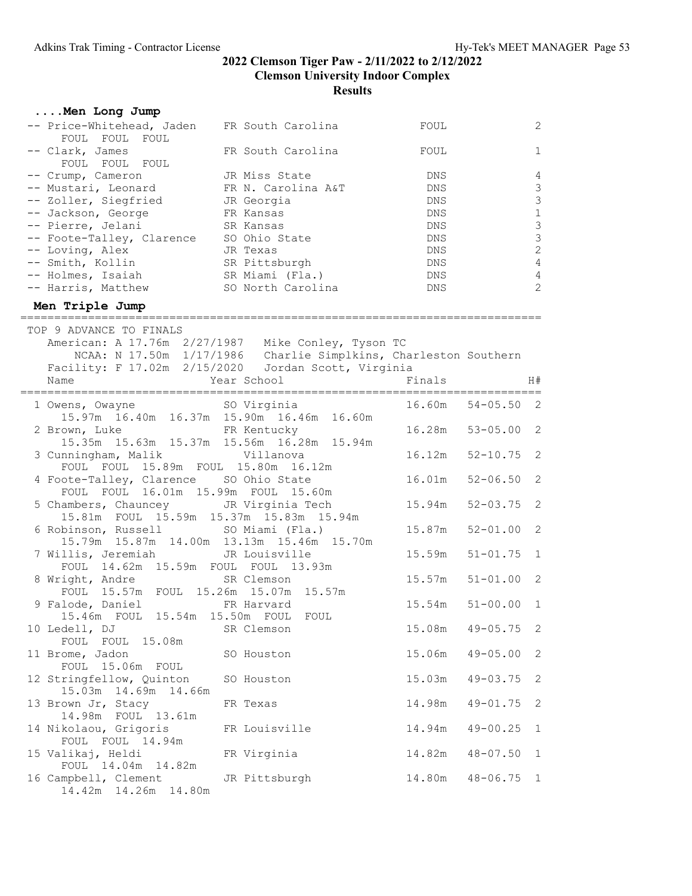# 2022 Clemson Tiger Paw - 2/11/2022 to 2/12/2022

## Clemson University Indoor Complex

## Results

### ....Men Long Jump

| Place | Name | Year | School | Finals | H# |
|---|---|---|---|---|---|
| -- | Price-Whitehead, Jaden | FR | South Carolina | FOUL | 2 |
| | FOUL FOUL FOUL | | | | |
| -- | Clark, James | FR | South Carolina | FOUL | 1 |
| | FOUL FOUL FOUL | | | | |
| -- | Crump, Cameron | JR | Miss State | DNS | 4 |
| -- | Mustari, Leonard | FR | N. Carolina A&T | DNS | 3 |
| -- | Zoller, Siegfried | JR | Georgia | DNS | 3 |
| -- | Jackson, George | FR | Kansas | DNS | 1 |
| -- | Pierre, Jelani | SR | Kansas | DNS | 3 |
| -- | Foote-Talley, Clarence | SO | Ohio State | DNS | 3 |
| -- | Loving, Alex | JR | Texas | DNS | 2 |
| -- | Smith, Kollin | SR | Pittsburgh | DNS | 4 |
| -- | Holmes, Isaiah | SR | Miami (Fla.) | DNS | 4 |
| -- | Harris, Matthew | SO | North Carolina | DNS | 2 |

### Men Triple Jump

TOP 9 ADVANCE TO FINALS

American: A 17.76m 2/27/1987 Mike Conley, Tyson TC

NCAA: N 17.50m 1/17/1986 Charlie Simplkins, Charleston Southern

Facility: F 17.02m 2/15/2020 Jordan Scott, Virginia

| Place | Name | Year | School | Finals | | H# |
|---|---|---|---|---|---|---|
| 1 | Owens, Owayne | SO | Virginia | 16.60m | 54-05.50 | 2 |
| | 15.97m 16.40m 16.37m 15.90m 16.46m 16.60m | | | | | |
| 2 | Brown, Luke | FR | Kentucky | 16.28m | 53-05.00 | 2 |
| | 15.35m 15.63m 15.37m 15.56m 16.28m 15.94m | | | | | |
| 3 | Cunningham, Malik | | Villanova | 16.12m | 52-10.75 | 2 |
| | FOUL FOUL 15.89m FOUL 15.80m 16.12m | | | | | |
| 4 | Foote-Talley, Clarence | SO | Ohio State | 16.01m | 52-06.50 | 2 |
| | FOUL FOUL 16.01m 15.99m FOUL 15.60m | | | | | |
| 5 | Chambers, Chauncey | JR | Virginia Tech | 15.94m | 52-03.75 | 2 |
| | 15.81m FOUL 15.59m 15.37m 15.83m 15.94m | | | | | |
| 6 | Robinson, Russell | SO | Miami (Fla.) | 15.87m | 52-01.00 | 2 |
| | 15.79m 15.87m 14.00m 13.13m 15.46m 15.70m | | | | | |
| 7 | Willis, Jeremiah | JR | Louisville | 15.59m | 51-01.75 | 1 |
| | FOUL 14.62m 15.59m FOUL FOUL 13.93m | | | | | |
| 8 | Wright, Andre | SR | Clemson | 15.57m | 51-01.00 | 2 |
| | FOUL 15.57m FOUL 15.26m 15.07m 15.57m | | | | | |
| 9 | Falode, Daniel | FR | Harvard | 15.54m | 51-00.00 | 1 |
| | 15.46m FOUL 15.54m 15.50m FOUL FOUL | | | | | |
| 10 | Ledell, DJ | SR | Clemson | 15.08m | 49-05.75 | 2 |
| | FOUL FOUL 15.08m | | | | | |
| 11 | Brome, Jadon | SO | Houston | 15.06m | 49-05.00 | 2 |
| | FOUL 15.06m FOUL | | | | | |
| 12 | Stringfellow, Quinton | SO | Houston | 15.03m | 49-03.75 | 2 |
| | 15.03m 14.69m 14.66m | | | | | |
| 13 | Brown Jr, Stacy | FR | Texas | 14.98m | 49-01.75 | 2 |
| | 14.98m FOUL 13.61m | | | | | |
| 14 | Nikolaou, Grigoris | FR | Louisville | 14.94m | 49-00.25 | 1 |
| | FOUL FOUL 14.94m | | | | | |
| 15 | Valikaj, Heldi | FR | Virginia | 14.82m | 48-07.50 | 1 |
| | FOUL 14.04m 14.82m | | | | | |
| 16 | Campbell, Clement | JR | Pittsburgh | 14.80m | 48-06.75 | 1 |
| | 14.42m 14.26m 14.80m | | | | | |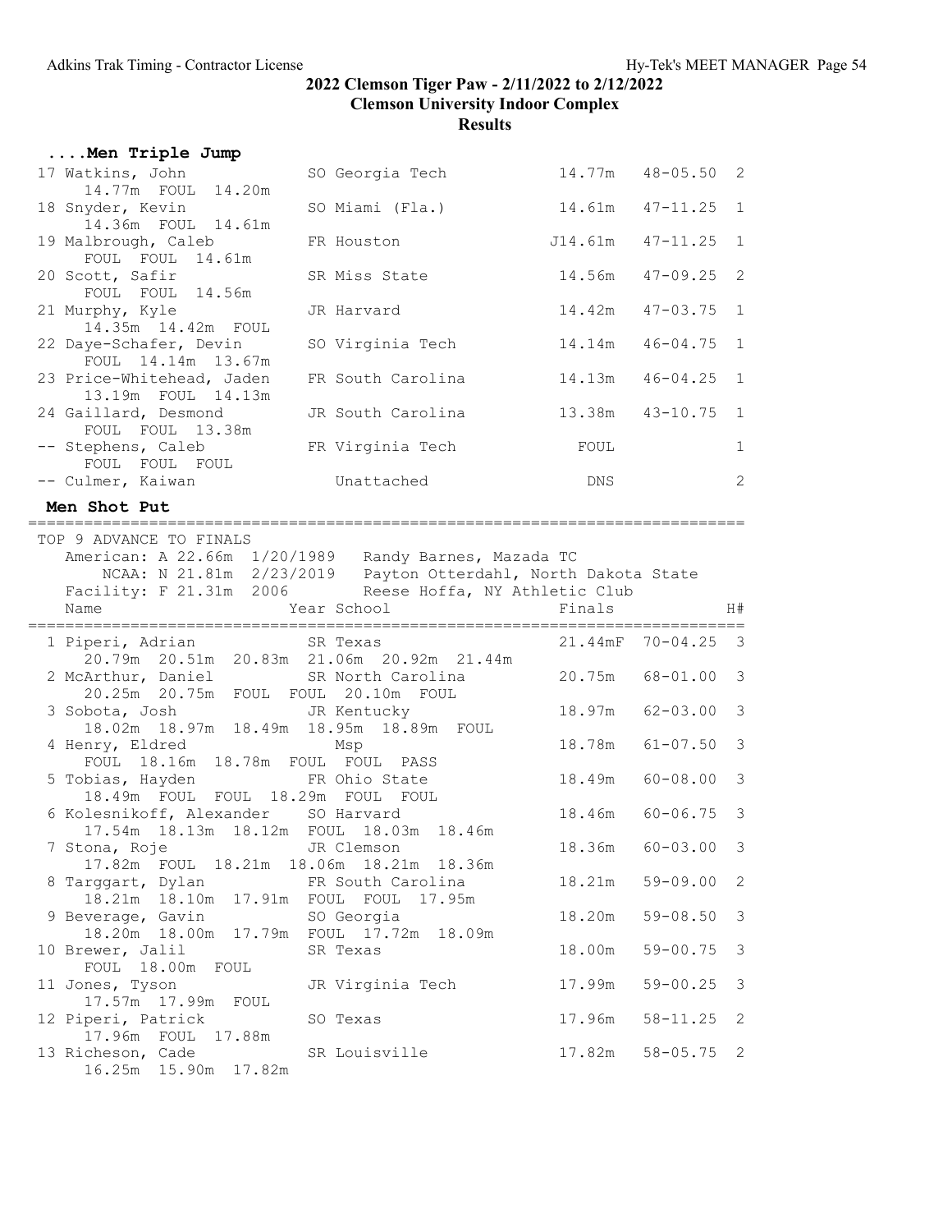# 2022 Clemson Tiger Paw - 2/11/2022 to 2/12/2022

## Clemson University Indoor Complex

### Results

**....Men Triple Jump**

```
 17 Watkins, John              SO Georgia Tech             14.77m   48-05.50  2 
      14.77m  FOUL  14.20m 
 18 Snyder, Kevin              SO Miami (Fla.)             14.61m   47-11.25  1 
      14.36m  FOUL  14.61m 
 19 Malbrough, Caleb           FR Houston                 J14.61m   47-11.25  1 
      FOUL  FOUL  14.61m 
 20 Scott, Safir               SR Miss State               14.56m   47-09.25  2 
      FOUL  FOUL  14.56m 
 21 Murphy, Kyle               JR Harvard                  14.42m   47-03.75  1 
      14.35m  14.42m  FOUL 
 22 Daye-Schafer, Devin        SO Virginia Tech            14.14m   46-04.75  1 
      FOUL  14.14m  13.67m 
 23 Price-Whitehead, Jaden     FR South Carolina           14.13m   46-04.25  1 
      13.19m  FOUL  14.13m 
 24 Gaillard, Desmond          JR South Carolina           13.38m   43-10.75  1 
      FOUL  FOUL  13.38m 
 -- Stephens, Caleb            FR Virginia Tech              FOUL               1 
      FOUL  FOUL  FOUL 
 -- Culmer, Kaiwan                Unattached                  DNS               2 
```

**Men Shot Put**

```
=============================================================================
 TOP 9 ADVANCE TO FINALS
   American: A 22.66m  1/20/1989   Randy Barnes, Mazada TC
       NCAA: N 21.81m  2/23/2019   Payton Otterdahl, North Dakota State
   Facility: F 21.31m  2006        Reese Hoffa, NY Athletic Club
   Name                    Year School                  Finals              H#
=============================================================================
  1 Piperi, Adrian             SR Texas                 21.44mF  70-04.25  3 
      20.79m  20.51m  20.83m  21.06m  20.92m  21.44m 
  2 McArthur, Daniel           SR North Carolina         20.75m  68-01.00  3 
      20.25m  20.75m  FOUL  FOUL  20.10m  FOUL 
  3 Sobota, Josh               JR Kentucky               18.97m  62-03.00  3 
      18.02m  18.97m  18.49m  18.95m  18.89m  FOUL 
  4 Henry, Eldred                 Msp                    18.78m  61-07.50  3 
      FOUL  18.16m  18.78m  FOUL  FOUL  PASS 
  5 Tobias, Hayden             FR Ohio State             18.49m  60-08.00  3 
      18.49m  FOUL  FOUL  18.29m  FOUL  FOUL 
  6 Kolesnikoff, Alexander     SO Harvard                18.46m  60-06.75  3 
      17.54m  18.13m  18.12m  FOUL  18.03m  18.46m 
  7 Stona, Roje                JR Clemson                18.36m  60-03.00  3 
      17.82m  FOUL  18.21m  18.06m  18.21m  18.36m 
  8 Targgart, Dylan            FR South Carolina         18.21m  59-09.00  2 
      18.21m  18.10m  17.91m  FOUL  FOUL  17.95m 
  9 Beverage, Gavin            SO Georgia                18.20m  59-08.50  3 
      18.20m  18.00m  17.79m  FOUL  17.72m  18.09m 
 10 Brewer, Jalil              SR Texas                  18.00m  59-00.75  3 
      FOUL  18.00m  FOUL 
 11 Jones, Tyson               JR Virginia Tech          17.99m  59-00.25  3 
      17.57m  17.99m  FOUL 
 12 Piperi, Patrick            SO Texas                  17.96m  58-11.25  2 
      17.96m  FOUL  17.88m 
 13 Richeson, Cade             SR Louisville             17.82m  58-05.75  2 
      16.25m  15.90m  17.82m 
```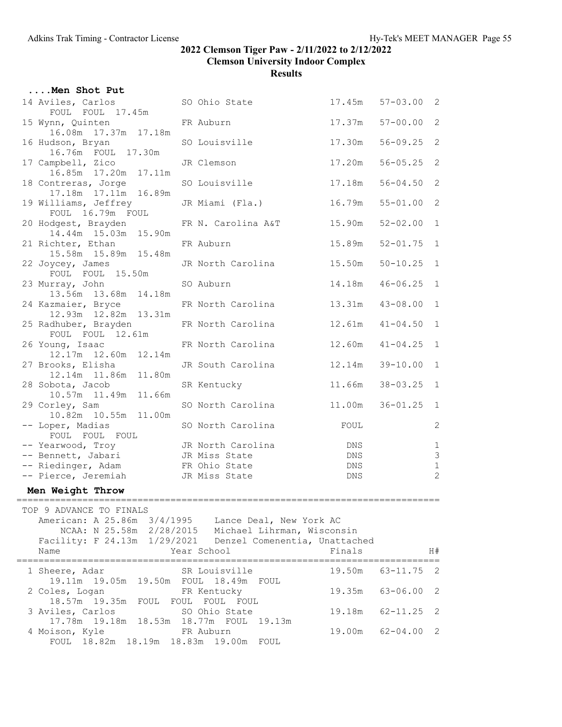## 2022 Clemson Tiger Paw - 2/11/2022 to 2/12/2022

**Clemson University Indoor Complex**

**Results**

### ....Men Shot Put

```
 14 Aviles, Carlos             SO Ohio State             17.45m   57-03.00  2
      FOUL  FOUL  17.45m
 15 Wynn, Quinten              FR Auburn                 17.37m   57-00.00  2
      16.08m  17.37m  17.18m
 16 Hudson, Bryan              SO Louisville             17.30m   56-09.25  2
      16.76m  FOUL  17.30m
 17 Campbell, Zico             JR Clemson                17.20m   56-05.25  2
      16.85m  17.20m  17.11m
 18 Contreras, Jorge           SO Louisville             17.18m   56-04.50  2
      17.18m  17.11m  16.89m
 19 Williams, Jeffrey          JR Miami (Fla.)           16.79m   55-01.00  2
      FOUL  16.79m  FOUL
 20 Hodgest, Brayden           FR N. Carolina A&T        15.90m   52-02.00  1
      14.44m  15.03m  15.90m
 21 Richter, Ethan             FR Auburn                 15.89m   52-01.75  1
      15.58m  15.89m  15.48m
 22 Joycey, James              JR North Carolina         15.50m   50-10.25  1
      FOUL  FOUL  15.50m
 23 Murray, John               SO Auburn                 14.18m   46-06.25  1
      13.56m  13.68m  14.18m
 24 Kazmaier, Bryce            FR North Carolina         13.31m   43-08.00  1
      12.93m  12.82m  13.31m
 25 Radhuber, Brayden          FR North Carolina         12.61m   41-04.50  1
      FOUL  FOUL  12.61m
 26 Young, Isaac               FR North Carolina         12.60m   41-04.25  1
      12.17m  12.60m  12.14m
 27 Brooks, Elisha             JR South Carolina         12.14m   39-10.00  1
      12.14m  11.86m  11.80m
 28 Sobota, Jacob              SR Kentucky               11.66m   38-03.25  1
      10.57m  11.49m  11.66m
 29 Corley, Sam                SO North Carolina         11.00m   36-01.25  1
      10.82m  10.55m  11.00m
 -- Loper, Madias              SO North Carolina           FOUL             2
      FOUL  FOUL  FOUL
 -- Yearwood, Troy             JR North Carolina            DNS             1
 -- Bennett, Jabari            JR Miss State                DNS             3
 -- Riedinger, Adam            FR Ohio State                DNS             1
 -- Pierce, Jeremiah           JR Miss State                DNS             2
```

### Men Weight Throw

```
==============================================================================
 TOP 9 ADVANCE TO FINALS
    American: A 25.86m  3/4/1995    Lance Deal, New York AC
        NCAA: N 25.58m  2/28/2015   Michael Lihrman, Wisconsin
    Facility: F 24.13m  1/29/2021   Denzel Comenentia, Unattached
    Name                    Year School                  Finals            H#
==============================================================================
  1 Sheere, Adar               SR Louisville             19.50m   63-11.75  2
      19.11m  19.05m  19.50m  FOUL  18.49m  FOUL
  2 Coles, Logan               FR Kentucky               19.35m   63-06.00  2
      18.57m  19.35m  FOUL  FOUL  FOUL  FOUL
  3 Aviles, Carlos             SO Ohio State             19.18m   62-11.25  2
      17.78m  19.18m  18.53m  18.77m  FOUL  19.13m
  4 Moison, Kyle               FR Auburn                 19.00m   62-04.00  2
      FOUL  18.82m  18.19m  18.83m  19.00m  FOUL
```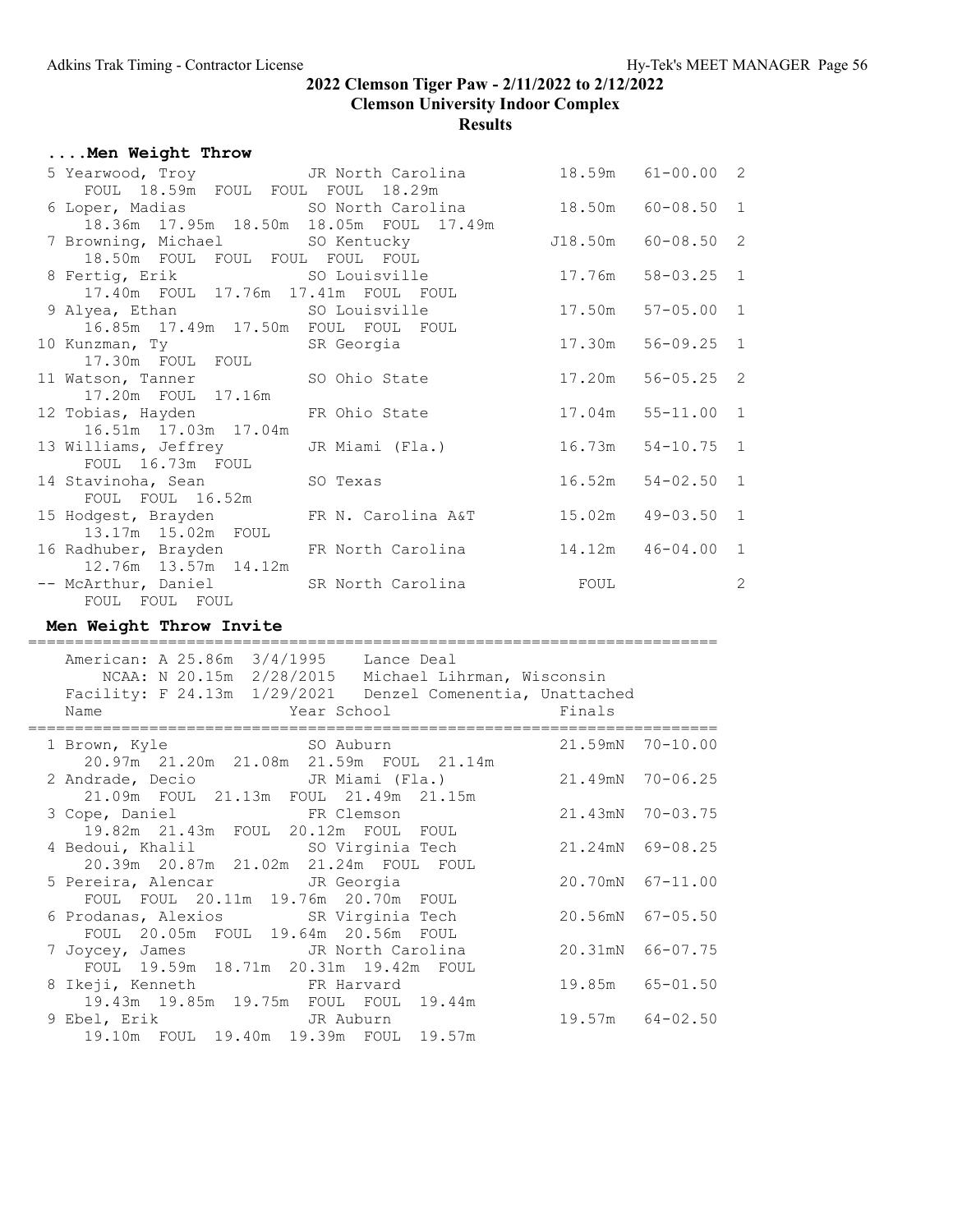## 2022 Clemson Tiger Paw - 2/11/2022 to 2/12/2022

**Clemson University Indoor Complex**

**Results**

### ....Men Weight Throw

```
  5 Yearwood, Troy             JR North Carolina          18.59m   61-00.00  2
      FOUL  18.59m  FOUL  FOUL  FOUL  18.29m
  6 Loper, Madias              SO North Carolina          18.50m   60-08.50  1
      18.36m  17.95m  18.50m  18.05m  FOUL  17.49m
  7 Browning, Michael          SO Kentucky               J18.50m   60-08.50  2
      18.50m  FOUL  FOUL  FOUL  FOUL  FOUL
  8 Fertig, Erik               SO Louisville              17.76m   58-03.25  1
      17.40m  FOUL  17.76m  17.41m  FOUL  FOUL
  9 Alyea, Ethan               SO Louisville              17.50m   57-05.00  1
      16.85m  17.49m  17.50m  FOUL  FOUL  FOUL
 10 Kunzman, Ty                SR Georgia                 17.30m   56-09.25  1
      17.30m  FOUL  FOUL
 11 Watson, Tanner             SO Ohio State              17.20m   56-05.25  2
      17.20m  FOUL  17.16m
 12 Tobias, Hayden             FR Ohio State              17.04m   55-11.00  1
      16.51m  17.03m  17.04m
 13 Williams, Jeffrey          JR Miami (Fla.)            16.73m   54-10.75  1
      FOUL  16.73m  FOUL
 14 Stavinoha, Sean            SO Texas                   16.52m   54-02.50  1
      FOUL  FOUL  16.52m
 15 Hodgest, Brayden           FR N. Carolina A&T         15.02m   49-03.50  1
      13.17m  15.02m  FOUL
 16 Radhuber, Brayden          FR North Carolina          14.12m   46-04.00  1
      12.76m  13.57m  14.12m
 -- McArthur, Daniel           SR North Carolina            FOUL             2
      FOUL  FOUL  FOUL
```

### Men Weight Throw Invite

```
=========================================================================
    American: A 25.86m  3/4/1995    Lance Deal
        NCAA: N 20.15m  2/28/2015   Michael Lihrman, Wisconsin
    Facility: F 24.13m  1/29/2021   Denzel Comenentia, Unattached
    Name                    Year School                 Finals
=========================================================================
  1 Brown, Kyle                SO Auburn                 21.59mN  70-10.00
      20.97m  21.20m  21.08m  21.59m  FOUL  21.14m
  2 Andrade, Decio             JR Miami (Fla.)           21.49mN  70-06.25
      21.09m  FOUL  21.13m  FOUL  21.49m  21.15m
  3 Cope, Daniel               FR Clemson                21.43mN  70-03.75
      19.82m  21.43m  FOUL  20.12m  FOUL  FOUL
  4 Bedoui, Khalil             SO Virginia Tech          21.24mN  69-08.25
      20.39m  20.87m  21.02m  21.24m  FOUL  FOUL
  5 Pereira, Alencar           JR Georgia                20.70mN  67-11.00
      FOUL  FOUL  20.11m  19.76m  20.70m  FOUL
  6 Prodanas, Alexios          SR Virginia Tech          20.56mN  67-05.50
      FOUL  20.05m  FOUL  19.64m  20.56m  FOUL
  7 Joycey, James              JR North Carolina         20.31mN  66-07.75
      FOUL  19.59m  18.71m  20.31m  19.42m  FOUL
  8 Ikeji, Kenneth             FR Harvard                19.85m   65-01.50
      19.43m  19.85m  19.75m  FOUL  FOUL  19.44m
  9 Ebel, Erik                 JR Auburn                 19.57m   64-02.50
      19.10m  FOUL  19.40m  19.39m  FOUL  19.57m
```